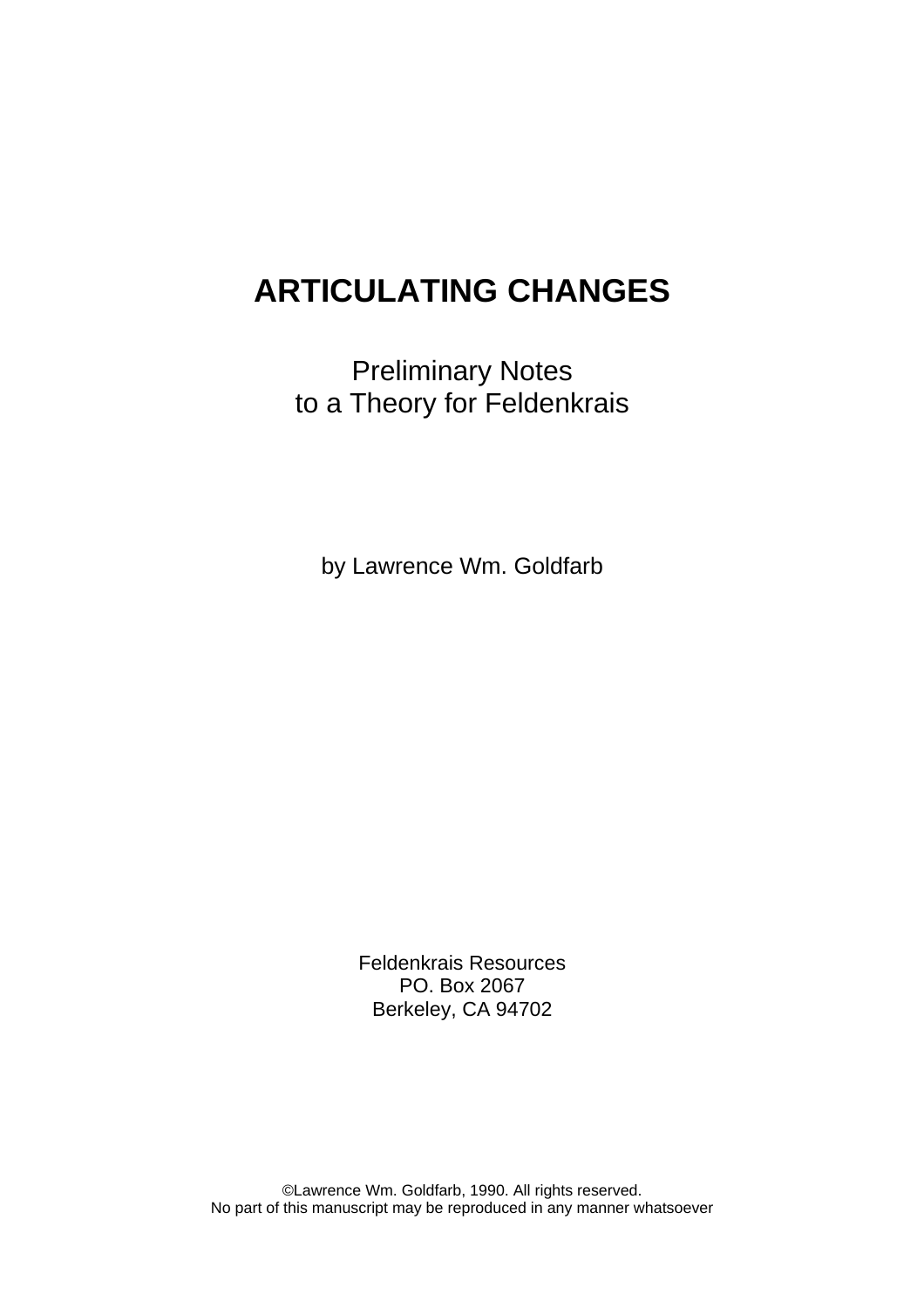# ARTICULATING CHANGES

Preliminary Notes
to a Theory for Feldenkrais

by Lawrence Wm. Goldfarb

Feldenkrais Resources
PO. Box 2067
Berkeley, CA 94702

©Lawrence Wm. Goldfarb, 1990. All rights reserved.
No part of this manuscript may be reproduced in any manner whatsoever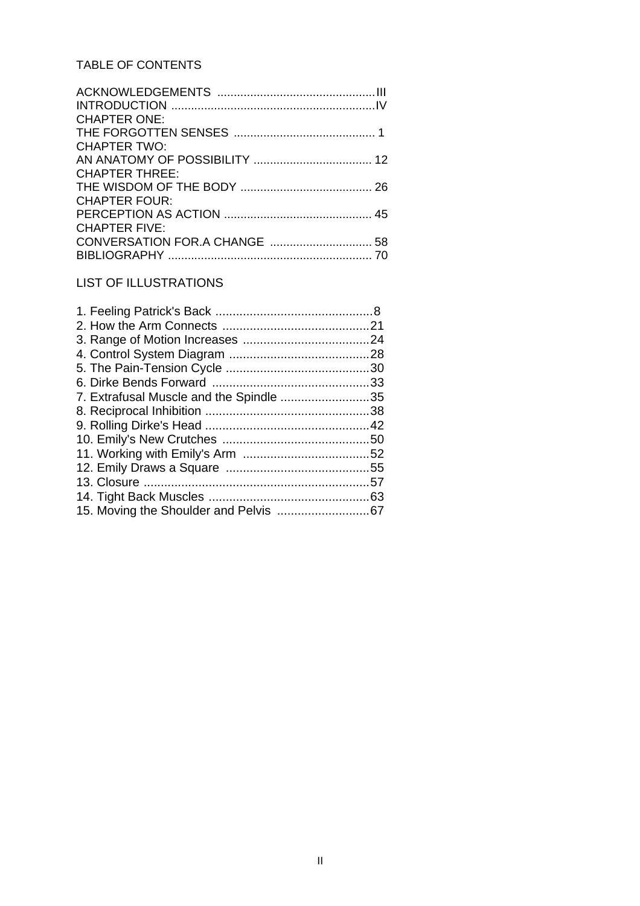## TABLE OF CONTENTS

ACKNOWLEDGEMENTS ................................................III
INTRODUCTION ..............................................................IV
CHAPTER ONE:
THE FORGOTTEN SENSES ........................................... 1
CHAPTER TWO:
AN ANATOMY OF POSSIBILITY .................................... 12
CHAPTER THREE:
THE WISDOM OF THE BODY ........................................ 26
CHAPTER FOUR:
PERCEPTION AS ACTION ............................................ 45
CHAPTER FIVE:
CONVERSATION FOR.A CHANGE ............................... 58
BIBLIOGRAPHY ............................................................. 70

## LIST OF ILLUSTRATIONS

1. Feeling Patrick's Back ..............................................8
2. How the Arm Connects ............................................21
3. Range of Motion Increases ......................................24
4. Control System Diagram ..........................................28
5. The Pain-Tension Cycle ...........................................30
6. Dirke Bends Forward ...............................................33
7. Extrafusal Muscle and the Spindle ..........................35
8. Reciprocal Inhibition ................................................38
9. Rolling Dirke's Head ................................................42
10. Emily's New Crutches ............................................50
11. Working with Emily's Arm ......................................52
12. Emily Draws a Square ...........................................55
13. Closure ..................................................................57
14. Tight Back Muscles ................................................63
15. Moving the Shoulder and Pelvis ............................67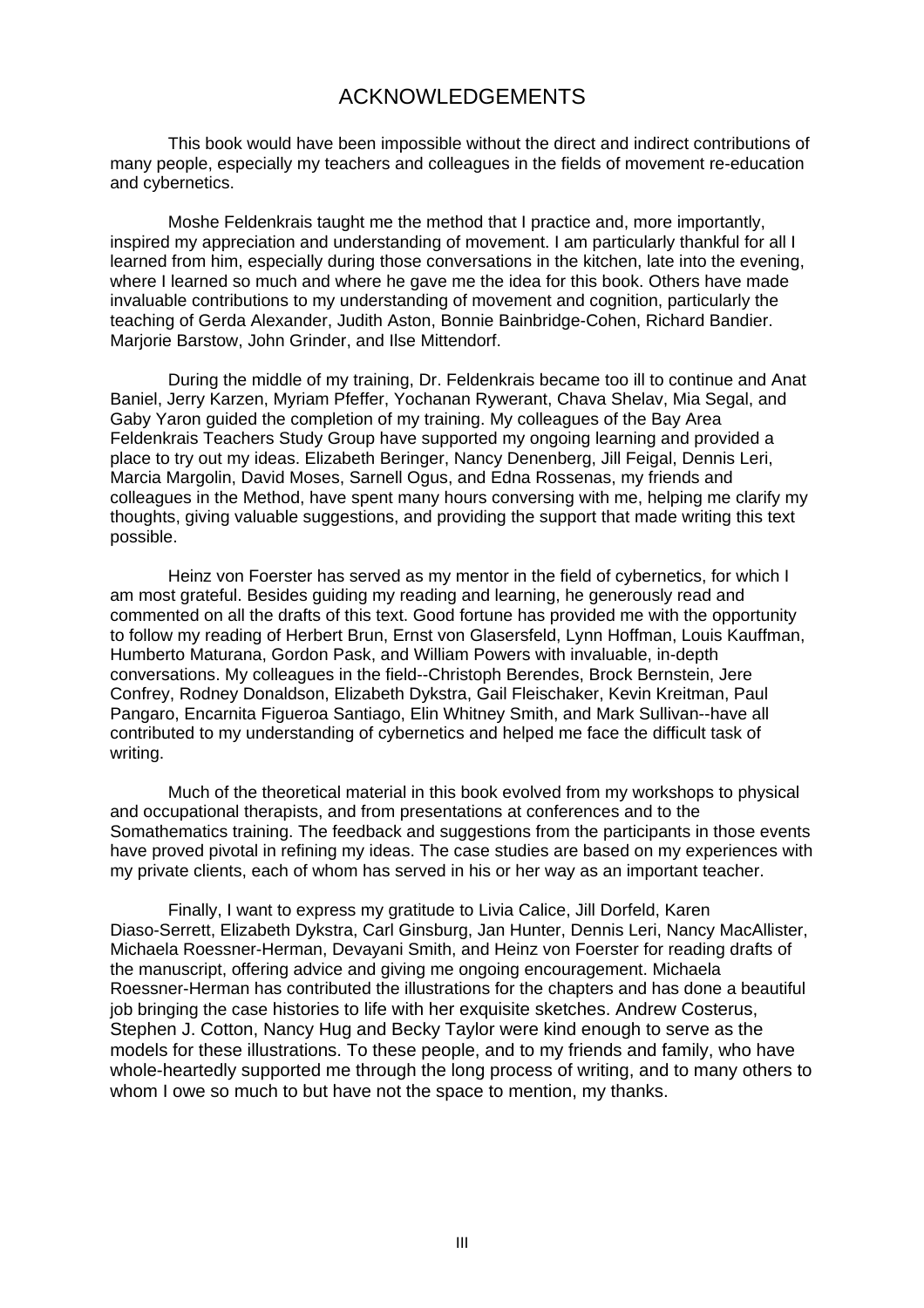# ACKNOWLEDGEMENTS

This book would have been impossible without the direct and indirect contributions of many people, especially my teachers and colleagues in the fields of movement re-education and cybernetics.

Moshe Feldenkrais taught me the method that I practice and, more importantly, inspired my appreciation and understanding of movement. I am particularly thankful for all I learned from him, especially during those conversations in the kitchen, late into the evening, where I learned so much and where he gave me the idea for this book. Others have made invaluable contributions to my understanding of movement and cognition, particularly the teaching of Gerda Alexander, Judith Aston, Bonnie Bainbridge-Cohen, Richard Bandier. Marjorie Barstow, John Grinder, and Ilse Mittendorf.

During the middle of my training, Dr. Feldenkrais became too ill to continue and Anat Baniel, Jerry Karzen, Myriam Pfeffer, Yochanan Rywerant, Chava Shelav, Mia Segal, and Gaby Yaron guided the completion of my training. My colleagues of the Bay Area Feldenkrais Teachers Study Group have supported my ongoing learning and provided a place to try out my ideas. Elizabeth Beringer, Nancy Denenberg, Jill Feigal, Dennis Leri, Marcia Margolin, David Moses, Sarnell Ogus, and Edna Rossenas, my friends and colleagues in the Method, have spent many hours conversing with me, helping me clarify my thoughts, giving valuable suggestions, and providing the support that made writing this text possible.

Heinz von Foerster has served as my mentor in the field of cybernetics, for which I am most grateful. Besides guiding my reading and learning, he generously read and commented on all the drafts of this text. Good fortune has provided me with the opportunity to follow my reading of Herbert Brun, Ernst von Glasersfeld, Lynn Hoffman, Louis Kauffman, Humberto Maturana, Gordon Pask, and William Powers with invaluable, in-depth conversations. My colleagues in the field--Christoph Berendes, Brock Bernstein, Jere Confrey, Rodney Donaldson, Elizabeth Dykstra, Gail Fleischaker, Kevin Kreitman, Paul Pangaro, Encarnita Figueroa Santiago, Elin Whitney Smith, and Mark Sullivan--have all contributed to my understanding of cybernetics and helped me face the difficult task of writing.

Much of the theoretical material in this book evolved from my workshops to physical and occupational therapists, and from presentations at conferences and to the Somathematics training. The feedback and suggestions from the participants in those events have proved pivotal in refining my ideas. The case studies are based on my experiences with my private clients, each of whom has served in his or her way as an important teacher.

Finally, I want to express my gratitude to Livia Calice, Jill Dorfeld, Karen Diaso-Serrett, Elizabeth Dykstra, Carl Ginsburg, Jan Hunter, Dennis Leri, Nancy MacAllister, Michaela Roessner-Herman, Devayani Smith, and Heinz von Foerster for reading drafts of the manuscript, offering advice and giving me ongoing encouragement. Michaela Roessner-Herman has contributed the illustrations for the chapters and has done a beautiful job bringing the case histories to life with her exquisite sketches. Andrew Costerus, Stephen J. Cotton, Nancy Hug and Becky Taylor were kind enough to serve as the models for these illustrations. To these people, and to my friends and family, who have whole-heartedly supported me through the long process of writing, and to many others to whom I owe so much to but have not the space to mention, my thanks.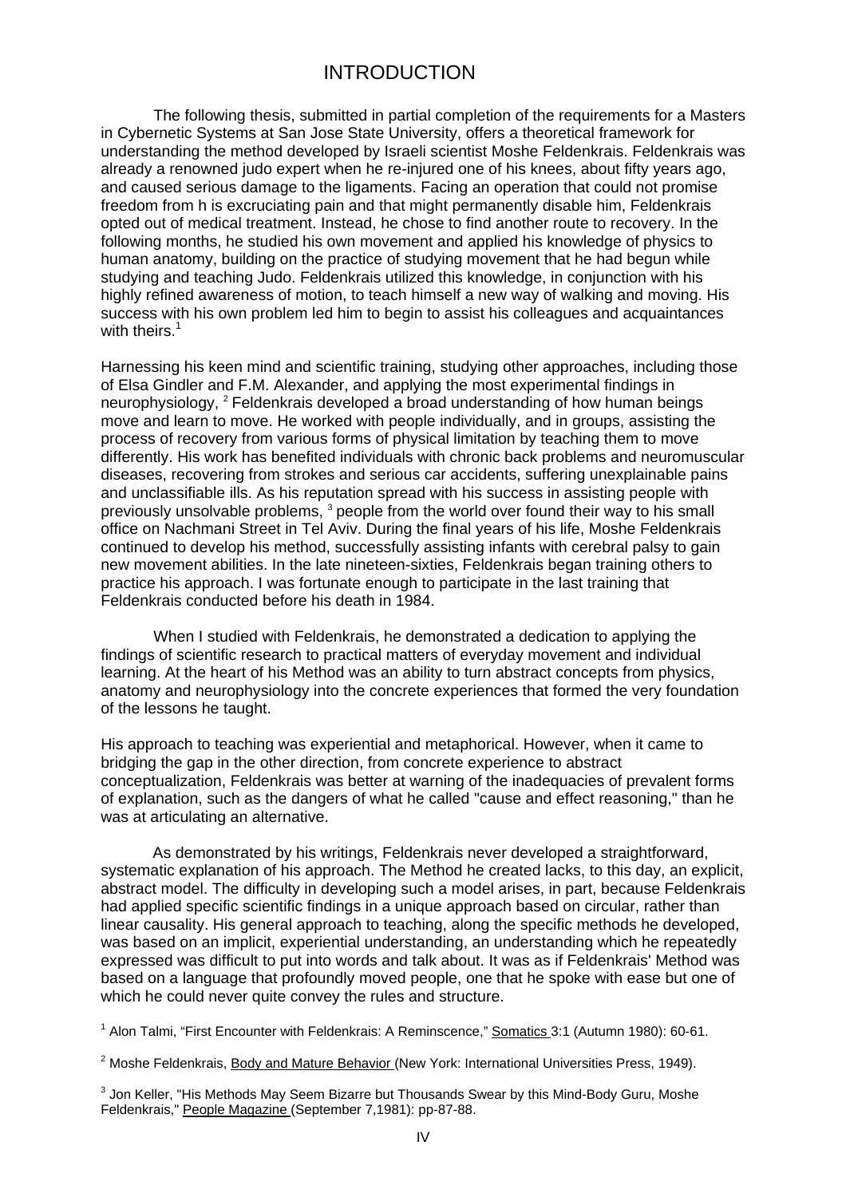# INTRODUCTION

The following thesis, submitted in partial completion of the requirements for a Masters in Cybernetic Systems at San Jose State University, offers a theoretical framework for understanding the method developed by Israeli scientist Moshe Feldenkrais. Feldenkrais was already a renowned judo expert when he re-injured one of his knees, about fifty years ago, and caused serious damage to the ligaments. Facing an operation that could not promise freedom from h is excruciating pain and that might permanently disable him, Feldenkrais opted out of medical treatment. Instead, he chose to find another route to recovery. In the following months, he studied his own movement and applied his knowledge of physics to human anatomy, building on the practice of studying movement that he had begun while studying and teaching Judo. Feldenkrais utilized this knowledge, in conjunction with his highly refined awareness of motion, to teach himself a new way of walking and moving. His success with his own problem led him to begin to assist his colleagues and acquaintances with theirs.[1]

Harnessing his keen mind and scientific training, studying other approaches, including those of Elsa Gindler and F.M. Alexander, and applying the most experimental findings in neurophysiology, [2] Feldenkrais developed a broad understanding of how human beings move and learn to move. He worked with people individually, and in groups, assisting the process of recovery from various forms of physical limitation by teaching them to move differently. His work has benefited individuals with chronic back problems and neuromuscular diseases, recovering from strokes and serious car accidents, suffering unexplainable pains and unclassifiable ills. As his reputation spread with his success in assisting people with previously unsolvable problems, [3] people from the world over found their way to his small office on Nachmani Street in Tel Aviv. During the final years of his life, Moshe Feldenkrais continued to develop his method, successfully assisting infants with cerebral palsy to gain new movement abilities. In the late nineteen-sixties, Feldenkrais began training others to practice his approach. I was fortunate enough to participate in the last training that Feldenkrais conducted before his death in 1984.

When I studied with Feldenkrais, he demonstrated a dedication to applying the findings of scientific research to practical matters of everyday movement and individual learning. At the heart of his Method was an ability to turn abstract concepts from physics, anatomy and neurophysiology into the concrete experiences that formed the very foundation of the lessons he taught.

His approach to teaching was experiential and metaphorical. However, when it came to bridging the gap in the other direction, from concrete experience to abstract conceptualization, Feldenkrais was better at warning of the inadequacies of prevalent forms of explanation, such as the dangers of what he called "cause and effect reasoning," than he was at articulating an alternative.

As demonstrated by his writings, Feldenkrais never developed a straightforward, systematic explanation of his approach. The Method he created lacks, to this day, an explicit, abstract model. The difficulty in developing such a model arises, in part, because Feldenkrais had applied specific scientific findings in a unique approach based on circular, rather than linear causality. His general approach to teaching, along the specific methods he developed, was based on an implicit, experiential understanding, an understanding which he repeatedly expressed was difficult to put into words and talk about. It was as if Feldenkrais' Method was based on a language that profoundly moved people, one that he spoke with ease but one of which he could never quite convey the rules and structure.

[1] Alon Talmi, "First Encounter with Feldenkrais: A Reminscence," Somatics 3:1 (Autumn 1980): 60-61.

[2] Moshe Feldenkrais, Body and Mature Behavior (New York: International Universities Press, 1949).

[3] Jon Keller, "His Methods May Seem Bizarre but Thousands Swear by this Mind-Body Guru, Moshe Feldenkrais," People Magazine (September 7,1981): pp-87-88.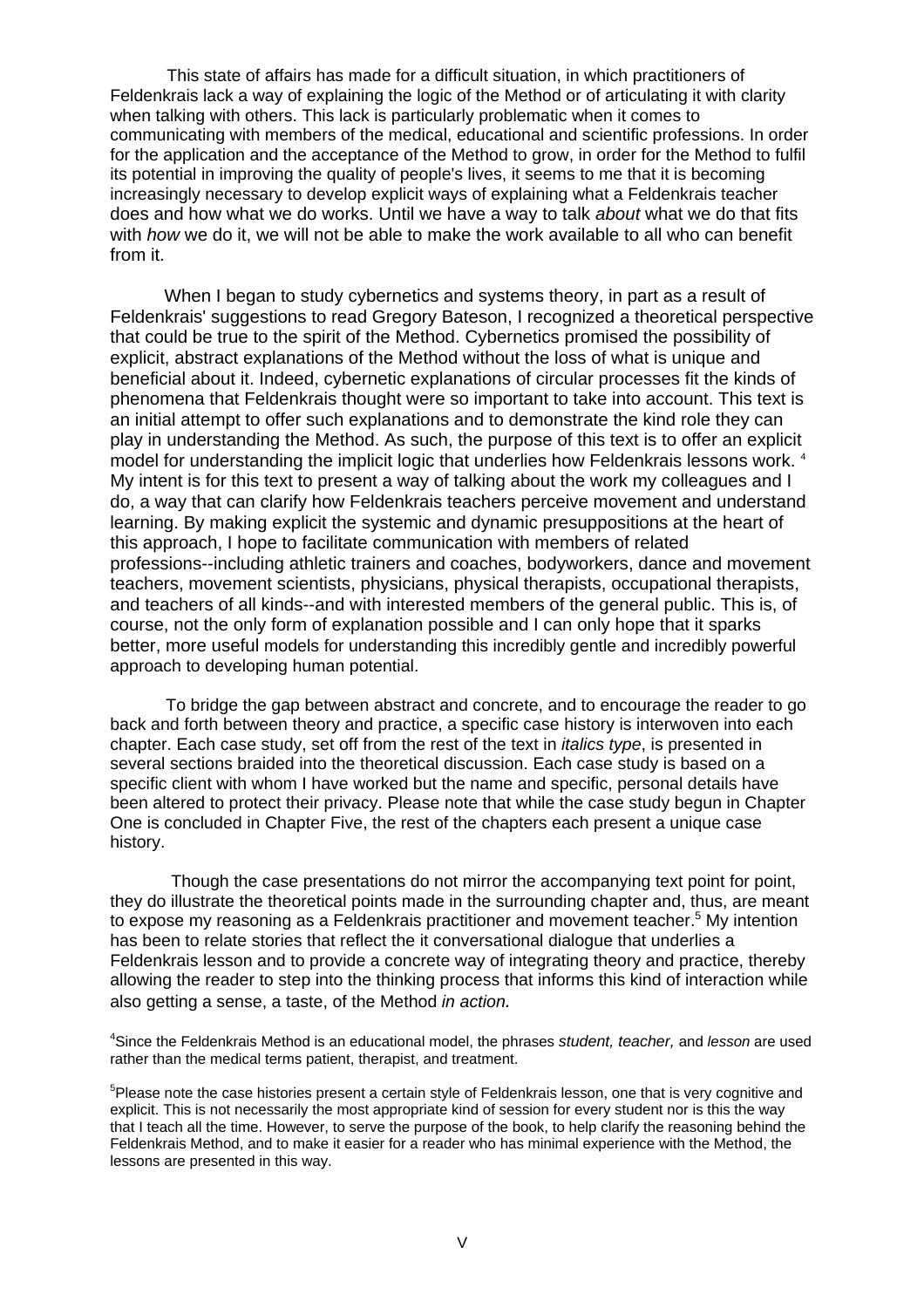This state of affairs has made for a difficult situation, in which practitioners of Feldenkrais lack a way of explaining the logic of the Method or of articulating it with clarity when talking with others. This lack is particularly problematic when it comes to communicating with members of the medical, educational and scientific professions. In order for the application and the acceptance of the Method to grow, in order for the Method to fulfil its potential in improving the quality of people's lives, it seems to me that it is becoming increasingly necessary to develop explicit ways of explaining what a Feldenkrais teacher does and how what we do works. Until we have a way to talk *about* what we do that fits with *how* we do it, we will not be able to make the work available to all who can benefit from it.

When I began to study cybernetics and systems theory, in part as a result of Feldenkrais' suggestions to read Gregory Bateson, I recognized a theoretical perspective that could be true to the spirit of the Method. Cybernetics promised the possibility of explicit, abstract explanations of the Method without the loss of what is unique and beneficial about it. Indeed, cybernetic explanations of circular processes fit the kinds of phenomena that Feldenkrais thought were so important to take into account. This text is an initial attempt to offer such explanations and to demonstrate the kind role they can play in understanding the Method. As such, the purpose of this text is to offer an explicit model for understanding the implicit logic that underlies how Feldenkrais lessons work. [4] My intent is for this text to present a way of talking about the work my colleagues and I do, a way that can clarify how Feldenkrais teachers perceive movement and understand learning. By making explicit the systemic and dynamic presuppositions at the heart of this approach, I hope to facilitate communication with members of related professions--including athletic trainers and coaches, bodyworkers, dance and movement teachers, movement scientists, physicians, physical therapists, occupational therapists, and teachers of all kinds--and with interested members of the general public. This is, of course, not the only form of explanation possible and I can only hope that it sparks better, more useful models for understanding this incredibly gentle and incredibly powerful approach to developing human potential.

To bridge the gap between abstract and concrete, and to encourage the reader to go back and forth between theory and practice, a specific case history is interwoven into each chapter. Each case study, set off from the rest of the text in *italics type*, is presented in several sections braided into the theoretical discussion. Each case study is based on a specific client with whom I have worked but the name and specific, personal details have been altered to protect their privacy. Please note that while the case study begun in Chapter One is concluded in Chapter Five, the rest of the chapters each present a unique case history.

Though the case presentations do not mirror the accompanying text point for point, they do illustrate the theoretical points made in the surrounding chapter and, thus, are meant to expose my reasoning as a Feldenkrais practitioner and movement teacher.[5] My intention has been to relate stories that reflect the it conversational dialogue that underlies a Feldenkrais lesson and to provide a concrete way of integrating theory and practice, thereby allowing the reader to step into the thinking process that informs this kind of interaction while also getting a sense, a taste, of the Method *in action.*

[4]Since the Feldenkrais Method is an educational model, the phrases *student, teacher,* and *lesson* are used rather than the medical terms patient, therapist, and treatment.

[5]Please note the case histories present a certain style of Feldenkrais lesson, one that is very cognitive and explicit. This is not necessarily the most appropriate kind of session for every student nor is this the way that I teach all the time. However, to serve the purpose of the book, to help clarify the reasoning behind the Feldenkrais Method, and to make it easier for a reader who has minimal experience with the Method, the lessons are presented in this way.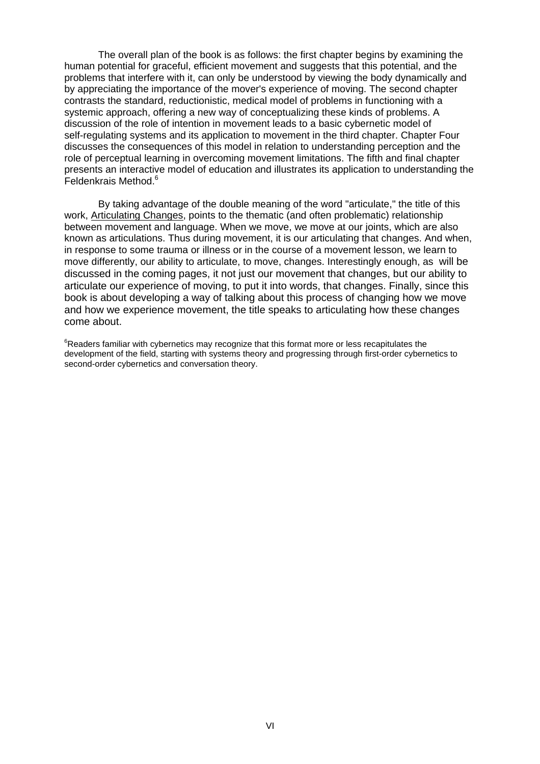The overall plan of the book is as follows: the first chapter begins by examining the human potential for graceful, efficient movement and suggests that this potential, and the problems that interfere with it, can only be understood by viewing the body dynamically and by appreciating the importance of the mover's experience of moving. The second chapter contrasts the standard, reductionistic, medical model of problems in functioning with a systemic approach, offering a new way of conceptualizing these kinds of problems. A discussion of the role of intention in movement leads to a basic cybernetic model of self-regulating systems and its application to movement in the third chapter. Chapter Four discusses the consequences of this model in relation to understanding perception and the role of perceptual learning in overcoming movement limitations. The fifth and final chapter presents an interactive model of education and illustrates its application to understanding the Feldenkrais Method.[6]

By taking advantage of the double meaning of the word "articulate," the title of this work, Articulating Changes, points to the thematic (and often problematic) relationship between movement and language. When we move, we move at our joints, which are also known as articulations. Thus during movement, it is our articulating that changes. And when, in response to some trauma or illness or in the course of a movement lesson, we learn to move differently, our ability to articulate, to move, changes. Interestingly enough, as will be discussed in the coming pages, it not just our movement that changes, but our ability to articulate our experience of moving, to put it into words, that changes. Finally, since this book is about developing a way of talking about this process of changing how we move and how we experience movement, the title speaks to articulating how these changes come about.

[6]Readers familiar with cybernetics may recognize that this format more or less recapitulates the development of the field, starting with systems theory and progressing through first-order cybernetics to second-order cybernetics and conversation theory.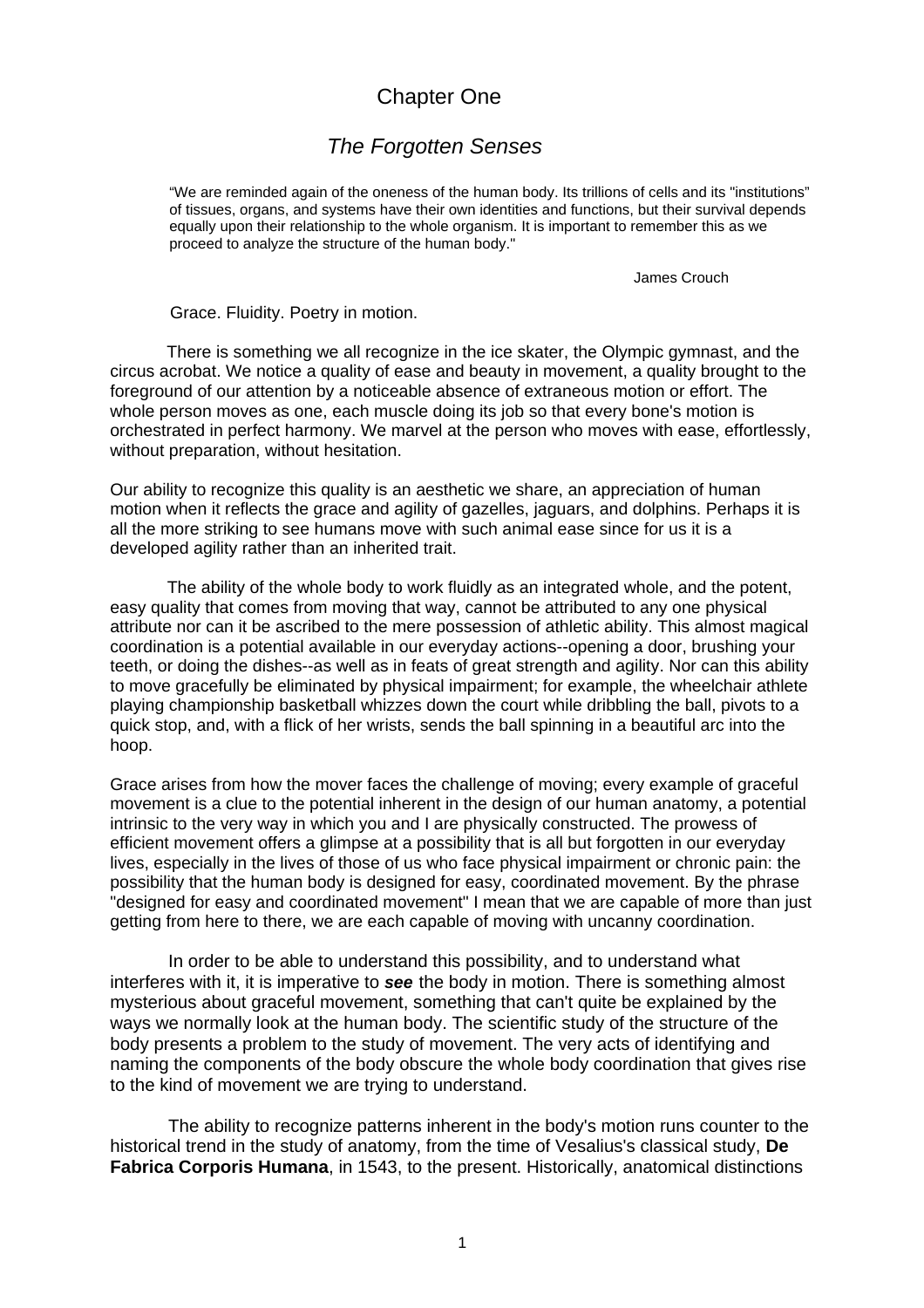# Chapter One

## *The Forgotten Senses*

> "We are reminded again of the oneness of the human body. Its trillions of cells and its "institutions" of tissues, organs, and systems have their own identities and functions, but their survival depends equally upon their relationship to the whole organism. It is important to remember this as we proceed to analyze the structure of the human body."
>
> James Crouch

Grace. Fluidity. Poetry in motion.

There is something we all recognize in the ice skater, the Olympic gymnast, and the circus acrobat. We notice a quality of ease and beauty in movement, a quality brought to the foreground of our attention by a noticeable absence of extraneous motion or effort. The whole person moves as one, each muscle doing its job so that every bone's motion is orchestrated in perfect harmony. We marvel at the person who moves with ease, effortlessly, without preparation, without hesitation.

Our ability to recognize this quality is an aesthetic we share, an appreciation of human motion when it reflects the grace and agility of gazelles, jaguars, and dolphins. Perhaps it is all the more striking to see humans move with such animal ease since for us it is a developed agility rather than an inherited trait.

The ability of the whole body to work fluidly as an integrated whole, and the potent, easy quality that comes from moving that way, cannot be attributed to any one physical attribute nor can it be ascribed to the mere possession of athletic ability. This almost magical coordination is a potential available in our everyday actions--opening a door, brushing your teeth, or doing the dishes--as well as in feats of great strength and agility. Nor can this ability to move gracefully be eliminated by physical impairment; for example, the wheelchair athlete playing championship basketball whizzes down the court while dribbling the ball, pivots to a quick stop, and, with a flick of her wrists, sends the ball spinning in a beautiful arc into the hoop.

Grace arises from how the mover faces the challenge of moving; every example of graceful movement is a clue to the potential inherent in the design of our human anatomy, a potential intrinsic to the very way in which you and I are physically constructed. The prowess of efficient movement offers a glimpse at a possibility that is all but forgotten in our everyday lives, especially in the lives of those of us who face physical impairment or chronic pain: the possibility that the human body is designed for easy, coordinated movement. By the phrase "designed for easy and coordinated movement" I mean that we are capable of more than just getting from here to there, we are each capable of moving with uncanny coordination.

In order to be able to understand this possibility, and to understand what interferes with it, it is imperative to ***see*** the body in motion. There is something almost mysterious about graceful movement, something that can't quite be explained by the ways we normally look at the human body. The scientific study of the structure of the body presents a problem to the study of movement. The very acts of identifying and naming the components of the body obscure the whole body coordination that gives rise to the kind of movement we are trying to understand.

The ability to recognize patterns inherent in the body's motion runs counter to the historical trend in the study of anatomy, from the time of Vesalius's classical study, **De Fabrica Corporis Humana**, in 1543, to the present. Historically, anatomical distinctions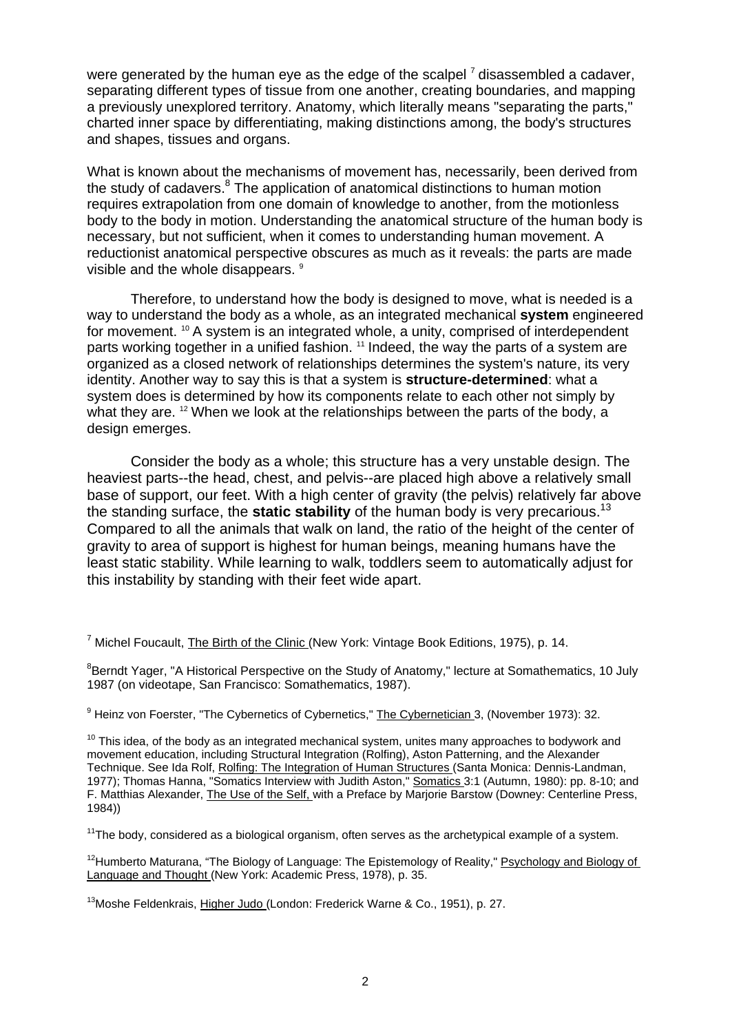were generated by the human eye as the edge of the scalpel [7] disassembled a cadaver, separating different types of tissue from one another, creating boundaries, and mapping a previously unexplored territory. Anatomy, which literally means "separating the parts," charted inner space by differentiating, making distinctions among, the body's structures and shapes, tissues and organs.

What is known about the mechanisms of movement has, necessarily, been derived from the study of cadavers.[8] The application of anatomical distinctions to human motion requires extrapolation from one domain of knowledge to another, from the motionless body to the body in motion. Understanding the anatomical structure of the human body is necessary, but not sufficient, when it comes to understanding human movement. A reductionist anatomical perspective obscures as much as it reveals: the parts are made visible and the whole disappears. [9]

Therefore, to understand how the body is designed to move, what is needed is a way to understand the body as a whole, as an integrated mechanical **system** engineered for movement. [10] A system is an integrated whole, a unity, comprised of interdependent parts working together in a unified fashion. [11] Indeed, the way the parts of a system are organized as a closed network of relationships determines the system's nature, its very identity. Another way to say this is that a system is **structure-determined**: what a system does is determined by how its components relate to each other not simply by what they are. [12] When we look at the relationships between the parts of the body, a design emerges.

Consider the body as a whole; this structure has a very unstable design. The heaviest parts--the head, chest, and pelvis--are placed high above a relatively small base of support, our feet. With a high center of gravity (the pelvis) relatively far above the standing surface, the **static stability** of the human body is very precarious.[13] Compared to all the animals that walk on land, the ratio of the height of the center of gravity to area of support is highest for human beings, meaning humans have the least static stability. While learning to walk, toddlers seem to automatically adjust for this instability by standing with their feet wide apart.

---

[7] Michel Foucault, The Birth of the Clinic (New York: Vintage Book Editions, 1975), p. 14.

[8] Berndt Yager, "A Historical Perspective on the Study of Anatomy," lecture at Somathematics, 10 July 1987 (on videotape, San Francisco: Somathematics, 1987).

[9] Heinz von Foerster, "The Cybernetics of Cybernetics," The Cybernetician 3, (November 1973): 32.

[10] This idea, of the body as an integrated mechanical system, unites many approaches to bodywork and movement education, including Structural Integration (Rolfing), Aston Patterning, and the Alexander Technique. See Ida Rolf, Rolfing: The Integration of Human Structures (Santa Monica: Dennis-Landman, 1977); Thomas Hanna, "Somatics Interview with Judith Aston," Somatics 3:1 (Autumn, 1980): pp. 8-10; and F. Matthias Alexander, The Use of the Self, with a Preface by Marjorie Barstow (Downey: Centerline Press, 1984))

[11] The body, considered as a biological organism, often serves as the archetypical example of a system.

[12] Humberto Maturana, "The Biology of Language: The Epistemology of Reality," Psychology and Biology of Language and Thought (New York: Academic Press, 1978), p. 35.

[13] Moshe Feldenkrais, Higher Judo (London: Frederick Warne & Co., 1951), p. 27.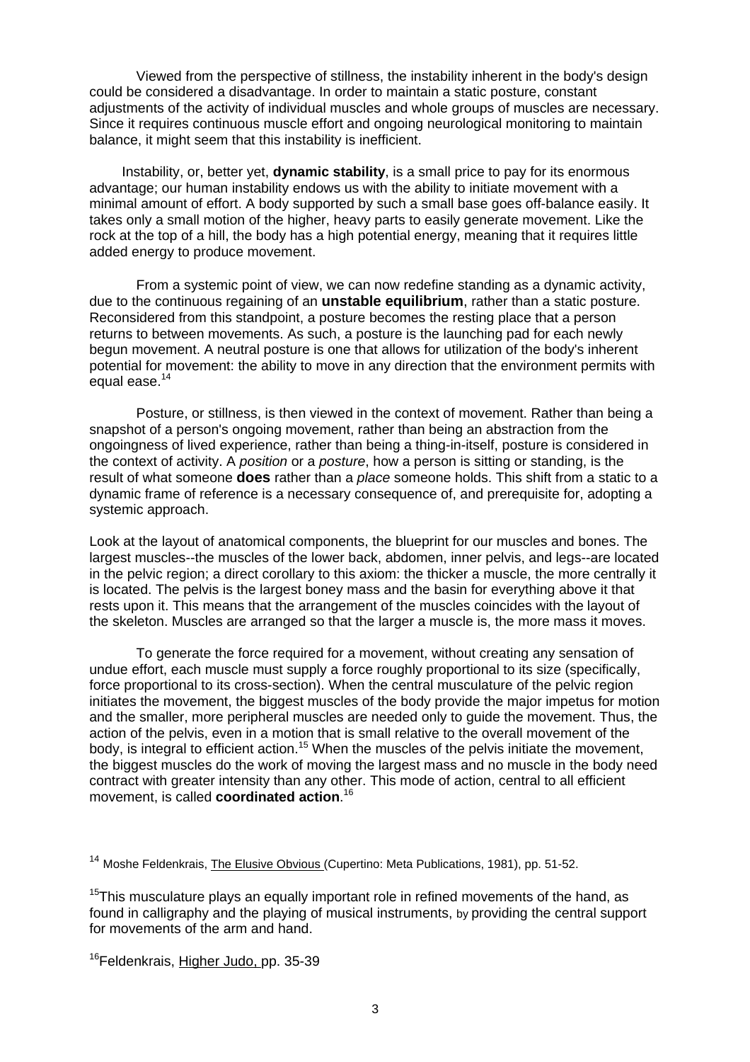Viewed from the perspective of stillness, the instability inherent in the body's design could be considered a disadvantage. In order to maintain a static posture, constant adjustments of the activity of individual muscles and whole groups of muscles are necessary. Since it requires continuous muscle effort and ongoing neurological monitoring to maintain balance, it might seem that this instability is inefficient.

Instability, or, better yet, **dynamic stability**, is a small price to pay for its enormous advantage; our human instability endows us with the ability to initiate movement with a minimal amount of effort. A body supported by such a small base goes off-balance easily. It takes only a small motion of the higher, heavy parts to easily generate movement. Like the rock at the top of a hill, the body has a high potential energy, meaning that it requires little added energy to produce movement.

From a systemic point of view, we can now redefine standing as a dynamic activity, due to the continuous regaining of an **unstable equilibrium**, rather than a static posture. Reconsidered from this standpoint, a posture becomes the resting place that a person returns to between movements. As such, a posture is the launching pad for each newly begun movement. A neutral posture is one that allows for utilization of the body's inherent potential for movement: the ability to move in any direction that the environment permits with equal ease.[14]

Posture, or stillness, is then viewed in the context of movement. Rather than being a snapshot of a person's ongoing movement, rather than being an abstraction from the ongoingness of lived experience, rather than being a thing-in-itself, posture is considered in the context of activity. A *position* or a *posture*, how a person is sitting or standing, is the result of what someone **does** rather than a *place* someone holds. This shift from a static to a dynamic frame of reference is a necessary consequence of, and prerequisite for, adopting a systemic approach.

Look at the layout of anatomical components, the blueprint for our muscles and bones. The largest muscles--the muscles of the lower back, abdomen, inner pelvis, and legs--are located in the pelvic region; a direct corollary to this axiom: the thicker a muscle, the more centrally it is located. The pelvis is the largest boney mass and the basin for everything above it that rests upon it. This means that the arrangement of the muscles coincides with the layout of the skeleton. Muscles are arranged so that the larger a muscle is, the more mass it moves.

To generate the force required for a movement, without creating any sensation of undue effort, each muscle must supply a force roughly proportional to its size (specifically, force proportional to its cross-section). When the central musculature of the pelvic region initiates the movement, the biggest muscles of the body provide the major impetus for motion and the smaller, more peripheral muscles are needed only to guide the movement. Thus, the action of the pelvis, even in a motion that is small relative to the overall movement of the body, is integral to efficient action.[15] When the muscles of the pelvis initiate the movement, the biggest muscles do the work of moving the largest mass and no muscle in the body need contract with greater intensity than any other. This mode of action, central to all efficient movement, is called **coordinated action**.[16]

---

[14] Moshe Feldenkrais, The Elusive Obvious (Cupertino: Meta Publications, 1981), pp. 51-52.

[15] This musculature plays an equally important role in refined movements of the hand, as found in calligraphy and the playing of musical instruments, by providing the central support for movements of the arm and hand.

[16] Feldenkrais, Higher Judo, pp. 35-39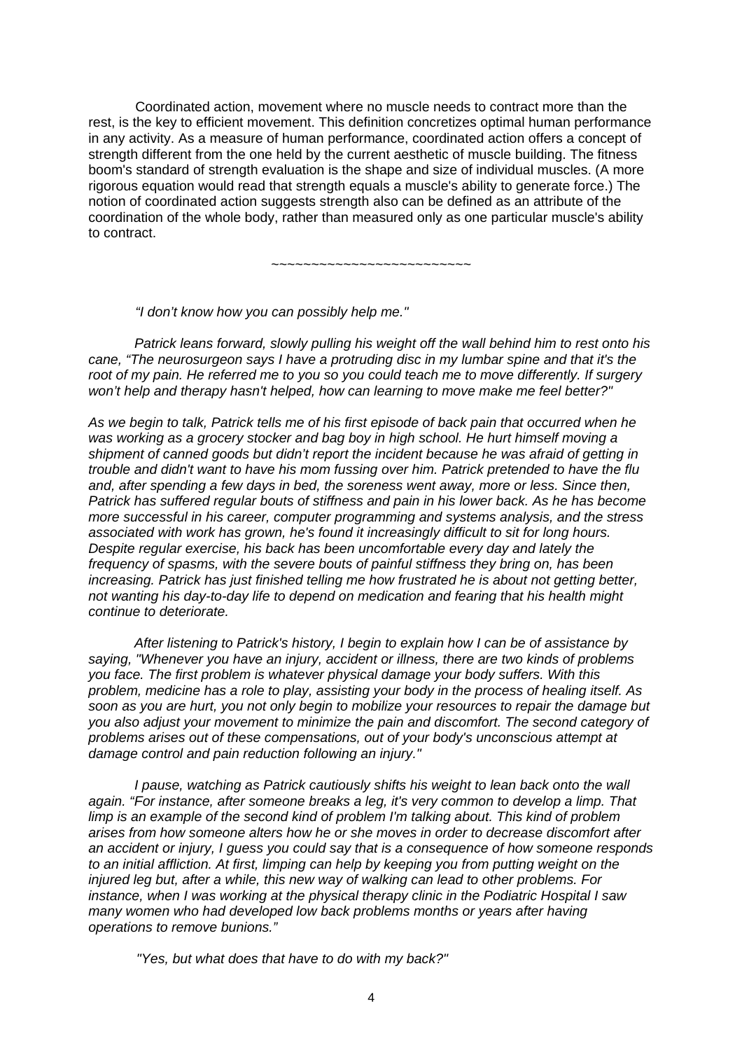Coordinated action, movement where no muscle needs to contract more than the rest, is the key to efficient movement. This definition concretizes optimal human performance in any activity. As a measure of human performance, coordinated action offers a concept of strength different from the one held by the current aesthetic of muscle building. The fitness boom's standard of strength evaluation is the shape and size of individual muscles. (A more rigorous equation would read that strength equals a muscle's ability to generate force.) The notion of coordinated action suggests strength also can be defined as an attribute of the coordination of the whole body, rather than measured only as one particular muscle's ability to contract.

~~~~~~~~~~~~~~~~~~~~~~~~~

*"I don't know how you can possibly help me."*

*Patrick leans forward, slowly pulling his weight off the wall behind him to rest onto his cane, "The neurosurgeon says I have a protruding disc in my lumbar spine and that it's the root of my pain. He referred me to you so you could teach me to move differently. If surgery won't help and therapy hasn't helped, how can learning to move make me feel better?"*

*As we begin to talk, Patrick tells me of his first episode of back pain that occurred when he was working as a grocery stocker and bag boy in high school. He hurt himself moving a shipment of canned goods but didn't report the incident because he was afraid of getting in trouble and didn't want to have his mom fussing over him. Patrick pretended to have the flu and, after spending a few days in bed, the soreness went away, more or less. Since then, Patrick has suffered regular bouts of stiffness and pain in his lower back. As he has become more successful in his career, computer programming and systems analysis, and the stress associated with work has grown, he's found it increasingly difficult to sit for long hours. Despite regular exercise, his back has been uncomfortable every day and lately the frequency of spasms, with the severe bouts of painful stiffness they bring on, has been increasing. Patrick has just finished telling me how frustrated he is about not getting better, not wanting his day-to-day life to depend on medication and fearing that his health might continue to deteriorate.*

*After listening to Patrick's history, I begin to explain how I can be of assistance by saying, "Whenever you have an injury, accident or illness, there are two kinds of problems you face. The first problem is whatever physical damage your body suffers. With this problem, medicine has a role to play, assisting your body in the process of healing itself. As soon as you are hurt, you not only begin to mobilize your resources to repair the damage but you also adjust your movement to minimize the pain and discomfort. The second category of problems arises out of these compensations, out of your body's unconscious attempt at damage control and pain reduction following an injury."*

*I pause, watching as Patrick cautiously shifts his weight to lean back onto the wall again. "For instance, after someone breaks a leg, it's very common to develop a limp. That limp is an example of the second kind of problem I'm talking about. This kind of problem arises from how someone alters how he or she moves in order to decrease discomfort after an accident or injury, I guess you could say that is a consequence of how someone responds to an initial affliction. At first, limping can help by keeping you from putting weight on the injured leg but, after a while, this new way of walking can lead to other problems. For instance, when I was working at the physical therapy clinic in the Podiatric Hospital I saw many women who had developed low back problems months or years after having operations to remove bunions."*

*"Yes, but what does that have to do with my back?"*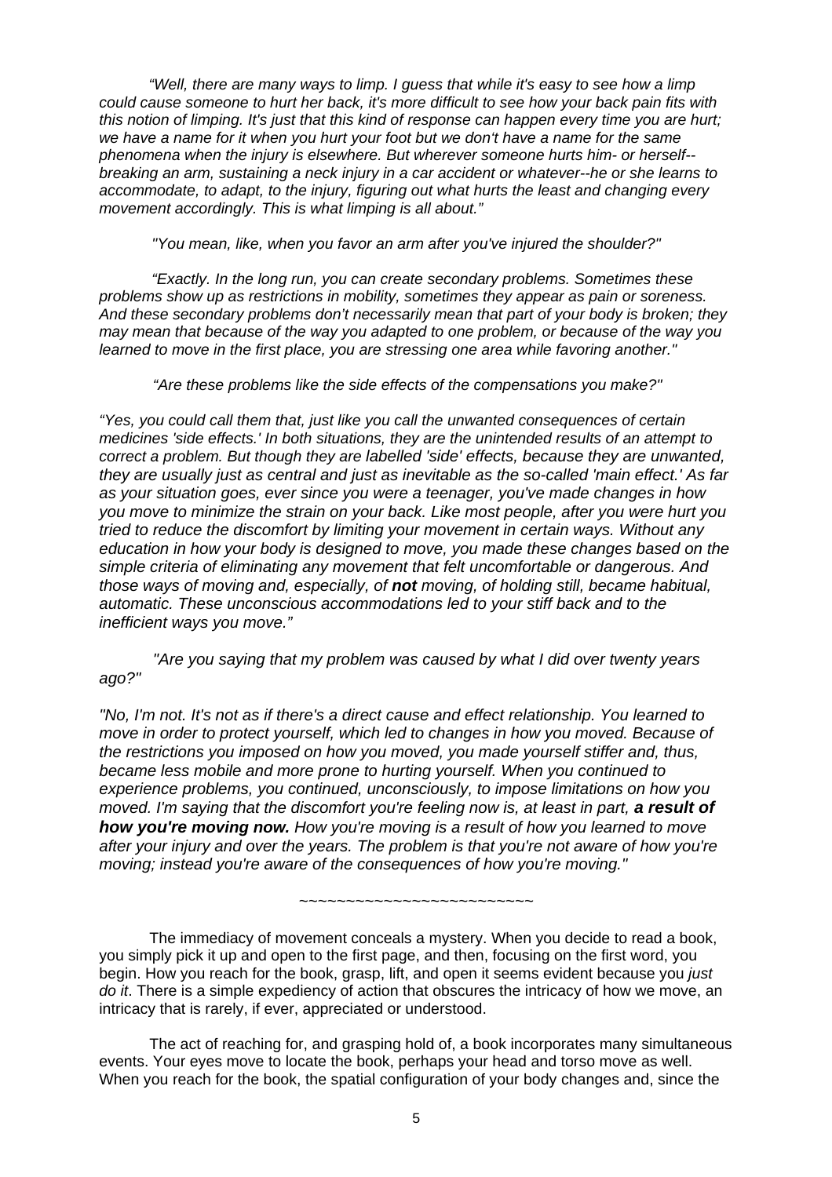*"Well, there are many ways to limp. I guess that while it's easy to see how a limp could cause someone to hurt her back, it's more difficult to see how your back pain fits with this notion of limping. It's just that this kind of response can happen every time you are hurt; we have a name for it when you hurt your foot but we don't have a name for the same phenomena when the injury is elsewhere. But wherever someone hurts him- or herself--breaking an arm, sustaining a neck injury in a car accident or whatever--he or she learns to accommodate, to adapt, to the injury, figuring out what hurts the least and changing every movement accordingly. This is what limping is all about."*

*"You mean, like, when you favor an arm after you've injured the shoulder?"*

*"Exactly. In the long run, you can create secondary problems. Sometimes these problems show up as restrictions in mobility, sometimes they appear as pain or soreness. And these secondary problems don't necessarily mean that part of your body is broken; they may mean that because of the way you adapted to one problem, or because of the way you learned to move in the first place, you are stressing one area while favoring another."*

*"Are these problems like the side effects of the compensations you make?"*

*"Yes, you could call them that, just like you call the unwanted consequences of certain medicines 'side effects.' In both situations, they are the unintended results of an attempt to correct a problem. But though they are labelled 'side' effects, because they are unwanted, they are usually just as central and just as inevitable as the so-called 'main effect.' As far as your situation goes, ever since you were a teenager, you've made changes in how you move to minimize the strain on your back. Like most people, after you were hurt you tried to reduce the discomfort by limiting your movement in certain ways. Without any education in how your body is designed to move, you made these changes based on the simple criteria of eliminating any movement that felt uncomfortable or dangerous. And those ways of moving and, especially, of* ***not*** *moving, of holding still, became habitual, automatic. These unconscious accommodations led to your stiff back and to the inefficient ways you move."*

*"Are you saying that my problem was caused by what I did over twenty years ago?"*

*"No, I'm not. It's not as if there's a direct cause and effect relationship. You learned to move in order to protect yourself, which led to changes in how you moved. Because of the restrictions you imposed on how you moved, you made yourself stiffer and, thus, became less mobile and more prone to hurting yourself. When you continued to experience problems, you continued, unconsciously, to impose limitations on how you moved. I'm saying that the discomfort you're feeling now is, at least in part,* ***a result of how you're moving now.*** *How you're moving is a result of how you learned to move after your injury and over the years. The problem is that you're not aware of how you're moving; instead you're aware of the consequences of how you're moving."*

~~~~~~~~~~~~~~~~~~~~~~~~~

The immediacy of movement conceals a mystery. When you decide to read a book, you simply pick it up and open to the first page, and then, focusing on the first word, you begin. How you reach for the book, grasp, lift, and open it seems evident because you *just do it*. There is a simple expediency of action that obscures the intricacy of how we move, an intricacy that is rarely, if ever, appreciated or understood.

The act of reaching for, and grasping hold of, a book incorporates many simultaneous events. Your eyes move to locate the book, perhaps your head and torso move as well. When you reach for the book, the spatial configuration of your body changes and, since the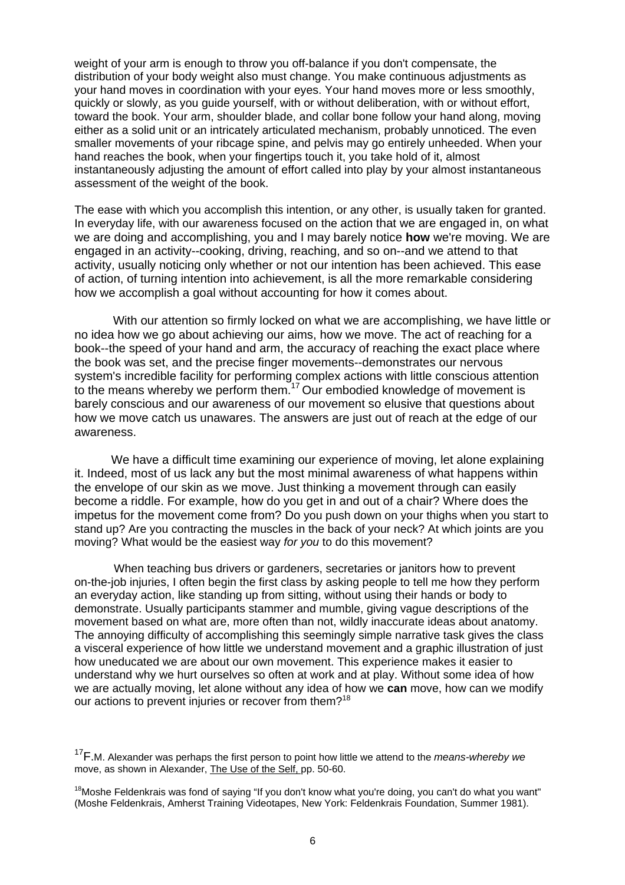weight of your arm is enough to throw you off-balance if you don't compensate, the distribution of your body weight also must change. You make continuous adjustments as your hand moves in coordination with your eyes. Your hand moves more or less smoothly, quickly or slowly, as you guide yourself, with or without deliberation, with or without effort, toward the book. Your arm, shoulder blade, and collar bone follow your hand along, moving either as a solid unit or an intricately articulated mechanism, probably unnoticed. The even smaller movements of your ribcage spine, and pelvis may go entirely unheeded. When your hand reaches the book, when your fingertips touch it, you take hold of it, almost instantaneously adjusting the amount of effort called into play by your almost instantaneous assessment of the weight of the book.

The ease with which you accomplish this intention, or any other, is usually taken for granted. In everyday life, with our awareness focused on the action that we are engaged in, on what we are doing and accomplishing, you and I may barely notice **how** we're moving. We are engaged in an activity--cooking, driving, reaching, and so on--and we attend to that activity, usually noticing only whether or not our intention has been achieved. This ease of action, of turning intention into achievement, is all the more remarkable considering how we accomplish a goal without accounting for how it comes about.

With our attention so firmly locked on what we are accomplishing, we have little or no idea how we go about achieving our aims, how we move. The act of reaching for a book--the speed of your hand and arm, the accuracy of reaching the exact place where the book was set, and the precise finger movements--demonstrates our nervous system's incredible facility for performing complex actions with little conscious attention to the means whereby we perform them.[17] Our embodied knowledge of movement is barely conscious and our awareness of our movement so elusive that questions about how we move catch us unawares. The answers are just out of reach at the edge of our awareness.

We have a difficult time examining our experience of moving, let alone explaining it. Indeed, most of us lack any but the most minimal awareness of what happens within the envelope of our skin as we move. Just thinking a movement through can easily become a riddle. For example, how do you get in and out of a chair? Where does the impetus for the movement come from? Do you push down on your thighs when you start to stand up? Are you contracting the muscles in the back of your neck? At which joints are you moving? What would be the easiest way *for you* to do this movement?

When teaching bus drivers or gardeners, secretaries or janitors how to prevent on-the-job injuries, I often begin the first class by asking people to tell me how they perform an everyday action, like standing up from sitting, without using their hands or body to demonstrate. Usually participants stammer and mumble, giving vague descriptions of the movement based on what are, more often than not, wildly inaccurate ideas about anatomy. The annoying difficulty of accomplishing this seemingly simple narrative task gives the class a visceral experience of how little we understand movement and a graphic illustration of just how uneducated we are about our own movement. This experience makes it easier to understand why we hurt ourselves so often at work and at play. Without some idea of how we are actually moving, let alone without any idea of how we **can** move, how can we modify our actions to prevent injuries or recover from them?[18]

---

[17] F.M. Alexander was perhaps the first person to point how little we attend to the *means-whereby we* move, as shown in Alexander, The Use of the Self, pp. 50-60.

[18] Moshe Feldenkrais was fond of saying "If you don't know what you're doing, you can't do what you want" (Moshe Feldenkrais, Amherst Training Videotapes, New York: Feldenkrais Foundation, Summer 1981).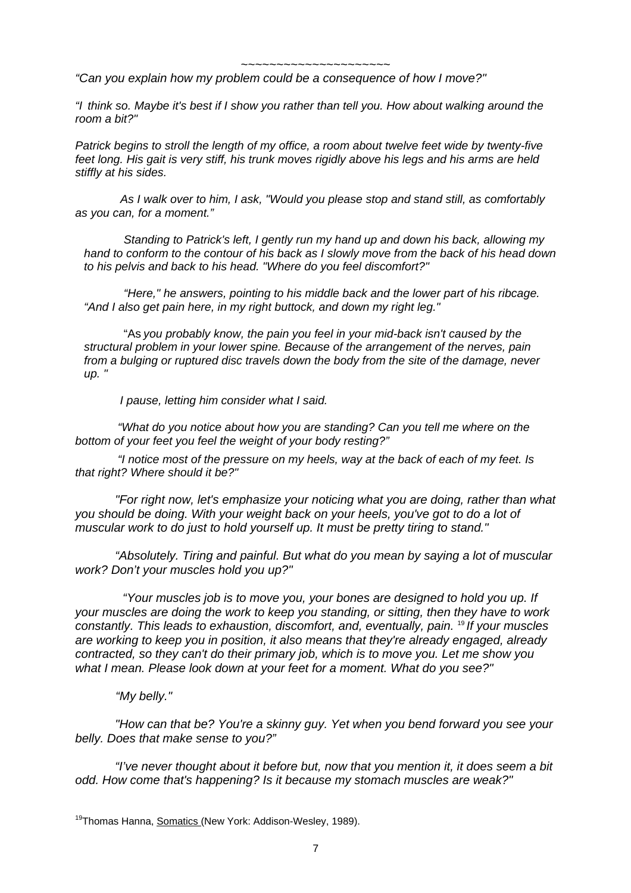~~~~~~~~~~~~~~~~~~~~~

*"Can you explain how my problem could be a consequence of how I move?"*

*"I think so. Maybe it's best if I show you rather than tell you. How about walking around the room a bit?"*

*Patrick begins to stroll the length of my office, a room about twelve feet wide by twenty-five feet long. His gait is very stiff, his trunk moves rigidly above his legs and his arms are held stiffly at his sides.*

*As I walk over to him, I ask, "Would you please stop and stand still, as comfortably as you can, for a moment."*

*Standing to Patrick's left, I gently run my hand up and down his back, allowing my hand to conform to the contour of his back as I slowly move from the back of his head down to his pelvis and back to his head. "Where do you feel discomfort?"*

*"Here," he answers, pointing to his middle back and the lower part of his ribcage. "And I also get pain here, in my right buttock, and down my right leg."*

"As *you probably know, the pain you feel in your mid-back isn't caused by the structural problem in your lower spine. Because of the arrangement of the nerves, pain from a bulging or ruptured disc travels down the body from the site of the damage, never up. "*

*I pause, letting him consider what I said.*

*"What do you notice about how you are standing? Can you tell me where on the bottom of your feet you feel the weight of your body resting?"*

*"I notice most of the pressure on my heels, way at the back of each of my feet. Is that right? Where should it be?"*

*"For right now, let's emphasize your noticing what you are doing, rather than what you should be doing. With your weight back on your heels, you've got to do a lot of muscular work to do just to hold yourself up. It must be pretty tiring to stand."*

*"Absolutely. Tiring and painful. But what do you mean by saying a lot of muscular work? Don't your muscles hold you up?"*

*"Your muscles job is to move you, your bones are designed to hold you up. If your muscles are doing the work to keep you standing, or sitting, then they have to work constantly. This leads to exhaustion, discomfort, and, eventually, pain.* [19] *If your muscles are working to keep you in position, it also means that they're already engaged, already contracted, so they can't do their primary job, which is to move you. Let me show you what I mean. Please look down at your feet for a moment. What do you see?"*

*"My belly."*

*"How can that be? You're a skinny guy. Yet when you bend forward you see your belly. Does that make sense to you?"*

*"I've never thought about it before but, now that you mention it, it does seem a bit odd. How come that's happening? Is it because my stomach muscles are weak?"*

[19] Thomas Hanna, Somatics (New York: Addison-Wesley, 1989).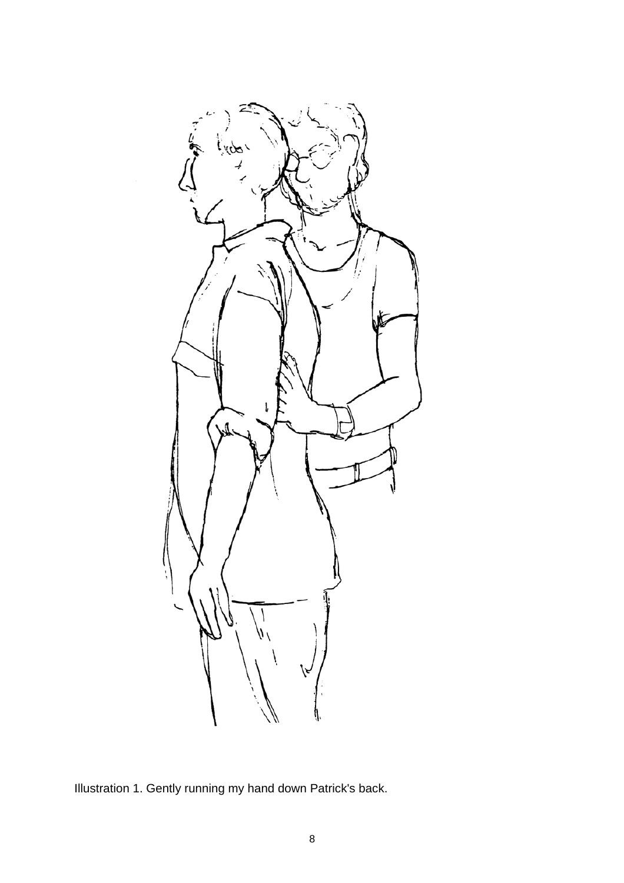Illustration 1. Gently running my hand down Patrick's back.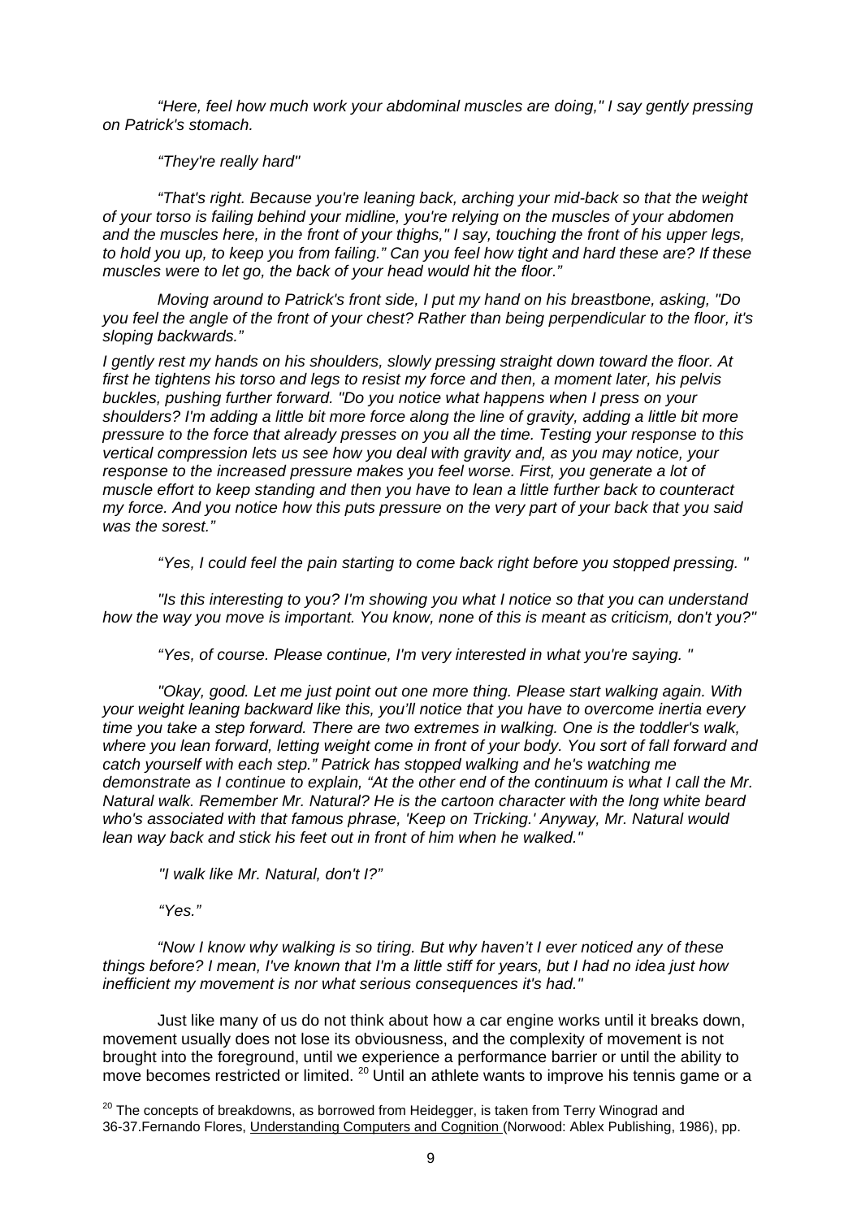*"Here, feel how much work your abdominal muscles are doing," I say gently pressing on Patrick's stomach.*

*"They're really hard"*

*"That's right. Because you're leaning back, arching your mid-back so that the weight of your torso is failing behind your midline, you're relying on the muscles of your abdomen and the muscles here, in the front of your thighs," I say, touching the front of his upper legs, to hold you up, to keep you from failing." Can you feel how tight and hard these are? If these muscles were to let go, the back of your head would hit the floor."*

*Moving around to Patrick's front side, I put my hand on his breastbone, asking, "Do you feel the angle of the front of your chest? Rather than being perpendicular to the floor, it's sloping backwards."*

*I gently rest my hands on his shoulders, slowly pressing straight down toward the floor. At first he tightens his torso and legs to resist my force and then, a moment later, his pelvis buckles, pushing further forward. "Do you notice what happens when I press on your shoulders? I'm adding a little bit more force along the line of gravity, adding a little bit more pressure to the force that already presses on you all the time. Testing your response to this vertical compression lets us see how you deal with gravity and, as you may notice, your response to the increased pressure makes you feel worse. First, you generate a lot of muscle effort to keep standing and then you have to lean a little further back to counteract my force. And you notice how this puts pressure on the very part of your back that you said was the sorest."*

*"Yes, I could feel the pain starting to come back right before you stopped pressing. "*

*"Is this interesting to you? I'm showing you what I notice so that you can understand how the way you move is important. You know, none of this is meant as criticism, don't you?"*

*"Yes, of course. Please continue, I'm very interested in what you're saying. "*

*"Okay, good. Let me just point out one more thing. Please start walking again. With your weight leaning backward like this, you'll notice that you have to overcome inertia every time you take a step forward. There are two extremes in walking. One is the toddler's walk, where you lean forward, letting weight come in front of your body. You sort of fall forward and catch yourself with each step." Patrick has stopped walking and he's watching me demonstrate as I continue to explain, "At the other end of the continuum is what I call the Mr. Natural walk. Remember Mr. Natural? He is the cartoon character with the long white beard who's associated with that famous phrase, 'Keep on Tricking.' Anyway, Mr. Natural would lean way back and stick his feet out in front of him when he walked."*

*"I walk like Mr. Natural, don't I?"*

*"Yes."*

*"Now I know why walking is so tiring. But why haven't I ever noticed any of these things before? I mean, I've known that I'm a little stiff for years, but I had no idea just how inefficient my movement is nor what serious consequences it's had."*

Just like many of us do not think about how a car engine works until it breaks down, movement usually does not lose its obviousness, and the complexity of movement is not brought into the foreground, until we experience a performance barrier or until the ability to move becomes restricted or limited. [20] Until an athlete wants to improve his tennis game or a

[20] The concepts of breakdowns, as borrowed from Heidegger, is taken from Terry Winograd and 36-37.Fernando Flores, Understanding Computers and Cognition (Norwood: Ablex Publishing, 1986), pp.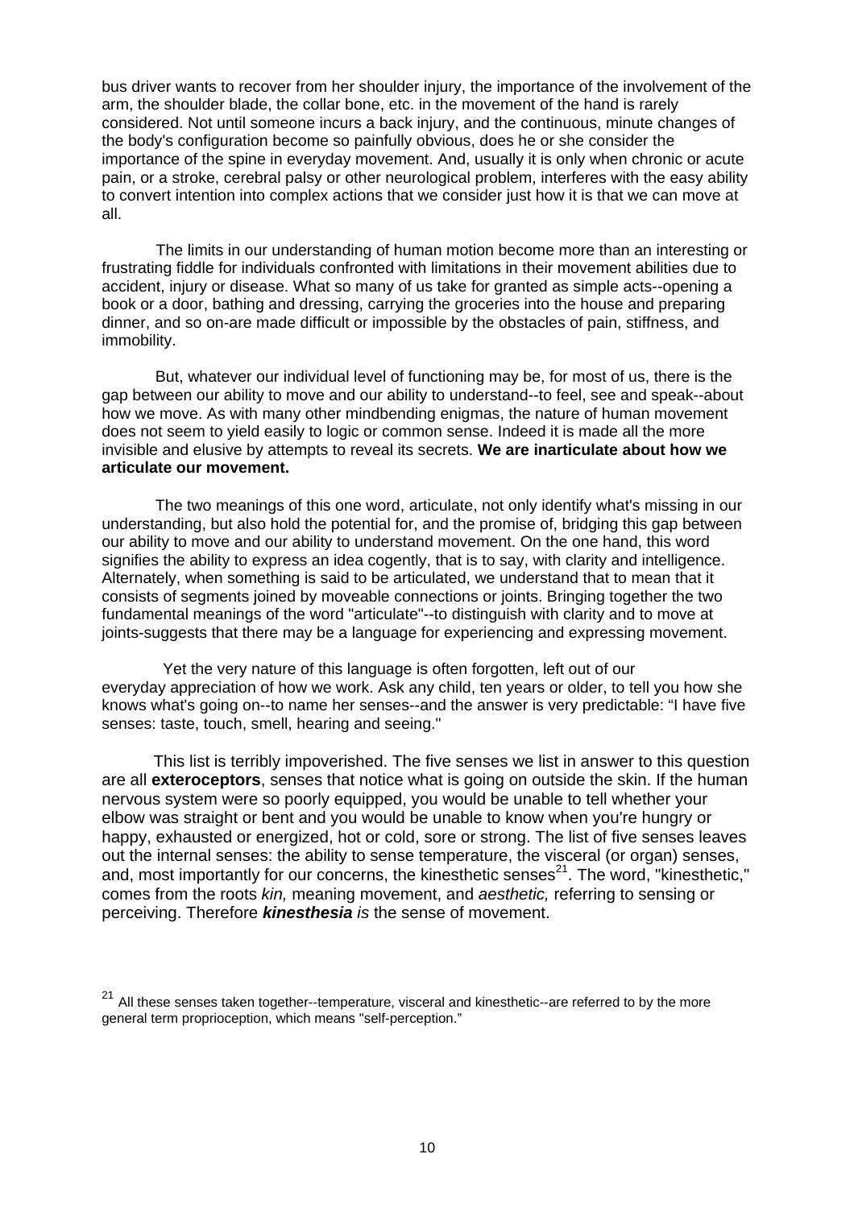bus driver wants to recover from her shoulder injury, the importance of the involvement of the arm, the shoulder blade, the collar bone, etc. in the movement of the hand is rarely considered. Not until someone incurs a back injury, and the continuous, minute changes of the body's configuration become so painfully obvious, does he or she consider the importance of the spine in everyday movement. And, usually it is only when chronic or acute pain, or a stroke, cerebral palsy or other neurological problem, interferes with the easy ability to convert intention into complex actions that we consider just how it is that we can move at all.

The limits in our understanding of human motion become more than an interesting or frustrating fiddle for individuals confronted with limitations in their movement abilities due to accident, injury or disease. What so many of us take for granted as simple acts--opening a book or a door, bathing and dressing, carrying the groceries into the house and preparing dinner, and so on-are made difficult or impossible by the obstacles of pain, stiffness, and immobility.

But, whatever our individual level of functioning may be, for most of us, there is the gap between our ability to move and our ability to understand--to feel, see and speak--about how we move. As with many other mindbending enigmas, the nature of human movement does not seem to yield easily to logic or common sense. Indeed it is made all the more invisible and elusive by attempts to reveal its secrets. **We are inarticulate about how we articulate our movement.**

The two meanings of this one word, articulate, not only identify what's missing in our understanding, but also hold the potential for, and the promise of, bridging this gap between our ability to move and our ability to understand movement. On the one hand, this word signifies the ability to express an idea cogently, that is to say, with clarity and intelligence. Alternately, when something is said to be articulated, we understand that to mean that it consists of segments joined by moveable connections or joints. Bringing together the two fundamental meanings of the word "articulate"--to distinguish with clarity and to move at joints-suggests that there may be a language for experiencing and expressing movement.

Yet the very nature of this language is often forgotten, left out of our everyday appreciation of how we work. Ask any child, ten years or older, to tell you how she knows what's going on--to name her senses--and the answer is very predictable: "I have five senses: taste, touch, smell, hearing and seeing."

This list is terribly impoverished. The five senses we list in answer to this question are all **exteroceptors**, senses that notice what is going on outside the skin. If the human nervous system were so poorly equipped, you would be unable to tell whether your elbow was straight or bent and you would be unable to know when you're hungry or happy, exhausted or energized, hot or cold, sore or strong. The list of five senses leaves out the internal senses: the ability to sense temperature, the visceral (or organ) senses, and, most importantly for our concerns, the kinesthetic senses[21]. The word, "kinesthetic," comes from the roots *kin,* meaning movement, and *aesthetic,* referring to sensing or perceiving. Therefore ***kinesthesia*** *is* the sense of movement.

[21] All these senses taken together--temperature, visceral and kinesthetic--are referred to by the more general term proprioception, which means "self-perception."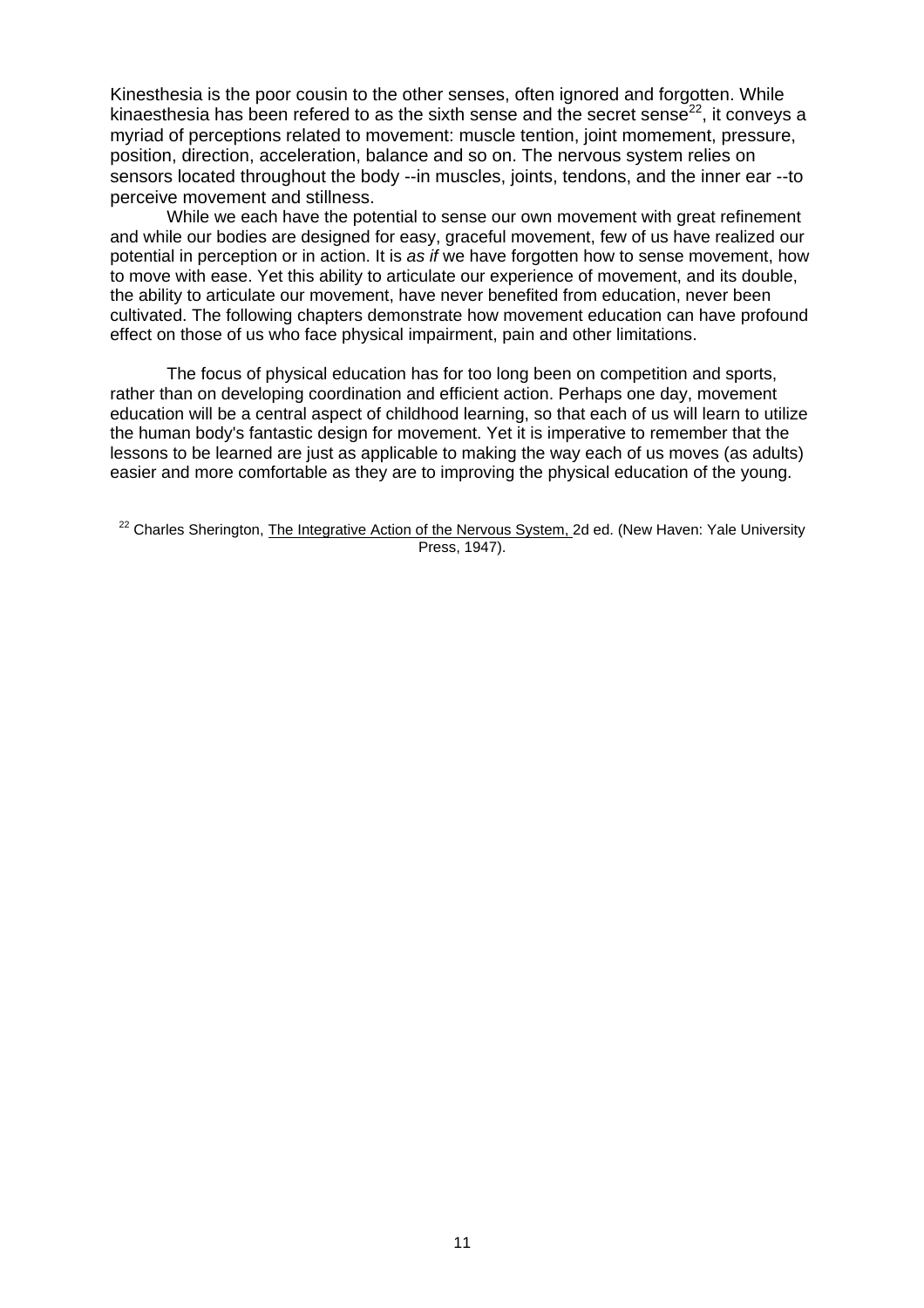Kinesthesia is the poor cousin to the other senses, often ignored and forgotten. While kinaesthesia has been refered to as the sixth sense and the secret sense[22], it conveys a myriad of perceptions related to movement: muscle tention, joint momement, pressure, position, direction, acceleration, balance and so on. The nervous system relies on sensors located throughout the body --in muscles, joints, tendons, and the inner ear --to perceive movement and stillness.

While we each have the potential to sense our own movement with great refinement and while our bodies are designed for easy, graceful movement, few of us have realized our potential in perception or in action. It is *as if* we have forgotten how to sense movement, how to move with ease. Yet this ability to articulate our experience of movement, and its double, the ability to articulate our movement, have never benefited from education, never been cultivated. The following chapters demonstrate how movement education can have profound effect on those of us who face physical impairment, pain and other limitations.

The focus of physical education has for too long been on competition and sports, rather than on developing coordination and efficient action. Perhaps one day, movement education will be a central aspect of childhood learning, so that each of us will learn to utilize the human body's fantastic design for movement. Yet it is imperative to remember that the lessons to be learned are just as applicable to making the way each of us moves (as adults) easier and more comfortable as they are to improving the physical education of the young.

[22] Charles Sherington, The Integrative Action of the Nervous System, 2d ed. (New Haven: Yale University Press, 1947).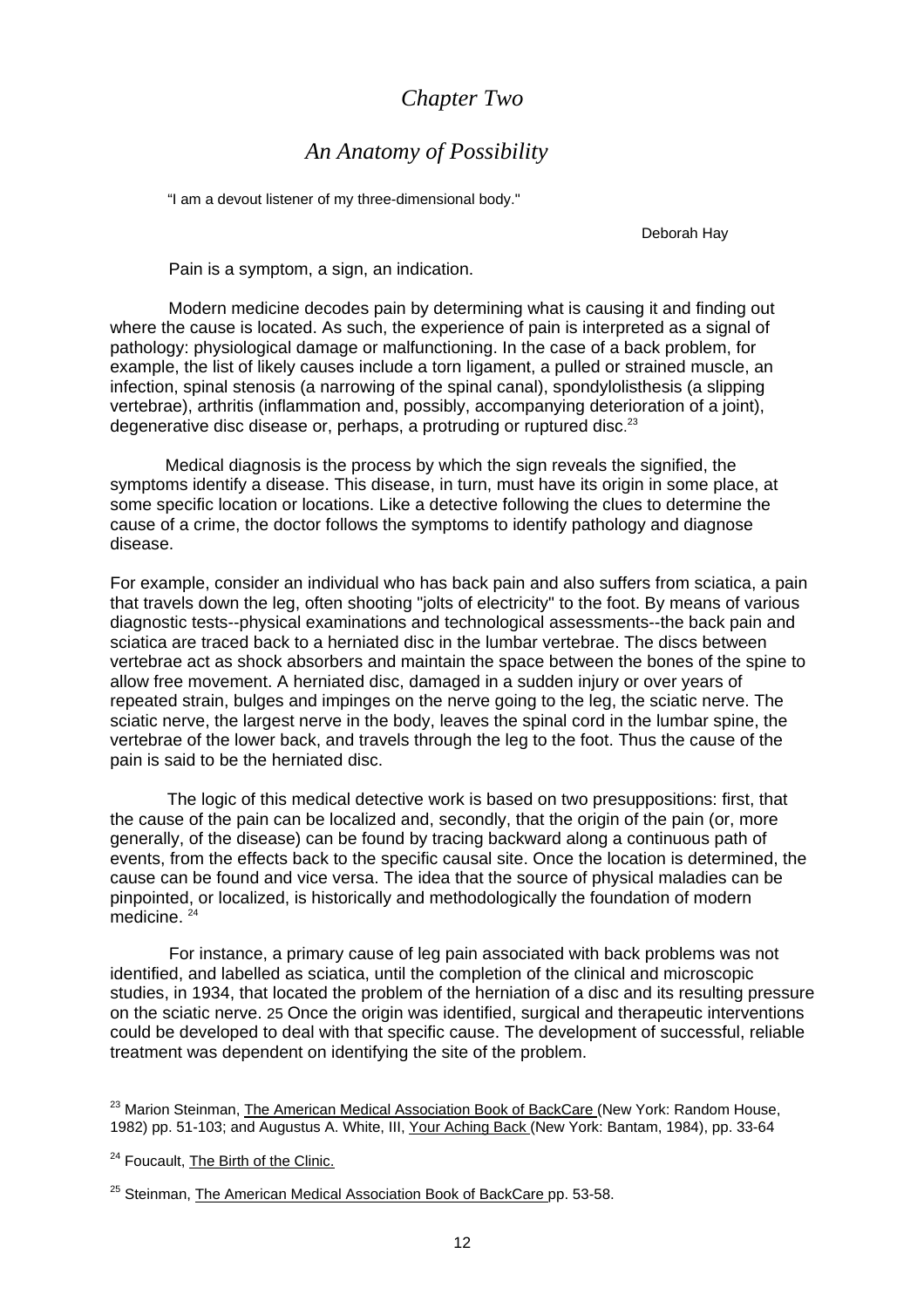# *Chapter Two*

## *An Anatomy of Possibility*

"I am a devout listener of my three-dimensional body."

Deborah Hay

Pain is a symptom, a sign, an indication.

Modern medicine decodes pain by determining what is causing it and finding out where the cause is located. As such, the experience of pain is interpreted as a signal of pathology: physiological damage or malfunctioning. In the case of a back problem, for example, the list of likely causes include a torn ligament, a pulled or strained muscle, an infection, spinal stenosis (a narrowing of the spinal canal), spondylolisthesis (a slipping vertebrae), arthritis (inflammation and, possibly, accompanying deterioration of a joint), degenerative disc disease or, perhaps, a protruding or ruptured disc.[23]

Medical diagnosis is the process by which the sign reveals the signified, the symptoms identify a disease. This disease, in turn, must have its origin in some place, at some specific location or locations. Like a detective following the clues to determine the cause of a crime, the doctor follows the symptoms to identify pathology and diagnose disease.

For example, consider an individual who has back pain and also suffers from sciatica, a pain that travels down the leg, often shooting "jolts of electricity" to the foot. By means of various diagnostic tests--physical examinations and technological assessments--the back pain and sciatica are traced back to a herniated disc in the lumbar vertebrae. The discs between vertebrae act as shock absorbers and maintain the space between the bones of the spine to allow free movement. A herniated disc, damaged in a sudden injury or over years of repeated strain, bulges and impinges on the nerve going to the leg, the sciatic nerve. The sciatic nerve, the largest nerve in the body, leaves the spinal cord in the lumbar spine, the vertebrae of the lower back, and travels through the leg to the foot. Thus the cause of the pain is said to be the herniated disc.

The logic of this medical detective work is based on two presuppositions: first, that the cause of the pain can be localized and, secondly, that the origin of the pain (or, more generally, of the disease) can be found by tracing backward along a continuous path of events, from the effects back to the specific causal site. Once the location is determined, the cause can be found and vice versa. The idea that the source of physical maladies can be pinpointed, or localized, is historically and methodologically the foundation of modern medicine. [24]

For instance, a primary cause of leg pain associated with back problems was not identified, and labelled as sciatica, until the completion of the clinical and microscopic studies, in 1934, that located the problem of the herniation of a disc and its resulting pressure on the sciatic nerve. 25 Once the origin was identified, surgical and therapeutic interventions could be developed to deal with that specific cause. The development of successful, reliable treatment was dependent on identifying the site of the problem.

[23] Marion Steinman, The American Medical Association Book of BackCare (New York: Random House, 1982) pp. 51-103; and Augustus A. White, III, Your Aching Back (New York: Bantam, 1984), pp. 33-64

[24] Foucault, The Birth of the Clinic.

[25] Steinman, The American Medical Association Book of BackCare pp. 53-58.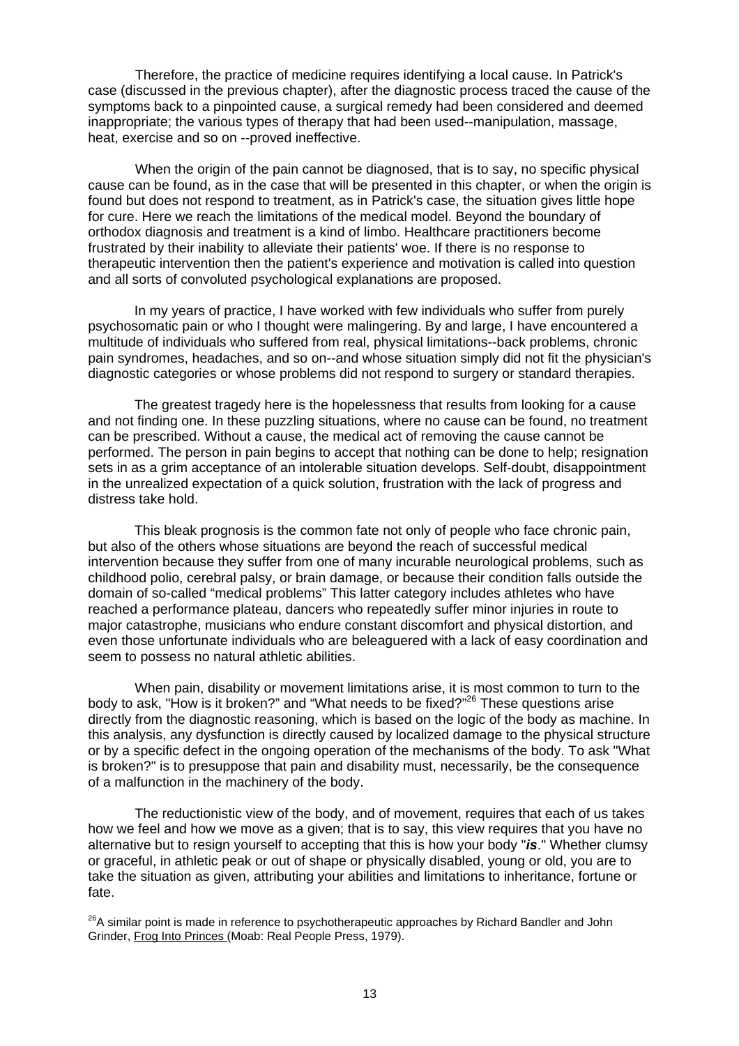Therefore, the practice of medicine requires identifying a local cause. In Patrick's case (discussed in the previous chapter), after the diagnostic process traced the cause of the symptoms back to a pinpointed cause, a surgical remedy had been considered and deemed inappropriate; the various types of therapy that had been used--manipulation, massage, heat, exercise and so on --proved ineffective.

When the origin of the pain cannot be diagnosed, that is to say, no specific physical cause can be found, as in the case that will be presented in this chapter, or when the origin is found but does not respond to treatment, as in Patrick's case, the situation gives little hope for cure. Here we reach the limitations of the medical model. Beyond the boundary of orthodox diagnosis and treatment is a kind of limbo. Healthcare practitioners become frustrated by their inability to alleviate their patients' woe. If there is no response to therapeutic intervention then the patient's experience and motivation is called into question and all sorts of convoluted psychological explanations are proposed.

In my years of practice, I have worked with few individuals who suffer from purely psychosomatic pain or who I thought were malingering. By and large, I have encountered a multitude of individuals who suffered from real, physical limitations--back problems, chronic pain syndromes, headaches, and so on--and whose situation simply did not fit the physician's diagnostic categories or whose problems did not respond to surgery or standard therapies.

The greatest tragedy here is the hopelessness that results from looking for a cause and not finding one. In these puzzling situations, where no cause can be found, no treatment can be prescribed. Without a cause, the medical act of removing the cause cannot be performed. The person in pain begins to accept that nothing can be done to help; resignation sets in as a grim acceptance of an intolerable situation develops. Self-doubt, disappointment in the unrealized expectation of a quick solution, frustration with the lack of progress and distress take hold.

This bleak prognosis is the common fate not only of people who face chronic pain, but also of the others whose situations are beyond the reach of successful medical intervention because they suffer from one of many incurable neurological problems, such as childhood polio, cerebral palsy, or brain damage, or because their condition falls outside the domain of so-called "medical problems" This latter category includes athletes who have reached a performance plateau, dancers who repeatedly suffer minor injuries in route to major catastrophe, musicians who endure constant discomfort and physical distortion, and even those unfortunate individuals who are beleaguered with a lack of easy coordination and seem to possess no natural athletic abilities.

When pain, disability or movement limitations arise, it is most common to turn to the body to ask, "How is it broken?" and "What needs to be fixed?"[26] These questions arise directly from the diagnostic reasoning, which is based on the logic of the body as machine. In this analysis, any dysfunction is directly caused by localized damage to the physical structure or by a specific defect in the ongoing operation of the mechanisms of the body. To ask "What is broken?" is to presuppose that pain and disability must, necessarily, be the consequence of a malfunction in the machinery of the body.

The reductionistic view of the body, and of movement, requires that each of us takes how we feel and how we move as a given; that is to say, this view requires that you have no alternative but to resign yourself to accepting that this is how your body "***is***." Whether clumsy or graceful, in athletic peak or out of shape or physically disabled, young or old, you are to take the situation as given, attributing your abilities and limitations to inheritance, fortune or fate.

[26]A similar point is made in reference to psychotherapeutic approaches by Richard Bandler and John Grinder, Frog Into Princes (Moab: Real People Press, 1979).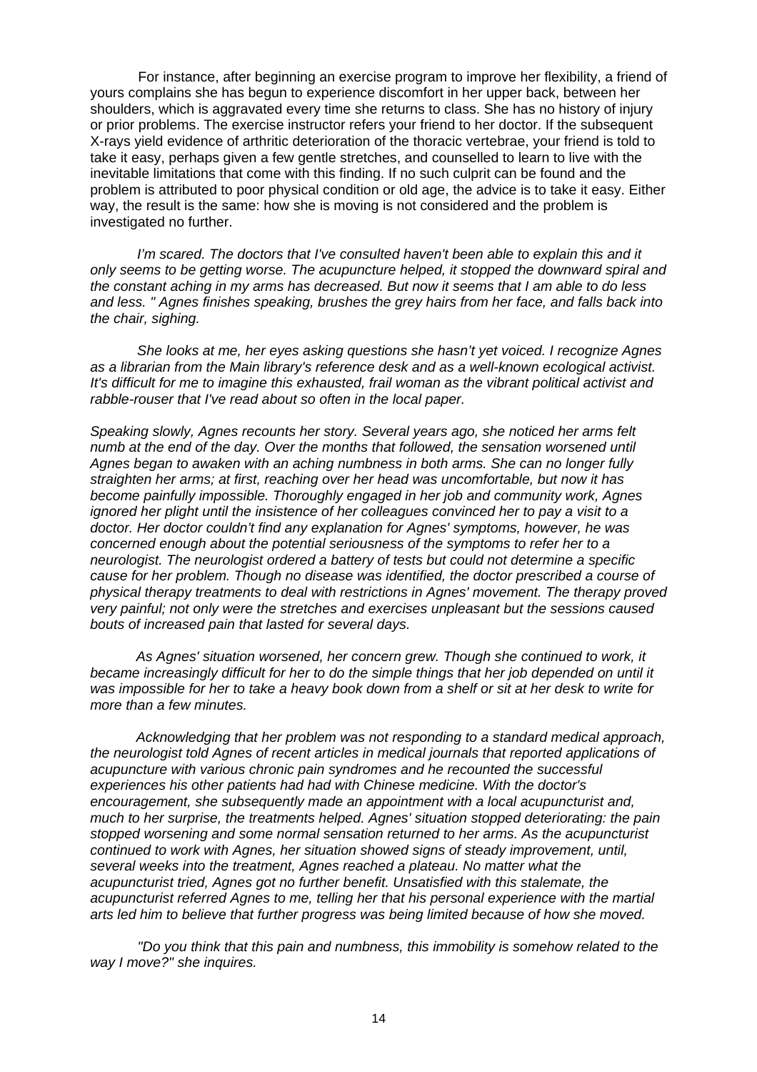For instance, after beginning an exercise program to improve her flexibility, a friend of yours complains she has begun to experience discomfort in her upper back, between her shoulders, which is aggravated every time she returns to class. She has no history of injury or prior problems. The exercise instructor refers your friend to her doctor. If the subsequent X-rays yield evidence of arthritic deterioration of the thoracic vertebrae, your friend is told to take it easy, perhaps given a few gentle stretches, and counselled to learn to live with the inevitable limitations that come with this finding. If no such culprit can be found and the problem is attributed to poor physical condition or old age, the advice is to take it easy. Either way, the result is the same: how she is moving is not considered and the problem is investigated no further.

*I'm scared. The doctors that I've consulted haven't been able to explain this and it only seems to be getting worse. The acupuncture helped, it stopped the downward spiral and the constant aching in my arms has decreased. But now it seems that I am able to do less and less. " Agnes finishes speaking, brushes the grey hairs from her face, and falls back into the chair, sighing.*

*She looks at me, her eyes asking questions she hasn't yet voiced. I recognize Agnes as a librarian from the Main library's reference desk and as a well-known ecological activist. It's difficult for me to imagine this exhausted, frail woman as the vibrant political activist and rabble-rouser that I've read about so often in the local paper.*

*Speaking slowly, Agnes recounts her story. Several years ago, she noticed her arms felt numb at the end of the day. Over the months that followed, the sensation worsened until Agnes began to awaken with an aching numbness in both arms. She can no longer fully straighten her arms; at first, reaching over her head was uncomfortable, but now it has become painfully impossible. Thoroughly engaged in her job and community work, Agnes ignored her plight until the insistence of her colleagues convinced her to pay a visit to a doctor. Her doctor couldn't find any explanation for Agnes' symptoms, however, he was concerned enough about the potential seriousness of the symptoms to refer her to a neurologist. The neurologist ordered a battery of tests but could not determine a specific cause for her problem. Though no disease was identified, the doctor prescribed a course of physical therapy treatments to deal with restrictions in Agnes' movement. The therapy proved very painful; not only were the stretches and exercises unpleasant but the sessions caused bouts of increased pain that lasted for several days.*

*As Agnes' situation worsened, her concern grew. Though she continued to work, it became increasingly difficult for her to do the simple things that her job depended on until it was impossible for her to take a heavy book down from a shelf or sit at her desk to write for more than a few minutes.*

*Acknowledging that her problem was not responding to a standard medical approach, the neurologist told Agnes of recent articles in medical journals that reported applications of acupuncture with various chronic pain syndromes and he recounted the successful experiences his other patients had had with Chinese medicine. With the doctor's encouragement, she subsequently made an appointment with a local acupuncturist and, much to her surprise, the treatments helped. Agnes' situation stopped deteriorating: the pain stopped worsening and some normal sensation returned to her arms. As the acupuncturist continued to work with Agnes, her situation showed signs of steady improvement, until, several weeks into the treatment, Agnes reached a plateau. No matter what the acupuncturist tried, Agnes got no further benefit. Unsatisfied with this stalemate, the acupuncturist referred Agnes to me, telling her that his personal experience with the martial arts led him to believe that further progress was being limited because of how she moved.*

*"Do you think that this pain and numbness, this immobility is somehow related to the way I move?" she inquires.*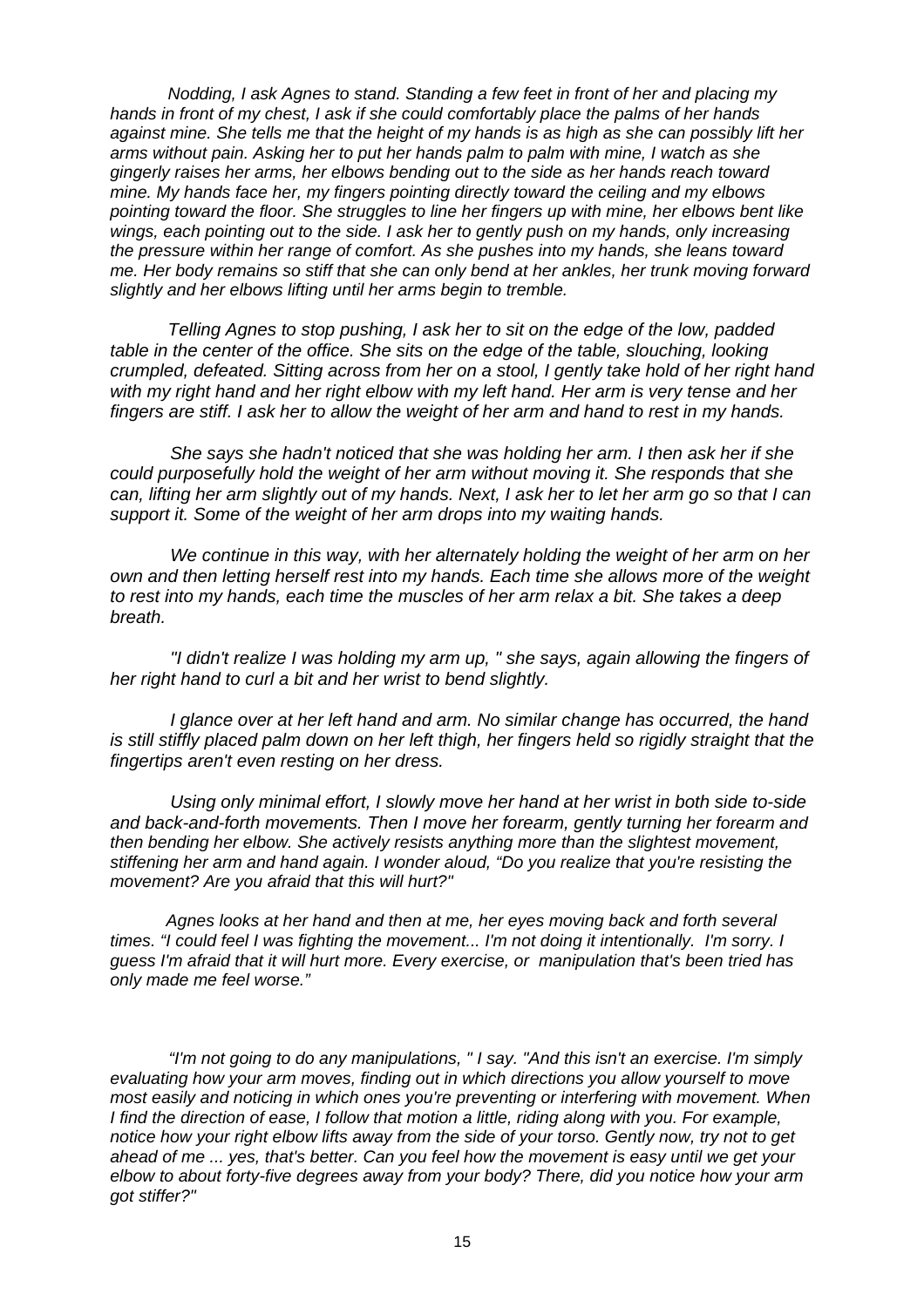*Nodding, I ask Agnes to stand. Standing a few feet in front of her and placing my hands in front of my chest, I ask if she could comfortably place the palms of her hands against mine. She tells me that the height of my hands is as high as she can possibly lift her arms without pain. Asking her to put her hands palm to palm with mine, I watch as she gingerly raises her arms, her elbows bending out to the side as her hands reach toward mine. My hands face her, my fingers pointing directly toward the ceiling and my elbows pointing toward the floor. She struggles to line her fingers up with mine, her elbows bent like wings, each pointing out to the side. I ask her to gently push on my hands, only increasing the pressure within her range of comfort. As she pushes into my hands, she leans toward me. Her body remains so stiff that she can only bend at her ankles, her trunk moving forward slightly and her elbows lifting until her arms begin to tremble.*

*Telling Agnes to stop pushing, I ask her to sit on the edge of the low, padded table in the center of the office. She sits on the edge of the table, slouching, looking crumpled, defeated. Sitting across from her on a stool, I gently take hold of her right hand with my right hand and her right elbow with my left hand. Her arm is very tense and her fingers are stiff. I ask her to allow the weight of her arm and hand to rest in my hands.*

*She says she hadn't noticed that she was holding her arm. I then ask her if she could purposefully hold the weight of her arm without moving it. She responds that she can, lifting her arm slightly out of my hands. Next, I ask her to let her arm go so that I can support it. Some of the weight of her arm drops into my waiting hands.*

*We continue in this way, with her alternately holding the weight of her arm on her own and then letting herself rest into my hands. Each time she allows more of the weight to rest into my hands, each time the muscles of her arm relax a bit. She takes a deep breath.*

*"I didn't realize I was holding my arm up, " she says, again allowing the fingers of her right hand to curl a bit and her wrist to bend slightly.*

*I glance over at her left hand and arm. No similar change has occurred, the hand is still stiffly placed palm down on her left thigh, her fingers held so rigidly straight that the fingertips aren't even resting on her dress.*

*Using only minimal effort, I slowly move her hand at her wrist in both side to-side and back-and-forth movements. Then I move her forearm, gently turning her forearm and then bending her elbow. She actively resists anything more than the slightest movement, stiffening her arm and hand again. I wonder aloud, "Do you realize that you're resisting the movement? Are you afraid that this will hurt?"*

*Agnes looks at her hand and then at me, her eyes moving back and forth several times. "I could feel I was fighting the movement... I'm not doing it intentionally. I'm sorry. I guess I'm afraid that it will hurt more. Every exercise, or manipulation that's been tried has only made me feel worse."*

*"I'm not going to do any manipulations, " I say. "And this isn't an exercise. I'm simply evaluating how your arm moves, finding out in which directions you allow yourself to move most easily and noticing in which ones you're preventing or interfering with movement. When I find the direction of ease, I follow that motion a little, riding along with you. For example, notice how your right elbow lifts away from the side of your torso. Gently now, try not to get ahead of me ... yes, that's better. Can you feel how the movement is easy until we get your elbow to about forty-five degrees away from your body? There, did you notice how your arm got stiffer?"*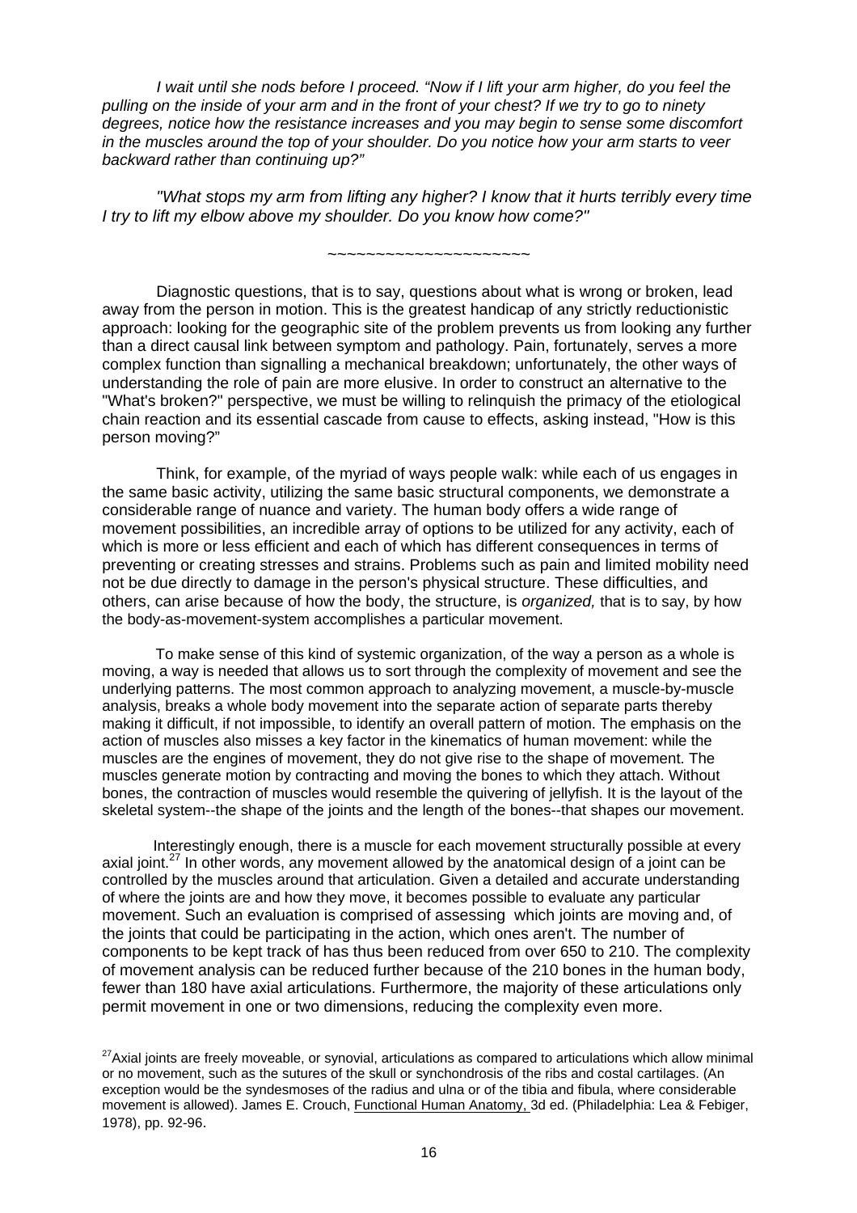*I wait until she nods before I proceed. "Now if I lift your arm higher, do you feel the pulling on the inside of your arm and in the front of your chest? If we try to go to ninety degrees, notice how the resistance increases and you may begin to sense some discomfort in the muscles around the top of your shoulder. Do you notice how your arm starts to veer backward rather than continuing up?"*

*"What stops my arm from lifting any higher? I know that it hurts terribly every time I try to lift my elbow above my shoulder. Do you know how come?"*

~~~~~~~~~~~~~~~~~~~~~

Diagnostic questions, that is to say, questions about what is wrong or broken, lead away from the person in motion. This is the greatest handicap of any strictly reductionistic approach: looking for the geographic site of the problem prevents us from looking any further than a direct causal link between symptom and pathology. Pain, fortunately, serves a more complex function than signalling a mechanical breakdown; unfortunately, the other ways of understanding the role of pain are more elusive. In order to construct an alternative to the "What's broken?" perspective, we must be willing to relinquish the primacy of the etiological chain reaction and its essential cascade from cause to effects, asking instead, "How is this person moving?"

Think, for example, of the myriad of ways people walk: while each of us engages in the same basic activity, utilizing the same basic structural components, we demonstrate a considerable range of nuance and variety. The human body offers a wide range of movement possibilities, an incredible array of options to be utilized for any activity, each of which is more or less efficient and each of which has different consequences in terms of preventing or creating stresses and strains. Problems such as pain and limited mobility need not be due directly to damage in the person's physical structure. These difficulties, and others, can arise because of how the body, the structure, is *organized,* that is to say, by how the body-as-movement-system accomplishes a particular movement.

To make sense of this kind of systemic organization, of the way a person as a whole is moving, a way is needed that allows us to sort through the complexity of movement and see the underlying patterns. The most common approach to analyzing movement, a muscle-by-muscle analysis, breaks a whole body movement into the separate action of separate parts thereby making it difficult, if not impossible, to identify an overall pattern of motion. The emphasis on the action of muscles also misses a key factor in the kinematics of human movement: while the muscles are the engines of movement, they do not give rise to the shape of movement. The muscles generate motion by contracting and moving the bones to which they attach. Without bones, the contraction of muscles would resemble the quivering of jellyfish. It is the layout of the skeletal system--the shape of the joints and the length of the bones--that shapes our movement.

Interestingly enough, there is a muscle for each movement structurally possible at every axial joint.[27] In other words, any movement allowed by the anatomical design of a joint can be controlled by the muscles around that articulation. Given a detailed and accurate understanding of where the joints are and how they move, it becomes possible to evaluate any particular movement. Such an evaluation is comprised of assessing which joints are moving and, of the joints that could be participating in the action, which ones aren't. The number of components to be kept track of has thus been reduced from over 650 to 210. The complexity of movement analysis can be reduced further because of the 210 bones in the human body, fewer than 180 have axial articulations. Furthermore, the majority of these articulations only permit movement in one or two dimensions, reducing the complexity even more.

[27]Axial joints are freely moveable, or synovial, articulations as compared to articulations which allow minimal or no movement, such as the sutures of the skull or synchondrosis of the ribs and costal cartilages. (An exception would be the syndesmoses of the radius and ulna or of the tibia and fibula, where considerable movement is allowed). James E. Crouch, Functional Human Anatomy, 3d ed. (Philadelphia: Lea & Febiger, 1978), pp. 92-96.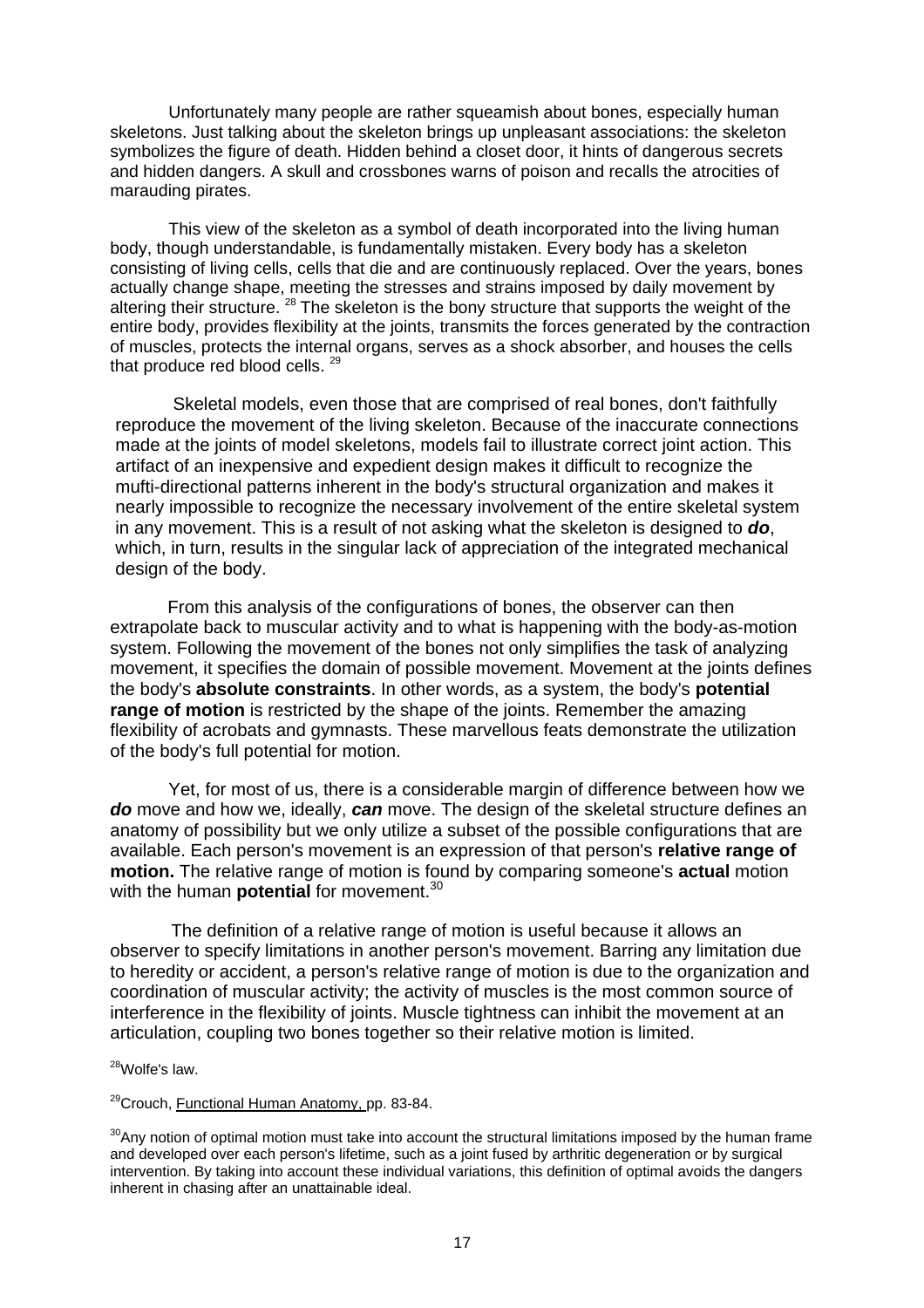Unfortunately many people are rather squeamish about bones, especially human skeletons. Just talking about the skeleton brings up unpleasant associations: the skeleton symbolizes the figure of death. Hidden behind a closet door, it hints of dangerous secrets and hidden dangers. A skull and crossbones warns of poison and recalls the atrocities of marauding pirates.

This view of the skeleton as a symbol of death incorporated into the living human body, though understandable, is fundamentally mistaken. Every body has a skeleton consisting of living cells, cells that die and are continuously replaced. Over the years, bones actually change shape, meeting the stresses and strains imposed by daily movement by altering their structure. [28] The skeleton is the bony structure that supports the weight of the entire body, provides flexibility at the joints, transmits the forces generated by the contraction of muscles, protects the internal organs, serves as a shock absorber, and houses the cells that produce red blood cells. [29]

Skeletal models, even those that are comprised of real bones, don't faithfully reproduce the movement of the living skeleton. Because of the inaccurate connections made at the joints of model skeletons, models fail to illustrate correct joint action. This artifact of an inexpensive and expedient design makes it difficult to recognize the mufti-directional patterns inherent in the body's structural organization and makes it nearly impossible to recognize the necessary involvement of the entire skeletal system in any movement. This is a result of not asking what the skeleton is designed to ***do***, which, in turn, results in the singular lack of appreciation of the integrated mechanical design of the body.

From this analysis of the configurations of bones, the observer can then extrapolate back to muscular activity and to what is happening with the body-as-motion system. Following the movement of the bones not only simplifies the task of analyzing movement, it specifies the domain of possible movement. Movement at the joints defines the body's **absolute constraints**. In other words, as a system, the body's **potential range of motion** is restricted by the shape of the joints. Remember the amazing flexibility of acrobats and gymnasts. These marvellous feats demonstrate the utilization of the body's full potential for motion.

Yet, for most of us, there is a considerable margin of difference between how we ***do*** move and how we, ideally, ***can*** move. The design of the skeletal structure defines an anatomy of possibility but we only utilize a subset of the possible configurations that are available. Each person's movement is an expression of that person's **relative range of motion.** The relative range of motion is found by comparing someone's **actual** motion with the human **potential** for movement.[30]

The definition of a relative range of motion is useful because it allows an observer to specify limitations in another person's movement. Barring any limitation due to heredity or accident, a person's relative range of motion is due to the organization and coordination of muscular activity; the activity of muscles is the most common source of interference in the flexibility of joints. Muscle tightness can inhibit the movement at an articulation, coupling two bones together so their relative motion is limited.

[28] Wolfe's law.

[29] Crouch, Functional Human Anatomy, pp. 83-84.

[30] Any notion of optimal motion must take into account the structural limitations imposed by the human frame and developed over each person's lifetime, such as a joint fused by arthritic degeneration or by surgical intervention. By taking into account these individual variations, this definition of optimal avoids the dangers inherent in chasing after an unattainable ideal.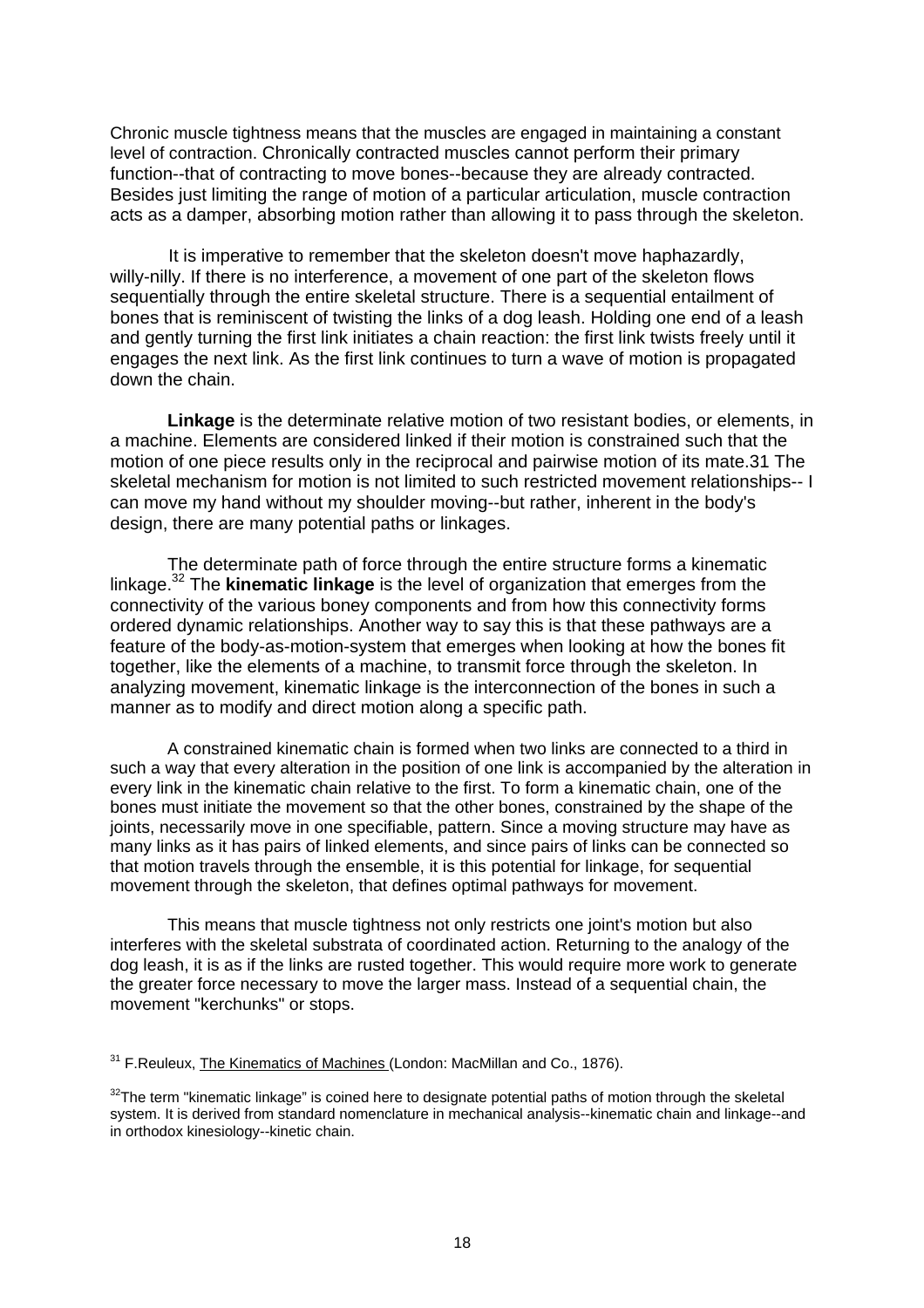Chronic muscle tightness means that the muscles are engaged in maintaining a constant level of contraction. Chronically contracted muscles cannot perform their primary function--that of contracting to move bones--because they are already contracted. Besides just limiting the range of motion of a particular articulation, muscle contraction acts as a damper, absorbing motion rather than allowing it to pass through the skeleton.

It is imperative to remember that the skeleton doesn't move haphazardly, willy-nilly. If there is no interference, a movement of one part of the skeleton flows sequentially through the entire skeletal structure. There is a sequential entailment of bones that is reminiscent of twisting the links of a dog leash. Holding one end of a leash and gently turning the first link initiates a chain reaction: the first link twists freely until it engages the next link. As the first link continues to turn a wave of motion is propagated down the chain.

**Linkage** is the determinate relative motion of two resistant bodies, or elements, in a machine. Elements are considered linked if their motion is constrained such that the motion of one piece results only in the reciprocal and pairwise motion of its mate.31 The skeletal mechanism for motion is not limited to such restricted movement relationships-- I can move my hand without my shoulder moving--but rather, inherent in the body's design, there are many potential paths or linkages.

The determinate path of force through the entire structure forms a kinematic linkage.[32] The **kinematic linkage** is the level of organization that emerges from the connectivity of the various boney components and from how this connectivity forms ordered dynamic relationships. Another way to say this is that these pathways are a feature of the body-as-motion-system that emerges when looking at how the bones fit together, like the elements of a machine, to transmit force through the skeleton. In analyzing movement, kinematic linkage is the interconnection of the bones in such a manner as to modify and direct motion along a specific path.

A constrained kinematic chain is formed when two links are connected to a third in such a way that every alteration in the position of one link is accompanied by the alteration in every link in the kinematic chain relative to the first. To form a kinematic chain, one of the bones must initiate the movement so that the other bones, constrained by the shape of the joints, necessarily move in one specifiable, pattern. Since a moving structure may have as many links as it has pairs of linked elements, and since pairs of links can be connected so that motion travels through the ensemble, it is this potential for linkage, for sequential movement through the skeleton, that defines optimal pathways for movement.

This means that muscle tightness not only restricts one joint's motion but also interferes with the skeletal substrata of coordinated action. Returning to the analogy of the dog leash, it is as if the links are rusted together. This would require more work to generate the greater force necessary to move the larger mass. Instead of a sequential chain, the movement "kerchunks" or stops.

[31] F.Reuleux, The Kinematics of Machines (London: MacMillan and Co., 1876).

[32] The term "kinematic linkage" is coined here to designate potential paths of motion through the skeletal system. It is derived from standard nomenclature in mechanical analysis--kinematic chain and linkage--and in orthodox kinesiology--kinetic chain.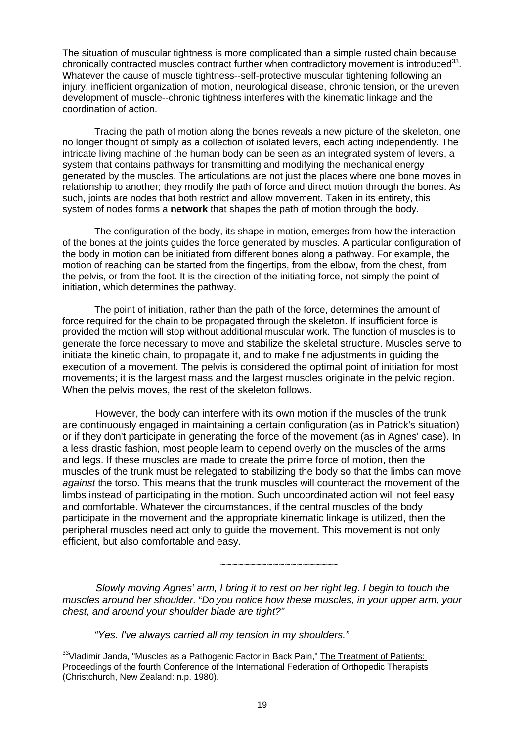The situation of muscular tightness is more complicated than a simple rusted chain because chronically contracted muscles contract further when contradictory movement is introduced[33]. Whatever the cause of muscle tightness--self-protective muscular tightening following an injury, inefficient organization of motion, neurological disease, chronic tension, or the uneven development of muscle--chronic tightness interferes with the kinematic linkage and the coordination of action.

Tracing the path of motion along the bones reveals a new picture of the skeleton, one no longer thought of simply as a collection of isolated levers, each acting independently. The intricate living machine of the human body can be seen as an integrated system of levers, a system that contains pathways for transmitting and modifying the mechanical energy generated by the muscles. The articulations are not just the places where one bone moves in relationship to another; they modify the path of force and direct motion through the bones. As such, joints are nodes that both restrict and allow movement. Taken in its entirety, this system of nodes forms a **network** that shapes the path of motion through the body.

The configuration of the body, its shape in motion, emerges from how the interaction of the bones at the joints guides the force generated by muscles. A particular configuration of the body in motion can be initiated from different bones along a pathway. For example, the motion of reaching can be started from the fingertips, from the elbow, from the chest, from the pelvis, or from the foot. It is the direction of the initiating force, not simply the point of initiation, which determines the pathway.

The point of initiation, rather than the path of the force, determines the amount of force required for the chain to be propagated through the skeleton. If insufficient force is provided the motion will stop without additional muscular work. The function of muscles is to generate the force necessary to move and stabilize the skeletal structure. Muscles serve to initiate the kinetic chain, to propagate it, and to make fine adjustments in guiding the execution of a movement. The pelvis is considered the optimal point of initiation for most movements; it is the largest mass and the largest muscles originate in the pelvic region. When the pelvis moves, the rest of the skeleton follows.

However, the body can interfere with its own motion if the muscles of the trunk are continuously engaged in maintaining a certain configuration (as in Patrick's situation) or if they don't participate in generating the force of the movement (as in Agnes' case). In a less drastic fashion, most people learn to depend overly on the muscles of the arms and legs. If these muscles are made to create the prime force of motion, then the muscles of the trunk must be relegated to stabilizing the body so that the limbs can move *against* the torso. This means that the trunk muscles will counteract the movement of the limbs instead of participating in the motion. Such uncoordinated action will not feel easy and comfortable. Whatever the circumstances, if the central muscles of the body participate in the movement and the appropriate kinematic linkage is utilized, then the peripheral muscles need act only to guide the movement. This movement is not only efficient, but also comfortable and easy.

~~~~~~~~~~~~~~~~~~~~

*Slowly moving Agnes' arm, I bring it to rest on her right leg. I begin to touch the muscles around her shoulder.* "*Do you notice how these muscles, in your upper arm, your chest, and around your shoulder blade are tight?"*

*"Yes. I've always carried all my tension in my shoulders."*

[33]Vladimir Janda, "Muscles as a Pathogenic Factor in Back Pain," The Treatment of Patients: Proceedings of the fourth Conference of the International Federation of Orthopedic Therapists (Christchurch, New Zealand: n.p. 1980).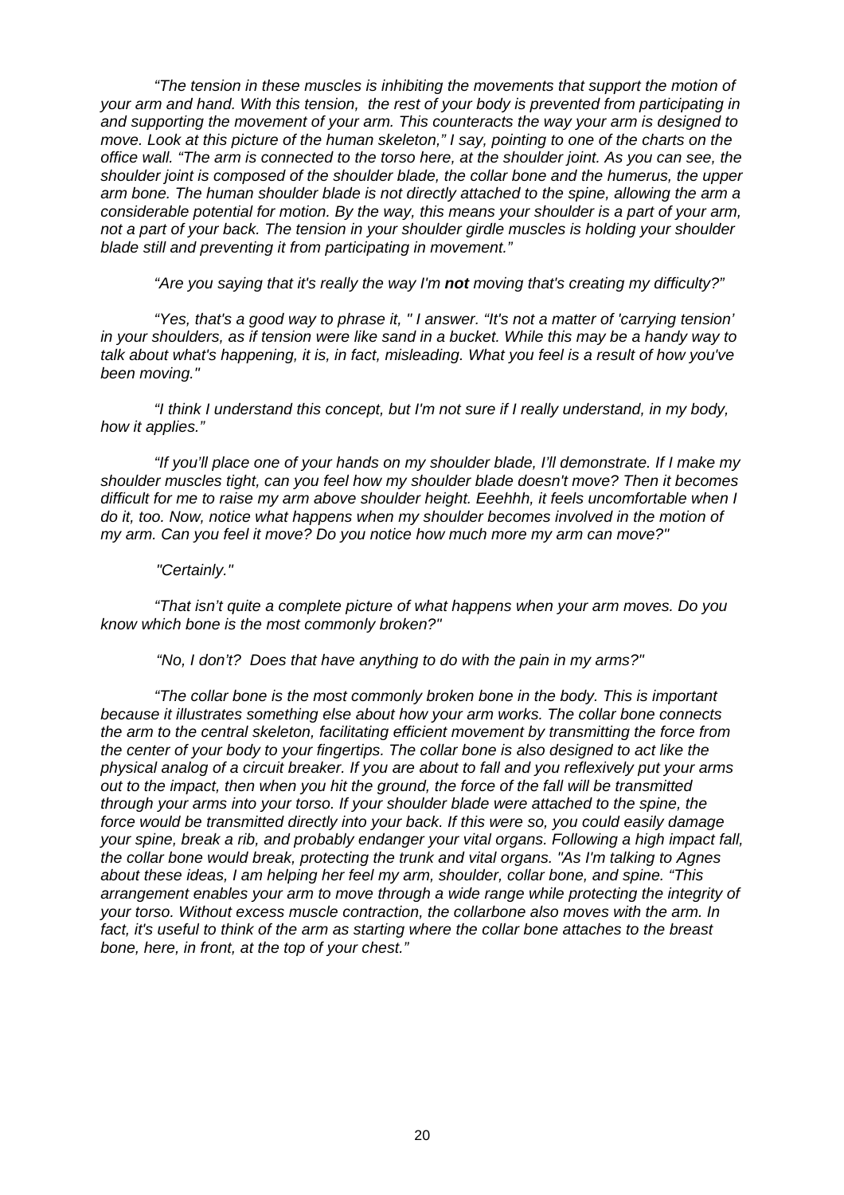*“The tension in these muscles is inhibiting the movements that support the motion of your arm and hand. With this tension,  the rest of your body is prevented from participating in and supporting the movement of your arm. This counteracts the way your arm is designed to move. Look at this picture of the human skeleton,” I say, pointing to one of the charts on the office wall. “The arm is connected to the torso here, at the shoulder joint. As you can see, the shoulder joint is composed of the shoulder blade, the collar bone and the humerus, the upper arm bone. The human shoulder blade is not directly attached to the spine, allowing the arm a considerable potential for motion. By the way, this means your shoulder is a part of your arm, not a part of your back. The tension in your shoulder girdle muscles is holding your shoulder blade still and preventing it from participating in movement.”*

*“Are you saying that it's really the way I'm* ***not*** *moving that's creating my difficulty?”*

*“Yes, that's a good way to phrase it, " I answer. “It's not a matter of 'carrying tension’ in your shoulders, as if tension were like sand in a bucket. While this may be a handy way to talk about what's happening, it is, in fact, misleading. What you feel is a result of how you've been moving."*

*“I think I understand this concept, but I'm not sure if I really understand, in my body, how it applies.”*

*“If you’ll place one of your hands on my shoulder blade, I’ll demonstrate. If I make my shoulder muscles tight, can you feel how my shoulder blade doesn't move? Then it becomes difficult for me to raise my arm above shoulder height. Eeehhh, it feels uncomfortable when I do it, too. Now, notice what happens when my shoulder becomes involved in the motion of my arm. Can you feel it move? Do you notice how much more my arm can move?"*

*"Certainly."*

*“That isn’t quite a complete picture of what happens when your arm moves. Do you know which bone is the most commonly broken?"*

*“No, I don’t?  Does that have anything to do with the pain in my arms?"*

*“The collar bone is the most commonly broken bone in the body. This is important because it illustrates something else about how your arm works. The collar bone connects the arm to the central skeleton, facilitating efficient movement by transmitting the force from the center of your body to your fingertips. The collar bone is also designed to act like the physical analog of a circuit breaker. If you are about to fall and you reflexively put your arms out to the impact, then when you hit the ground, the force of the fall will be transmitted through your arms into your torso. If your shoulder blade were attached to the spine, the force would be transmitted directly into your back. If this were so, you could easily damage your spine, break a rib, and probably endanger your vital organs. Following a high impact fall, the collar bone would break, protecting the trunk and vital organs. "As I'm talking to Agnes about these ideas, I am helping her feel my arm, shoulder, collar bone, and spine. “This arrangement enables your arm to move through a wide range while protecting the integrity of your torso. Without excess muscle contraction, the collarbone also moves with the arm. In fact, it's useful to think of the arm as starting where the collar bone attaches to the breast bone, here, in front, at the top of your chest.”*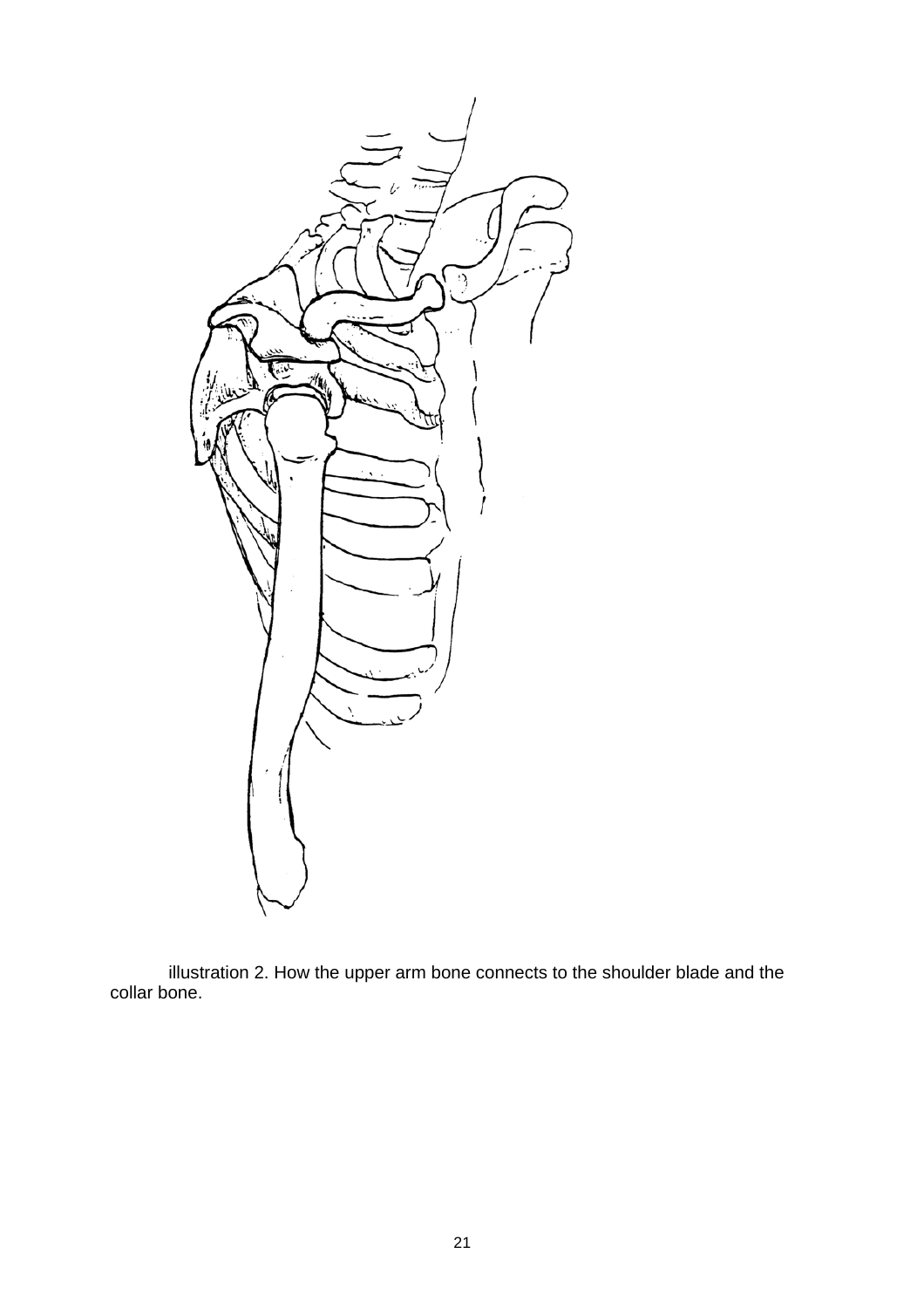illustration 2. How the upper arm bone connects to the shoulder blade and the collar bone.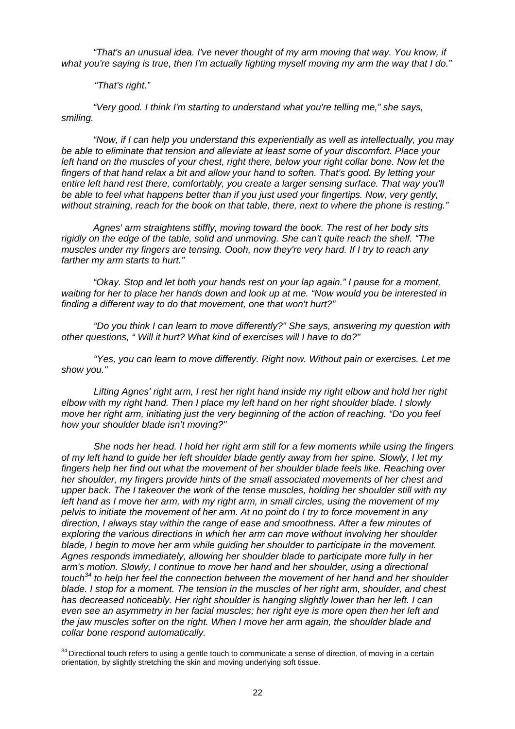*"That's an unusual idea. I've never thought of my arm moving that way. You know, if what you're saying is true, then I'm actually fighting myself moving my arm the way that I do."*

*"That's right."*

*"Very good. I think I'm starting to understand what you're telling me," she says, smiling.*

*"Now, if I can help you understand this experientially as well as intellectually, you may be able to eliminate that tension and alleviate at least some of your discomfort. Place your left hand on the muscles of your chest, right there, below your right collar bone. Now let the fingers of that hand relax a bit and allow your hand to soften. That's good. By letting your entire left hand rest there, comfortably, you create a larger sensing surface. That way you'll be able to feel what happens better than if you just used your fingertips. Now, very gently, without straining, reach for the book on that table, there, next to where the phone is resting."*

*Agnes' arm straightens stiffly, moving toward the book. The rest of her body sits rigidly on the edge of the table, solid and unmoving. She can't quite reach the shelf. "The muscles under my fingers are tensing. Oooh, now they're very hard. If I try to reach any farther my arm starts to hurt."*

*"Okay. Stop and let both your hands rest on your lap again." I pause for a moment, waiting for her to place her hands down and look up at me. "Now would you be interested in finding a different way to do that movement, one that won't hurt?"*

*"Do you think I can learn to move differently?" She says, answering my question with other questions, " Will it hurt? What kind of exercises will I have to do?"*

*"Yes, you can learn to move differently. Right now. Without pain or exercises. Let me show you."*

*Lifting Agnes' right arm, I rest her right hand inside my right elbow and hold her right elbow with my right hand. Then I place my left hand on her right shoulder blade. I slowly move her right arm, initiating just the very beginning of the action of reaching. "Do you feel how your shoulder blade isn't moving?"*

*She nods her head. I hold her right arm still for a few moments while using the fingers of my left hand to guide her left shoulder blade gently away from her spine. Slowly, I let my fingers help her find out what the movement of her shoulder blade feels like. Reaching over her shoulder, my fingers provide hints of the small associated movements of her chest and upper back. The I takeover the work of the tense muscles, holding her shoulder still with my left hand as I move her arm, with my right arm, in small circles, using the movement of my pelvis to initiate the movement of her arm. At no point do I try to force movement in any direction, I always stay within the range of ease and smoothness. After a few minutes of exploring the various directions in which her arm can move without involving her shoulder blade, I begin to move her arm while guiding her shoulder to participate in the movement. Agnes responds immediately, allowing her shoulder blade to participate more fully in her arm's motion. Slowly, I continue to move her hand and her shoulder, using a directional touch[34] to help her feel the connection between the movement of her hand and her shoulder blade. I stop for a moment. The tension in the muscles of her right arm, shoulder, and chest has decreased noticeably. Her right shoulder is hanging slightly lower than her left. I can even see an asymmetry in her facial muscles; her right eye is more open then her left and the jaw muscles softer on the right. When I move her arm again, the shoulder blade and collar bone respond automatically.*

[34] Directional touch refers to using a gentle touch to communicate a sense of direction, of moving in a certain orientation, by slightly stretching the skin and moving underlying soft tissue.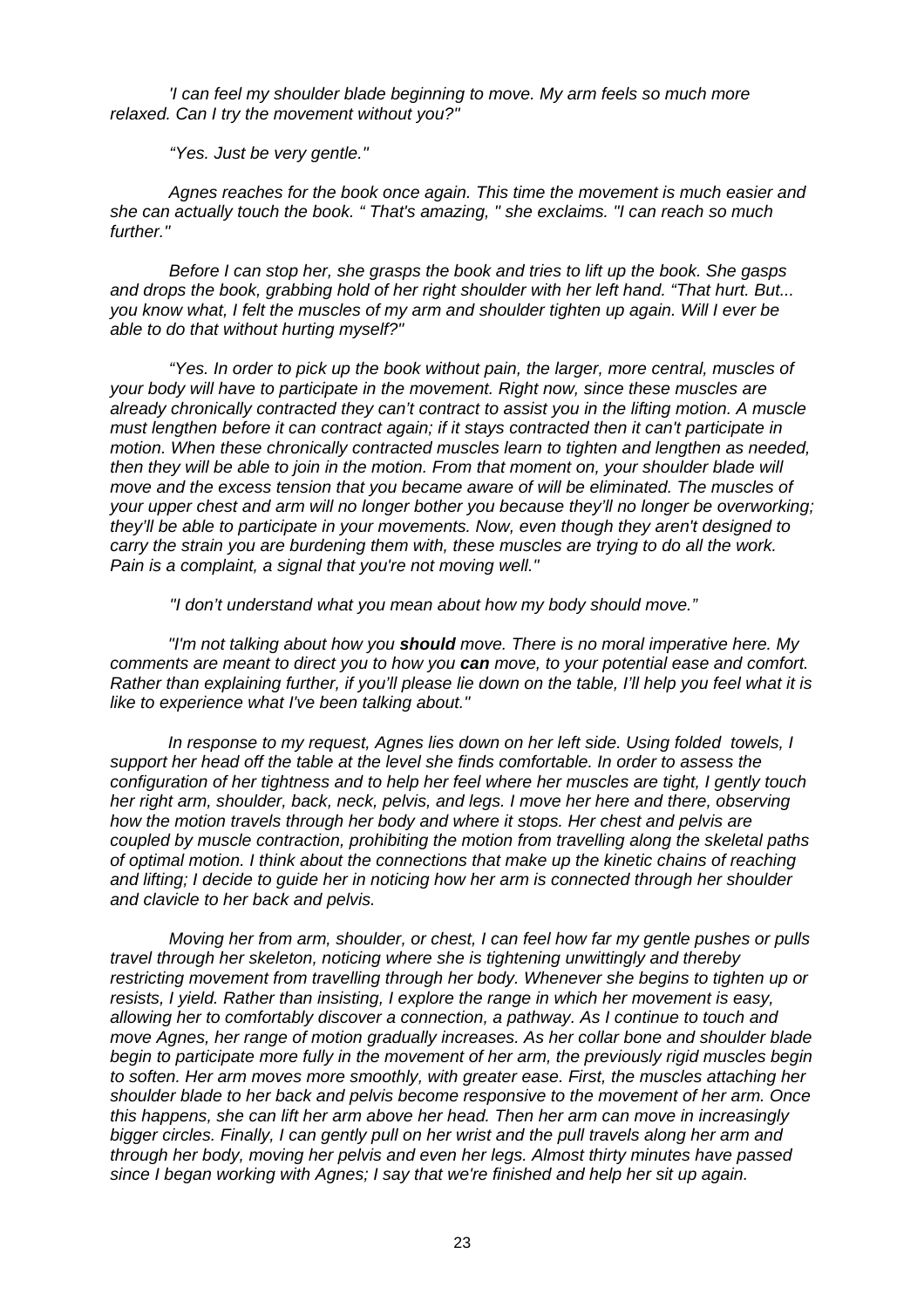*'I can feel my shoulder blade beginning to move. My arm feels so much more relaxed. Can I try the movement without you?"*

*"Yes. Just be very gentle."*

*Agnes reaches for the book once again. This time the movement is much easier and she can actually touch the book. " That's amazing, " she exclaims. "I can reach so much further."*

*Before I can stop her, she grasps the book and tries to lift up the book. She gasps and drops the book, grabbing hold of her right shoulder with her left hand. "That hurt. But... you know what, I felt the muscles of my arm and shoulder tighten up again. Will I ever be able to do that without hurting myself?"*

*"Yes. In order to pick up the book without pain, the larger, more central, muscles of your body will have to participate in the movement. Right now, since these muscles are already chronically contracted they can't contract to assist you in the lifting motion. A muscle must lengthen before it can contract again; if it stays contracted then it can't participate in motion. When these chronically contracted muscles learn to tighten and lengthen as needed, then they will be able to join in the motion. From that moment on, your shoulder blade will move and the excess tension that you became aware of will be eliminated. The muscles of your upper chest and arm will no longer bother you because they'll no longer be overworking; they'll be able to participate in your movements. Now, even though they aren't designed to carry the strain you are burdening them with, these muscles are trying to do all the work. Pain is a complaint, a signal that you're not moving well."*

*"I don't understand what you mean about how my body should move."*

*"I'm not talking about how you **should** move. There is no moral imperative here. My comments are meant to direct you to how you **can** move, to your potential ease and comfort. Rather than explaining further, if you'll please lie down on the table, I'll help you feel what it is like to experience what I've been talking about."*

*In response to my request, Agnes lies down on her left side. Using folded towels, I support her head off the table at the level she finds comfortable. In order to assess the configuration of her tightness and to help her feel where her muscles are tight, I gently touch her right arm, shoulder, back, neck, pelvis, and legs. I move her here and there, observing how the motion travels through her body and where it stops. Her chest and pelvis are coupled by muscle contraction, prohibiting the motion from travelling along the skeletal paths of optimal motion. I think about the connections that make up the kinetic chains of reaching and lifting; I decide to guide her in noticing how her arm is connected through her shoulder and clavicle to her back and pelvis.*

*Moving her from arm, shoulder, or chest, I can feel how far my gentle pushes or pulls travel through her skeleton, noticing where she is tightening unwittingly and thereby restricting movement from travelling through her body. Whenever she begins to tighten up or resists, I yield. Rather than insisting, I explore the range in which her movement is easy, allowing her to comfortably discover a connection, a pathway. As I continue to touch and move Agnes, her range of motion gradually increases. As her collar bone and shoulder blade begin to participate more fully in the movement of her arm, the previously rigid muscles begin to soften. Her arm moves more smoothly, with greater ease. First, the muscles attaching her shoulder blade to her back and pelvis become responsive to the movement of her arm. Once this happens, she can lift her arm above her head. Then her arm can move in increasingly bigger circles. Finally, I can gently pull on her wrist and the pull travels along her arm and through her body, moving her pelvis and even her legs. Almost thirty minutes have passed since I began working with Agnes; I say that we're finished and help her sit up again.*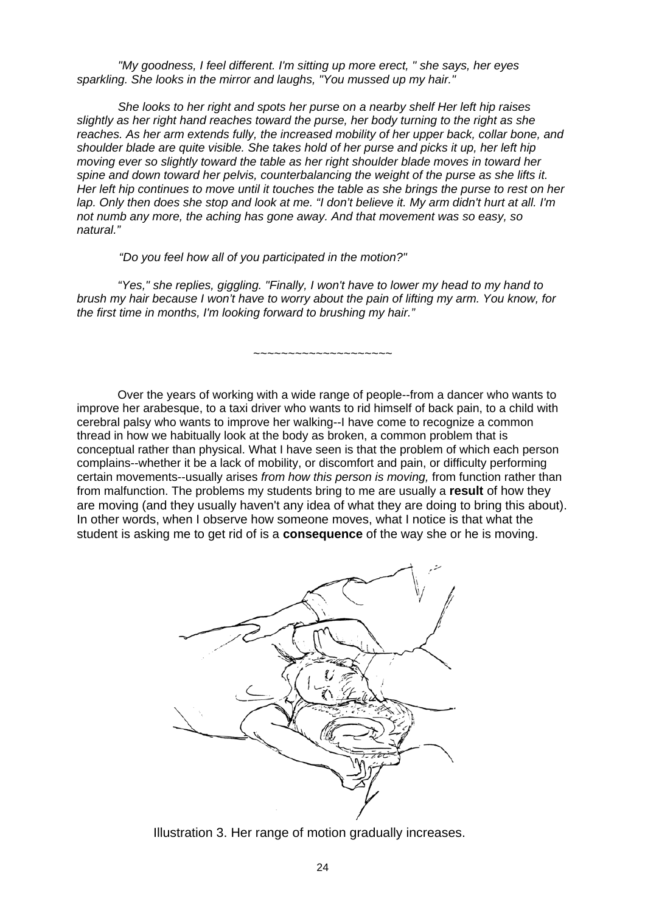*"My goodness, I feel different. I'm sitting up more erect, " she says, her eyes sparkling. She looks in the mirror and laughs, "You mussed up my hair."*

*She looks to her right and spots her purse on a nearby shelf Her left hip raises slightly as her right hand reaches toward the purse, her body turning to the right as she reaches. As her arm extends fully, the increased mobility of her upper back, collar bone, and shoulder blade are quite visible. She takes hold of her purse and picks it up, her left hip moving ever so slightly toward the table as her right shoulder blade moves in toward her spine and down toward her pelvis, counterbalancing the weight of the purse as she lifts it. Her left hip continues to move until it touches the table as she brings the purse to rest on her lap. Only then does she stop and look at me. "I don't believe it. My arm didn't hurt at all. I'm not numb any more, the aching has gone away. And that movement was so easy, so natural."*

*"Do you feel how all of you participated in the motion?"*

*"Yes," she replies, giggling. "Finally, I won't have to lower my head to my hand to brush my hair because I won't have to worry about the pain of lifting my arm. You know, for the first time in months, I'm looking forward to brushing my hair."*

~~~~~~~~~~~~~~~~~~~~

Over the years of working with a wide range of people--from a dancer who wants to improve her arabesque, to a taxi driver who wants to rid himself of back pain, to a child with cerebral palsy who wants to improve her walking--I have come to recognize a common thread in how we habitually look at the body as broken, a common problem that is conceptual rather than physical. What I have seen is that the problem of which each person complains--whether it be a lack of mobility, or discomfort and pain, or difficulty performing certain movements--usually arises *from how this person is moving,* from function rather than from malfunction. The problems my students bring to me are usually a **result** of how they are moving (and they usually haven't any idea of what they are doing to bring this about). In other words, when I observe how someone moves, what I notice is that what the student is asking me to get rid of is a **consequence** of the way she or he is moving.

Illustration 3. Her range of motion gradually increases.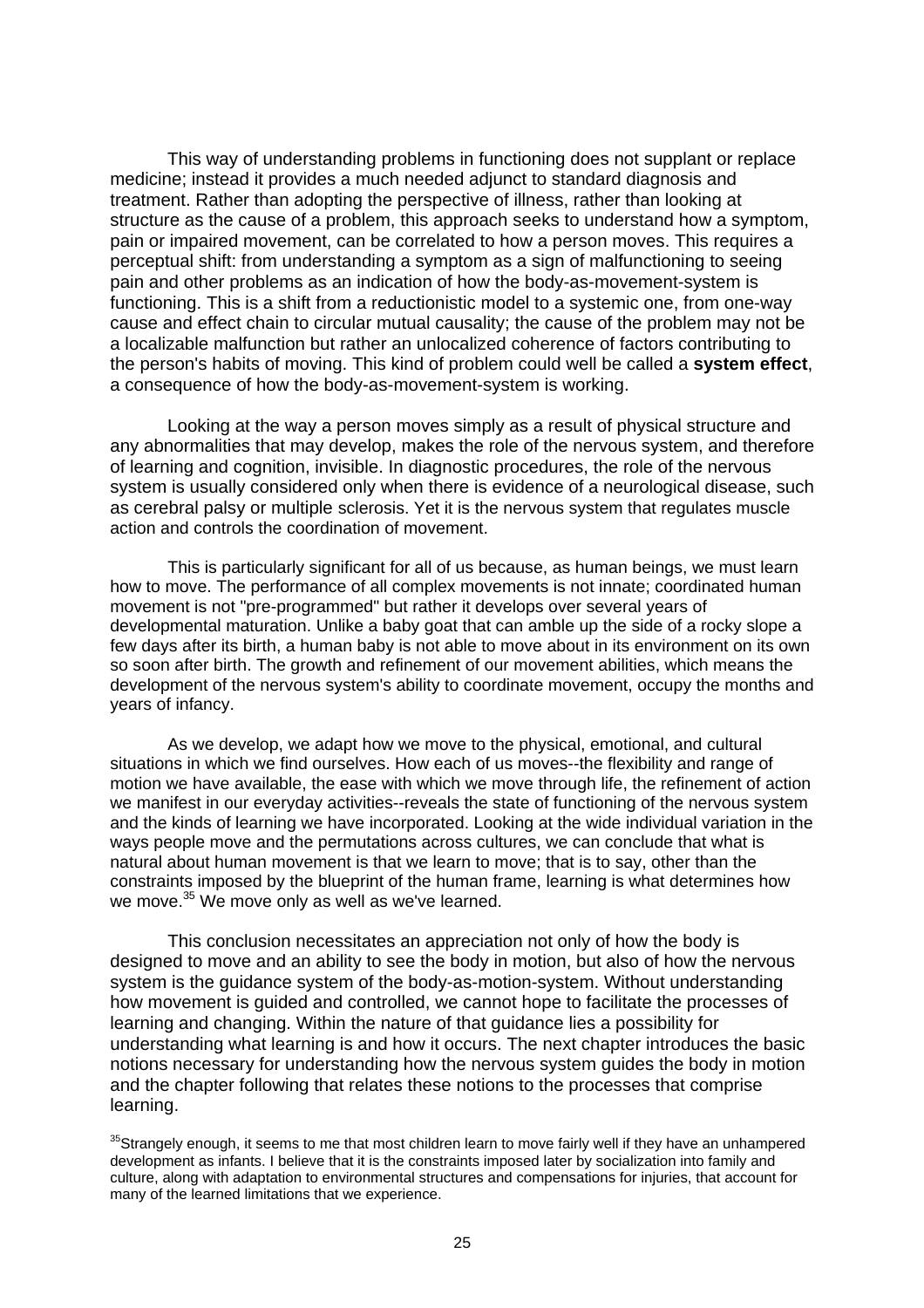This way of understanding problems in functioning does not supplant or replace medicine; instead it provides a much needed adjunct to standard diagnosis and treatment. Rather than adopting the perspective of illness, rather than looking at structure as the cause of a problem, this approach seeks to understand how a symptom, pain or impaired movement, can be correlated to how a person moves. This requires a perceptual shift: from understanding a symptom as a sign of malfunctioning to seeing pain and other problems as an indication of how the body-as-movement-system is functioning. This is a shift from a reductionistic model to a systemic one, from one-way cause and effect chain to circular mutual causality; the cause of the problem may not be a localizable malfunction but rather an unlocalized coherence of factors contributing to the person's habits of moving. This kind of problem could well be called a **system effect**, a consequence of how the body-as-movement-system is working.

Looking at the way a person moves simply as a result of physical structure and any abnormalities that may develop, makes the role of the nervous system, and therefore of learning and cognition, invisible. In diagnostic procedures, the role of the nervous system is usually considered only when there is evidence of a neurological disease, such as cerebral palsy or multiple sclerosis. Yet it is the nervous system that regulates muscle action and controls the coordination of movement.

This is particularly significant for all of us because, as human beings, we must learn how to move. The performance of all complex movements is not innate; coordinated human movement is not "pre-programmed" but rather it develops over several years of developmental maturation. Unlike a baby goat that can amble up the side of a rocky slope a few days after its birth, a human baby is not able to move about in its environment on its own so soon after birth. The growth and refinement of our movement abilities, which means the development of the nervous system's ability to coordinate movement, occupy the months and years of infancy.

As we develop, we adapt how we move to the physical, emotional, and cultural situations in which we find ourselves. How each of us moves--the flexibility and range of motion we have available, the ease with which we move through life, the refinement of action we manifest in our everyday activities--reveals the state of functioning of the nervous system and the kinds of learning we have incorporated. Looking at the wide individual variation in the ways people move and the permutations across cultures, we can conclude that what is natural about human movement is that we learn to move; that is to say, other than the constraints imposed by the blueprint of the human frame, learning is what determines how we move.[35] We move only as well as we've learned.

This conclusion necessitates an appreciation not only of how the body is designed to move and an ability to see the body in motion, but also of how the nervous system is the guidance system of the body-as-motion-system. Without understanding how movement is guided and controlled, we cannot hope to facilitate the processes of learning and changing. Within the nature of that guidance lies a possibility for understanding what learning is and how it occurs. The next chapter introduces the basic notions necessary for understanding how the nervous system guides the body in motion and the chapter following that relates these notions to the processes that comprise learning.

[35]Strangely enough, it seems to me that most children learn to move fairly well if they have an unhampered development as infants. I believe that it is the constraints imposed later by socialization into family and culture, along with adaptation to environmental structures and compensations for injuries, that account for many of the learned limitations that we experience.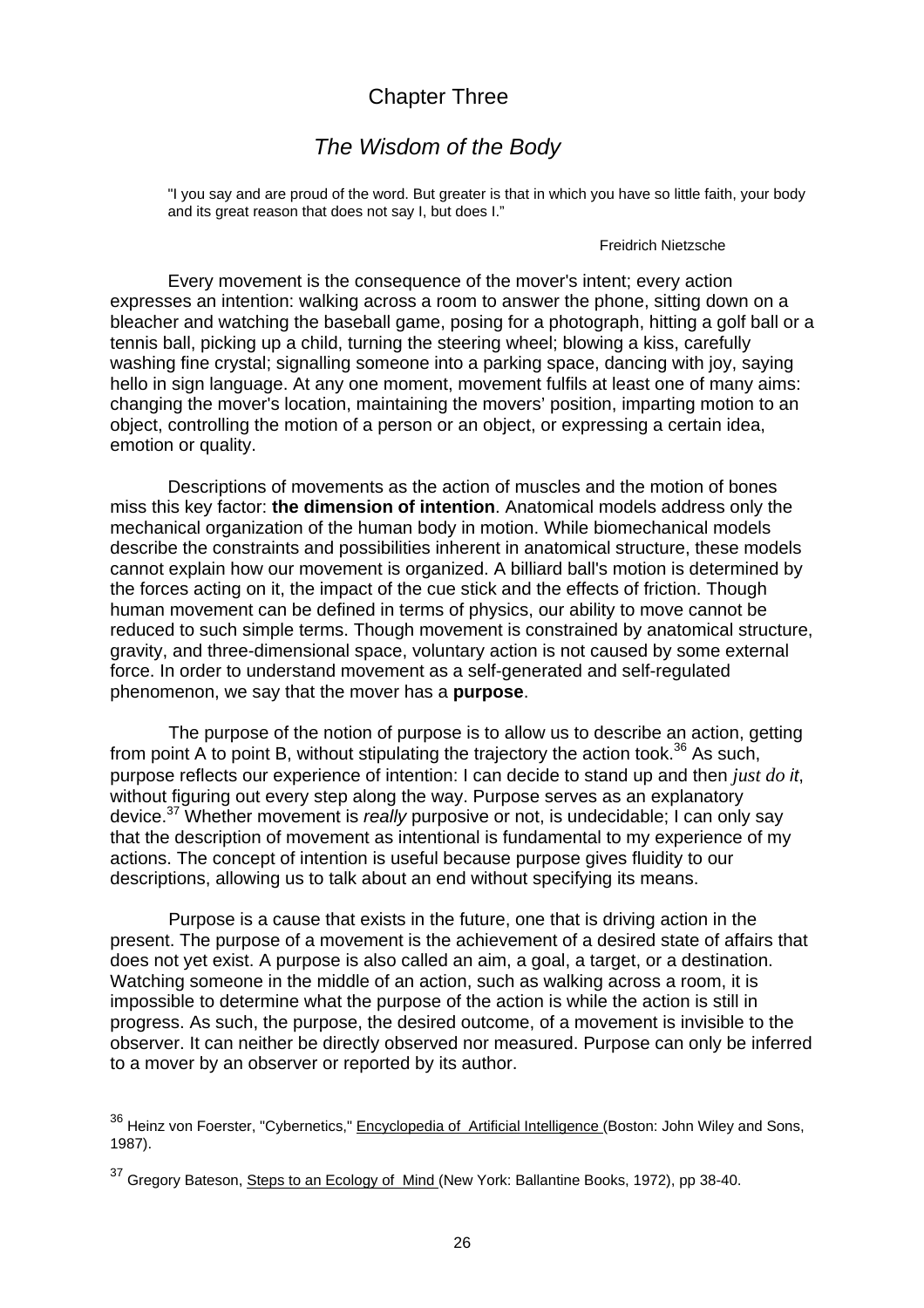# Chapter Three

## *The Wisdom of the Body*

> "I you say and are proud of the word. But greater is that in which you have so little faith, your body and its great reason that does not say I, but does I."
>
> Freidrich Nietzsche

Every movement is the consequence of the mover's intent; every action expresses an intention: walking across a room to answer the phone, sitting down on a bleacher and watching the baseball game, posing for a photograph, hitting a golf ball or a tennis ball, picking up a child, turning the steering wheel; blowing a kiss, carefully washing fine crystal; signalling someone into a parking space, dancing with joy, saying hello in sign language. At any one moment, movement fulfils at least one of many aims: changing the mover's location, maintaining the movers' position, imparting motion to an object, controlling the motion of a person or an object, or expressing a certain idea, emotion or quality.

Descriptions of movements as the action of muscles and the motion of bones miss this key factor: **the dimension of intention**. Anatomical models address only the mechanical organization of the human body in motion. While biomechanical models describe the constraints and possibilities inherent in anatomical structure, these models cannot explain how our movement is organized. A billiard ball's motion is determined by the forces acting on it, the impact of the cue stick and the effects of friction. Though human movement can be defined in terms of physics, our ability to move cannot be reduced to such simple terms. Though movement is constrained by anatomical structure, gravity, and three-dimensional space, voluntary action is not caused by some external force. In order to understand movement as a self-generated and self-regulated phenomenon, we say that the mover has a **purpose**.

The purpose of the notion of purpose is to allow us to describe an action, getting from point A to point B, without stipulating the trajectory the action took.[36] As such, purpose reflects our experience of intention: I can decide to stand up and then *just do it*, without figuring out every step along the way. Purpose serves as an explanatory device.[37] Whether movement is *really* purposive or not, is undecidable; I can only say that the description of movement as intentional is fundamental to my experience of my actions. The concept of intention is useful because purpose gives fluidity to our descriptions, allowing us to talk about an end without specifying its means.

Purpose is a cause that exists in the future, one that is driving action in the present. The purpose of a movement is the achievement of a desired state of affairs that does not yet exist. A purpose is also called an aim, a goal, a target, or a destination. Watching someone in the middle of an action, such as walking across a room, it is impossible to determine what the purpose of the action is while the action is still in progress. As such, the purpose, the desired outcome, of a movement is invisible to the observer. It can neither be directly observed nor measured. Purpose can only be inferred to a mover by an observer or reported by its author.

[36] Heinz von Foerster, "Cybernetics," Encyclopedia of Artificial Intelligence (Boston: John Wiley and Sons, 1987).

[37] Gregory Bateson, Steps to an Ecology of Mind (New York: Ballantine Books, 1972), pp 38-40.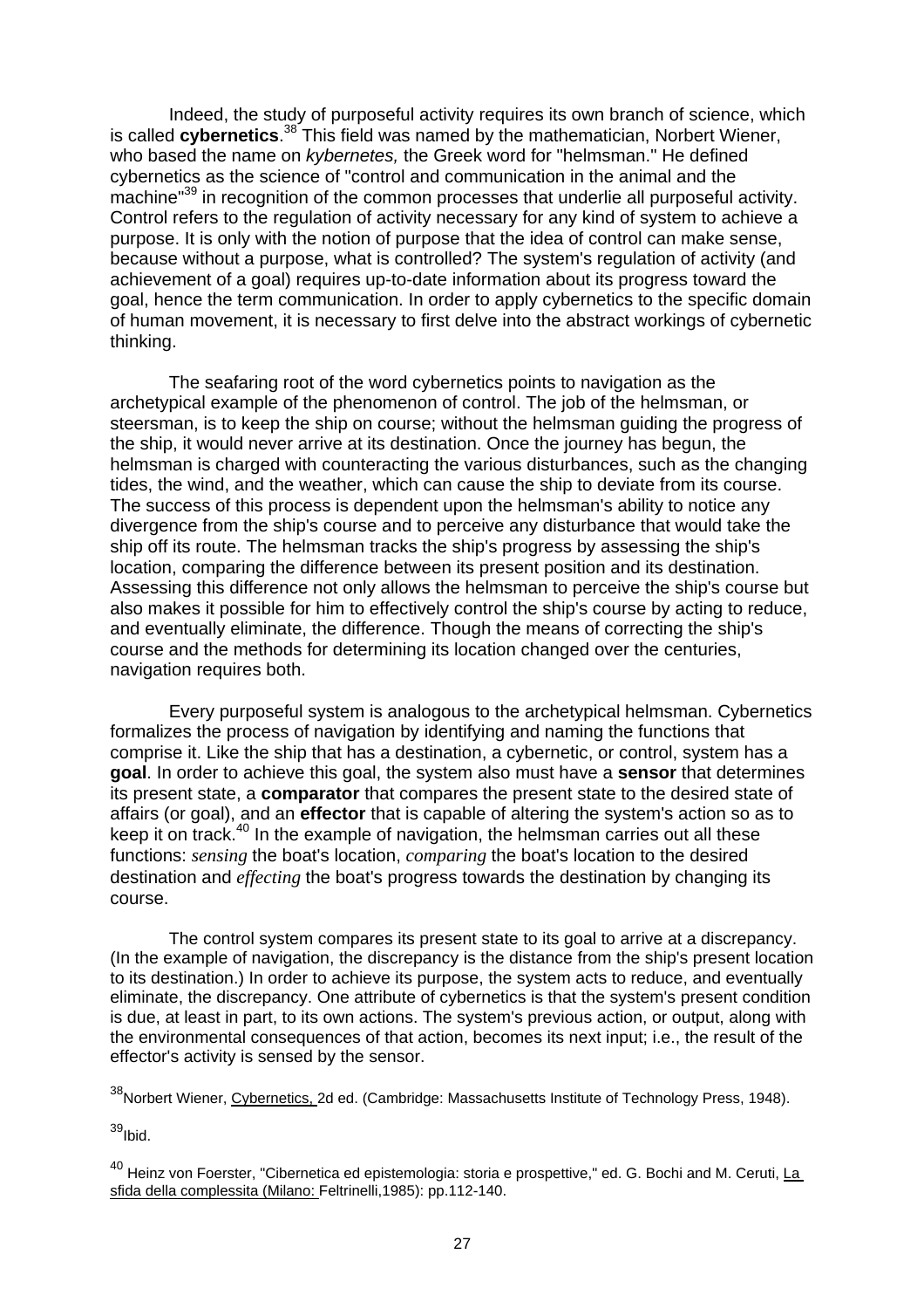Indeed, the study of purposeful activity requires its own branch of science, which is called **cybernetics**.[38] This field was named by the mathematician, Norbert Wiener, who based the name on *kybernetes,* the Greek word for "helmsman." He defined cybernetics as the science of "control and communication in the animal and the machine"[39] in recognition of the common processes that underlie all purposeful activity. Control refers to the regulation of activity necessary for any kind of system to achieve a purpose. It is only with the notion of purpose that the idea of control can make sense, because without a purpose, what is controlled? The system's regulation of activity (and achievement of a goal) requires up-to-date information about its progress toward the goal, hence the term communication. In order to apply cybernetics to the specific domain of human movement, it is necessary to first delve into the abstract workings of cybernetic thinking.

The seafaring root of the word cybernetics points to navigation as the archetypical example of the phenomenon of control. The job of the helmsman, or steersman, is to keep the ship on course; without the helmsman guiding the progress of the ship, it would never arrive at its destination. Once the journey has begun, the helmsman is charged with counteracting the various disturbances, such as the changing tides, the wind, and the weather, which can cause the ship to deviate from its course. The success of this process is dependent upon the helmsman's ability to notice any divergence from the ship's course and to perceive any disturbance that would take the ship off its route. The helmsman tracks the ship's progress by assessing the ship's location, comparing the difference between its present position and its destination. Assessing this difference not only allows the helmsman to perceive the ship's course but also makes it possible for him to effectively control the ship's course by acting to reduce, and eventually eliminate, the difference. Though the means of correcting the ship's course and the methods for determining its location changed over the centuries, navigation requires both.

Every purposeful system is analogous to the archetypical helmsman. Cybernetics formalizes the process of navigation by identifying and naming the functions that comprise it. Like the ship that has a destination, a cybernetic, or control, system has a **goal**. In order to achieve this goal, the system also must have a **sensor** that determines its present state, a **comparator** that compares the present state to the desired state of affairs (or goal), and an **effector** that is capable of altering the system's action so as to keep it on track.[40] In the example of navigation, the helmsman carries out all these functions: *sensing* the boat's location, *comparing* the boat's location to the desired destination and *effecting* the boat's progress towards the destination by changing its course.

The control system compares its present state to its goal to arrive at a discrepancy. (In the example of navigation, the discrepancy is the distance from the ship's present location to its destination.) In order to achieve its purpose, the system acts to reduce, and eventually eliminate, the discrepancy. One attribute of cybernetics is that the system's present condition is due, at least in part, to its own actions. The system's previous action, or output, along with the environmental consequences of that action, becomes its next input; i.e., the result of the effector's activity is sensed by the sensor.

[38] Norbert Wiener, Cybernetics, 2d ed. (Cambridge: Massachusetts Institute of Technology Press, 1948).

[39] Ibid.

[40] Heinz von Foerster, "Cibernetica ed epistemologia: storia e prospettive," ed. G. Bochi and M. Ceruti, La sfida della complessita (Milano: Feltrinelli,1985): pp.112-140.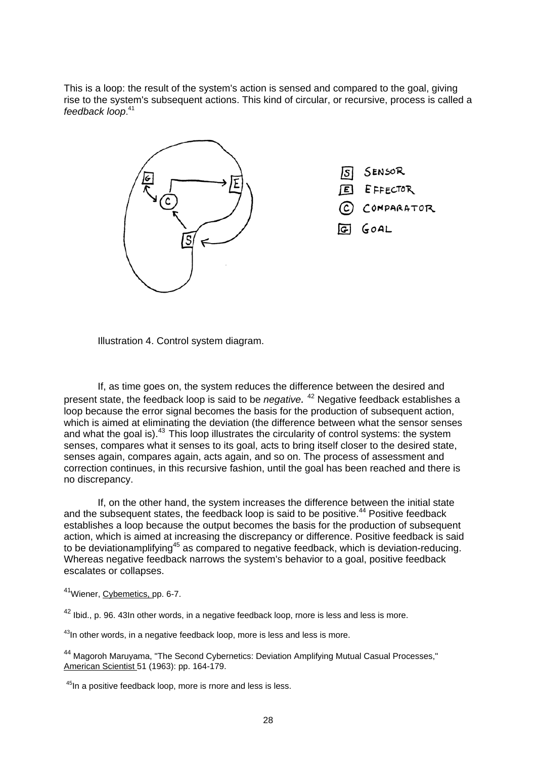This is a loop: the result of the system's action is sensed and compared to the goal, giving rise to the system's subsequent actions. This kind of circular, or recursive, process is called a *feedback loop*.[41]

Illustration 4. Control system diagram.

If, as time goes on, the system reduces the difference between the desired and present state, the feedback loop is said to be *negative.* [42] Negative feedback establishes a loop because the error signal becomes the basis for the production of subsequent action, which is aimed at eliminating the deviation (the difference between what the sensor senses and what the goal is).[43] This loop illustrates the circularity of control systems: the system senses, compares what it senses to its goal, acts to bring itself closer to the desired state, senses again, compares again, acts again, and so on. The process of assessment and correction continues, in this recursive fashion, until the goal has been reached and there is no discrepancy.

If, on the other hand, the system increases the difference between the initial state and the subsequent states, the feedback loop is said to be positive.[44] Positive feedback establishes a loop because the output becomes the basis for the production of subsequent action, which is aimed at increasing the discrepancy or difference. Positive feedback is said to be deviationamplifying[45] as compared to negative feedback, which is deviation-reducing. Whereas negative feedback narrows the system's behavior to a goal, positive feedback escalates or collapses.

[41] Wiener, Cybemetics, pp. 6-7.

[42] Ibid., p. 96. 43In other words, in a negative feedback loop, rnore is less and less is more.

[43] In other words, in a negative feedback loop, more is less and less is more.

[44] Magoroh Maruyama, "The Second Cybernetics: Deviation Amplifying Mutual Casual Processes," American Scientist 51 (1963): pp. 164-179.

[45] In a positive feedback loop, more is rnore and less is less.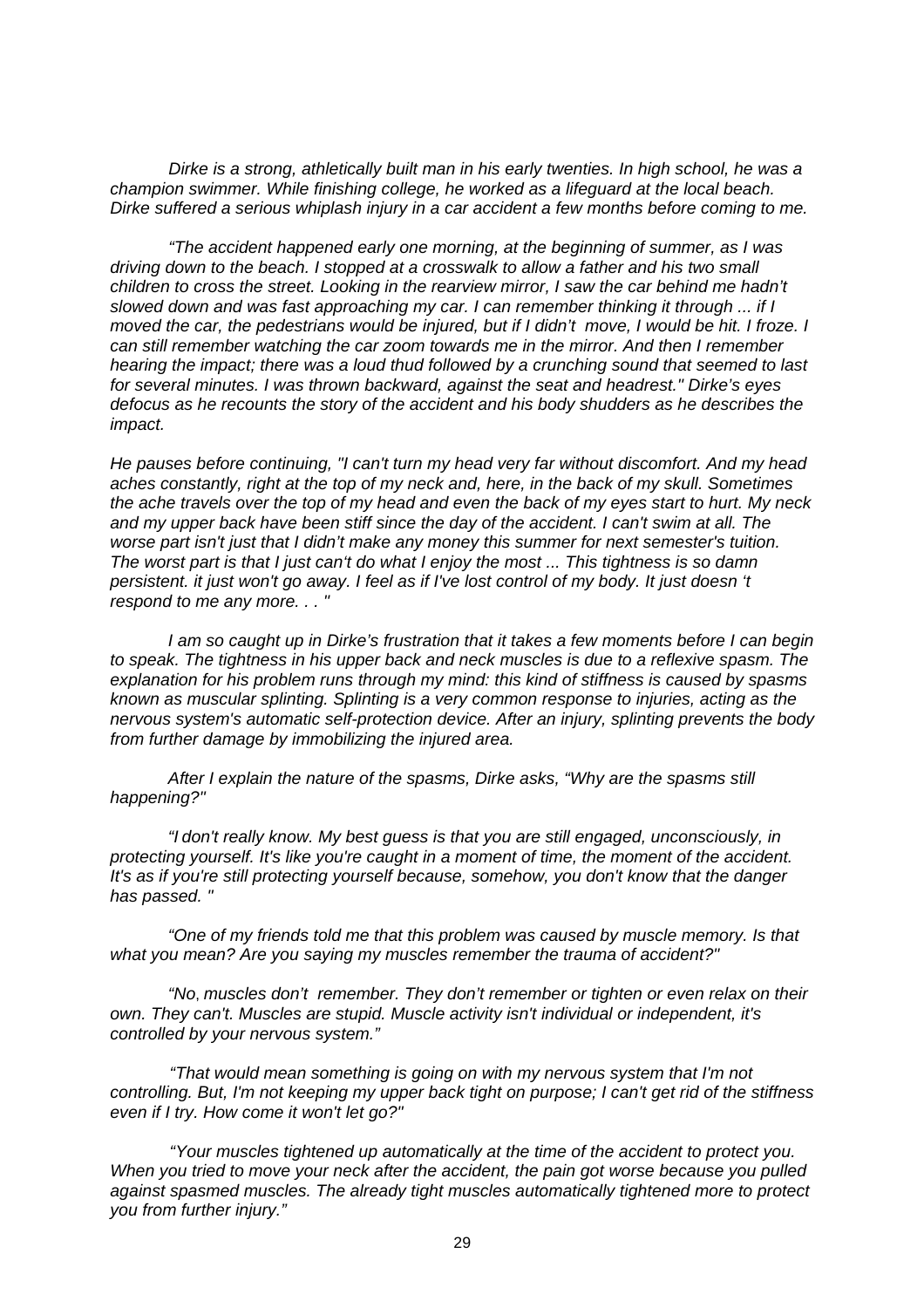*Dirke is a strong, athletically built man in his early twenties. In high school, he was a champion swimmer. While finishing college, he worked as a lifeguard at the local beach. Dirke suffered a serious whiplash injury in a car accident a few months before coming to me.*

*"The accident happened early one morning, at the beginning of summer, as I was driving down to the beach. I stopped at a crosswalk to allow a father and his two small children to cross the street. Looking in the rearview mirror, I saw the car behind me hadn't slowed down and was fast approaching my car. I can remember thinking it through ... if I moved the car, the pedestrians would be injured, but if I didn't move, I would be hit. I froze. I can still remember watching the car zoom towards me in the mirror. And then I remember hearing the impact; there was a loud thud followed by a crunching sound that seemed to last for several minutes. I was thrown backward, against the seat and headrest." Dirke's eyes defocus as he recounts the story of the accident and his body shudders as he describes the impact.*

*He pauses before continuing, "I can't turn my head very far without discomfort. And my head aches constantly, right at the top of my neck and, here, in the back of my skull. Sometimes the ache travels over the top of my head and even the back of my eyes start to hurt. My neck and my upper back have been stiff since the day of the accident. I can't swim at all. The worse part isn't just that I didn't make any money this summer for next semester's tuition. The worst part is that I just can't do what I enjoy the most ... This tightness is so damn persistent. it just won't go away. I feel as if I've lost control of my body. It just doesn 't respond to me any more. . . "*

*I am so caught up in Dirke's frustration that it takes a few moments before I can begin to speak. The tightness in his upper back and neck muscles is due to a reflexive spasm. The explanation for his problem runs through my mind: this kind of stiffness is caused by spasms known as muscular splinting. Splinting is a very common response to injuries, acting as the nervous system's automatic self-protection device. After an injury, splinting prevents the body from further damage by immobilizing the injured area.*

*After I explain the nature of the spasms, Dirke asks, "Why are the spasms still happening?"*

*"I don't really know. My best guess is that you are still engaged, unconsciously, in protecting yourself. It's like you're caught in a moment of time, the moment of the accident. It's as if you're still protecting yourself because, somehow, you don't know that the danger has passed. "*

*"One of my friends told me that this problem was caused by muscle memory. Is that what you mean? Are you saying my muscles remember the trauma of accident?"*

*"No, muscles don't remember. They don't remember or tighten or even relax on their own. They can't. Muscles are stupid. Muscle activity isn't individual or independent, it's controlled by your nervous system."*

*"That would mean something is going on with my nervous system that I'm not controlling. But, I'm not keeping my upper back tight on purpose; I can't get rid of the stiffness even if I try. How come it won't let go?"*

*"Your muscles tightened up automatically at the time of the accident to protect you. When you tried to move your neck after the accident, the pain got worse because you pulled against spasmed muscles. The already tight muscles automatically tightened more to protect you from further injury."*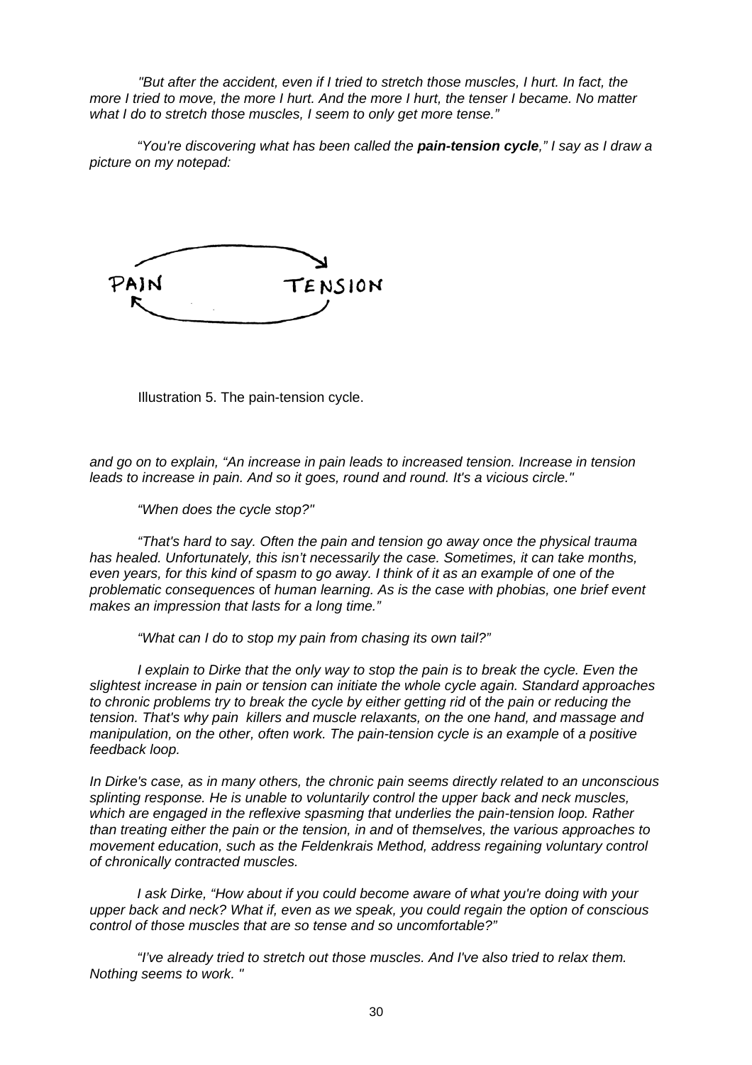*"But after the accident, even if I tried to stretch those muscles, I hurt. In fact, the more I tried to move, the more I hurt. And the more I hurt, the tenser I became. No matter what I do to stretch those muscles, I seem to only get more tense."*

*"You're discovering what has been called the **pain-tension cycle**," I say as I draw a picture on my notepad:*

PAIN

TENSION

Illustration 5. The pain-tension cycle.

*and go on to explain, "An increase in pain leads to increased tension. Increase in tension leads to increase in pain. And so it goes, round and round. It's a vicious circle."*

*"When does the cycle stop?"*

*"That's hard to say. Often the pain and tension go away once the physical trauma has healed. Unfortunately, this isn't necessarily the case. Sometimes, it can take months, even years, for this kind of spasm to go away. I think of it as an example of one of the problematic consequences* of *human learning. As is the case with phobias, one brief event makes an impression that lasts for a long time."*

*"What can I do to stop my pain from chasing its own tail?"*

*I explain to Dirke that the only way to stop the pain is to break the cycle. Even the slightest increase in pain or tension can initiate the whole cycle again. Standard approaches to chronic problems try to break the cycle by either getting rid* of *the pain or reducing the tension. That's why pain killers and muscle relaxants, on the one hand, and massage and manipulation, on the other, often work. The pain-tension cycle is an example* of *a positive feedback loop.*

*In Dirke's case, as in many others, the chronic pain seems directly related to an unconscious splinting response. He is unable to voluntarily control the upper back and neck muscles, which are engaged in the reflexive spasming that underlies the pain-tension loop. Rather than treating either the pain or the tension, in and* of *themselves, the various approaches to movement education, such as the Feldenkrais Method, address regaining voluntary control of chronically contracted muscles.*

*I ask Dirke, "How about if you could become aware of what you're doing with your upper back and neck? What if, even as we speak, you could regain the option of conscious control of those muscles that are so tense and so uncomfortable?"*

*"I've already tried to stretch out those muscles. And I've also tried to relax them. Nothing seems to work. "*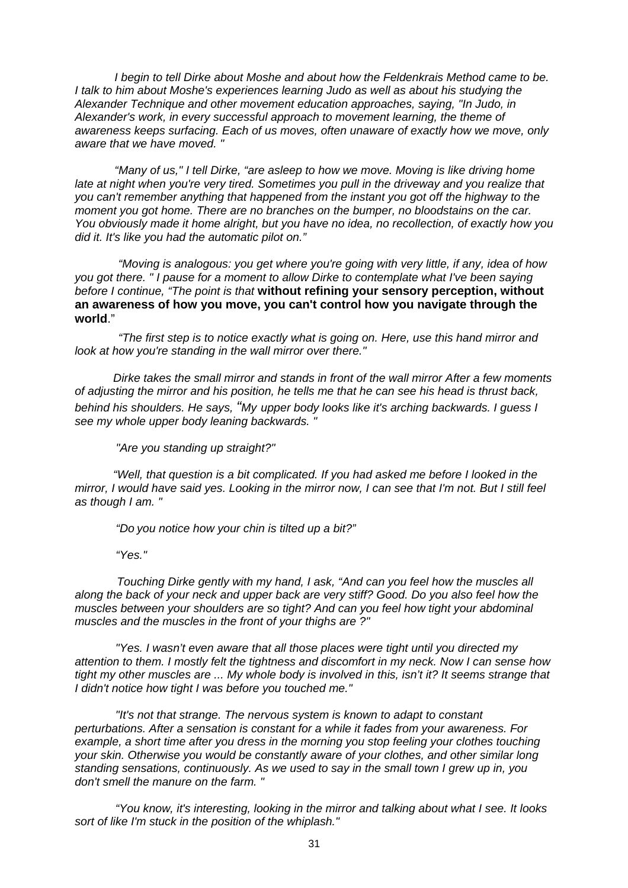*I begin to tell Dirke about Moshe and about how the Feldenkrais Method came to be. I talk to him about Moshe's experiences learning Judo as well as about his studying the Alexander Technique and other movement education approaches, saying, "In Judo, in Alexander's work, in every successful approach to movement learning, the theme of awareness keeps surfacing. Each of us moves, often unaware of exactly how we move, only aware that we have moved. "*

*"Many of us," I tell Dirke, "are asleep to how we move. Moving is like driving home late at night when you're very tired. Sometimes you pull in the driveway and you realize that you can't remember anything that happened from the instant you got off the highway to the moment you got home. There are no branches on the bumper, no bloodstains on the car. You obviously made it home alright, but you have no idea, no recollection, of exactly how you did it. It's like you had the automatic pilot on."*

*"Moving is analogous: you get where you're going with very little, if any, idea of how you got there. " I pause for a moment to allow Dirke to contemplate what I've been saying before I continue, "The point is that* **without refining your sensory perception, without an awareness of how you move, you can't control how you navigate through the world**."

*"The first step is to notice exactly what is going on. Here, use this hand mirror and look at how you're standing in the wall mirror over there."*

*Dirke takes the small mirror and stands in front of the wall mirror After a few moments of adjusting the mirror and his position, he tells me that he can see his head is thrust back, behind his shoulders. He says, "My upper body looks like it's arching backwards. I guess I see my whole upper body leaning backwards. "*

*"Are you standing up straight?"*

*"Well, that question is a bit complicated. If you had asked me before I looked in the mirror, I would have said yes. Looking in the mirror now, I can see that I'm not. But I still feel as though I am. "*

*"Do you notice how your chin is tilted up a bit?"*

*"Yes."*

*Touching Dirke gently with my hand, I ask, "And can you feel how the muscles all along the back of your neck and upper back are very stiff? Good. Do you also feel how the muscles between your shoulders are so tight? And can you feel how tight your abdominal muscles and the muscles in the front of your thighs are ?"*

*"Yes. I wasn't even aware that all those places were tight until you directed my attention to them. I mostly felt the tightness and discomfort in my neck. Now I can sense how tight my other muscles are ... My whole body is involved in this, isn't it? It seems strange that I didn't notice how tight I was before you touched me."*

*"It's not that strange. The nervous system is known to adapt to constant perturbations. After a sensation is constant for a while it fades from your awareness. For example, a short time after you dress in the morning you stop feeling your clothes touching your skin. Otherwise you would be constantly aware of your clothes, and other similar long standing sensations, continuously. As we used to say in the small town I grew up in, you don't smell the manure on the farm. "*

*"You know, it's interesting, looking in the mirror and talking about what I see. It looks sort of like I'm stuck in the position of the whiplash."*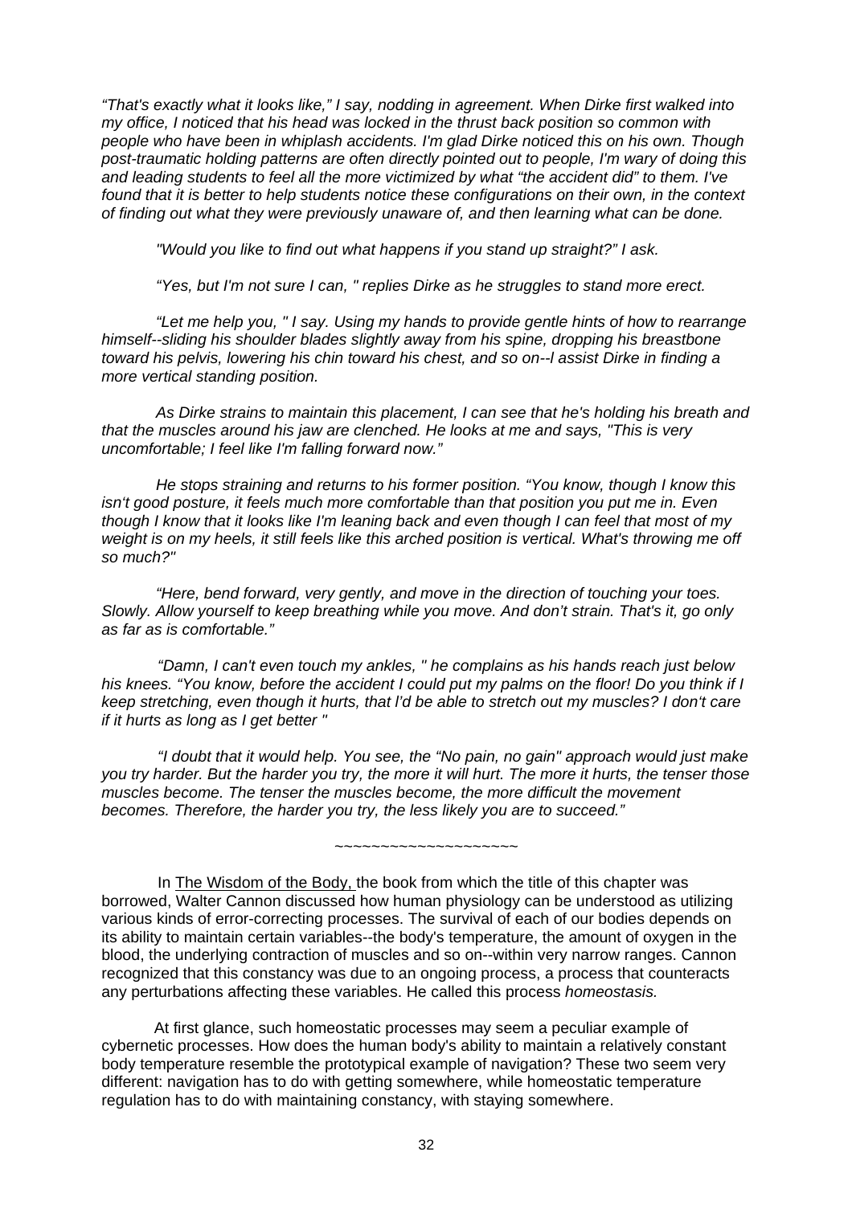*"That's exactly what it looks like," I say, nodding in agreement. When Dirke first walked into my office, I noticed that his head was locked in the thrust back position so common with people who have been in whiplash accidents. I'm glad Dirke noticed this on his own. Though post-traumatic holding patterns are often directly pointed out to people, I'm wary of doing this and leading students to feel all the more victimized by what "the accident did" to them. I've found that it is better to help students notice these configurations on their own, in the context of finding out what they were previously unaware of, and then learning what can be done.*

*"Would you like to find out what happens if you stand up straight?" I ask.*

*"Yes, but I'm not sure I can, " replies Dirke as he struggles to stand more erect.*

*"Let me help you, " I say. Using my hands to provide gentle hints of how to rearrange himself--sliding his shoulder blades slightly away from his spine, dropping his breastbone toward his pelvis, lowering his chin toward his chest, and so on--I assist Dirke in finding a more vertical standing position.*

*As Dirke strains to maintain this placement, I can see that he's holding his breath and that the muscles around his jaw are clenched. He looks at me and says, "This is very uncomfortable; I feel like I'm falling forward now."*

*He stops straining and returns to his former position. "You know, though I know this isn't good posture, it feels much more comfortable than that position you put me in. Even though I know that it looks like I'm leaning back and even though I can feel that most of my weight is on my heels, it still feels like this arched position is vertical. What's throwing me off so much?"*

*"Here, bend forward, very gently, and move in the direction of touching your toes. Slowly. Allow yourself to keep breathing while you move. And don't strain. That's it, go only as far as is comfortable."*

*"Damn, I can't even touch my ankles, " he complains as his hands reach just below his knees. "You know, before the accident I could put my palms on the floor! Do you think if I keep stretching, even though it hurts, that I'd be able to stretch out my muscles? I don't care if it hurts as long as I get better "*

*"I doubt that it would help. You see, the "No pain, no gain" approach would just make you try harder. But the harder you try, the more it will hurt. The more it hurts, the tenser those muscles become. The tenser the muscles become, the more difficult the movement becomes. Therefore, the harder you try, the less likely you are to succeed."*

~~~~~~~~~~~~~~~~~~~~

In The Wisdom of the Body, the book from which the title of this chapter was borrowed, Walter Cannon discussed how human physiology can be understood as utilizing various kinds of error-correcting processes. The survival of each of our bodies depends on its ability to maintain certain variables--the body's temperature, the amount of oxygen in the blood, the underlying contraction of muscles and so on--within very narrow ranges. Cannon recognized that this constancy was due to an ongoing process, a process that counteracts any perturbations affecting these variables. He called this process *homeostasis.*

At first glance, such homeostatic processes may seem a peculiar example of cybernetic processes. How does the human body's ability to maintain a relatively constant body temperature resemble the prototypical example of navigation? These two seem very different: navigation has to do with getting somewhere, while homeostatic temperature regulation has to do with maintaining constancy, with staying somewhere.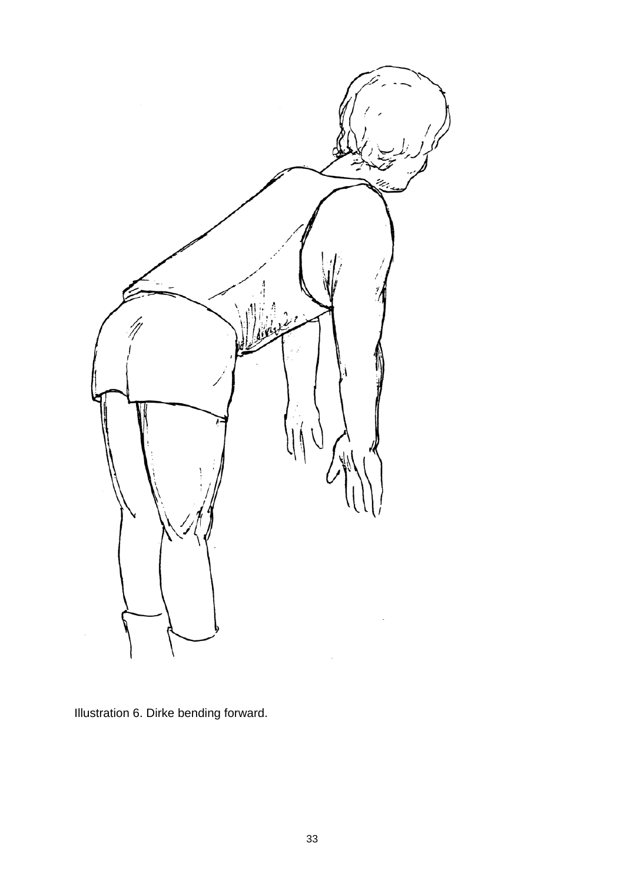Illustration 6. Dirke bending forward.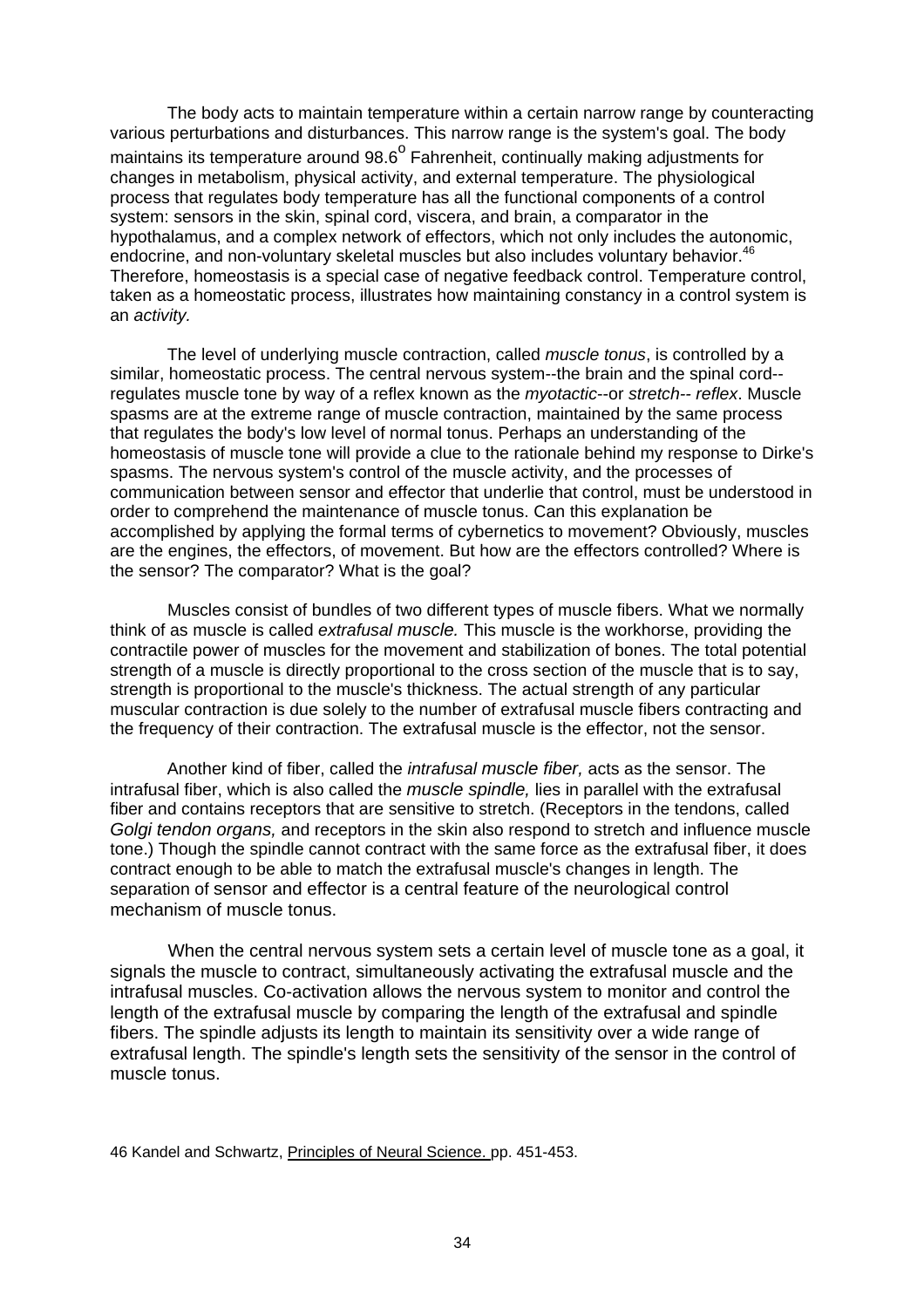The body acts to maintain temperature within a certain narrow range by counteracting various perturbations and disturbances. This narrow range is the system's goal. The body maintains its temperature around 98.6$^{o}$ Fahrenheit, continually making adjustments for changes in metabolism, physical activity, and external temperature. The physiological process that regulates body temperature has all the functional components of a control system: sensors in the skin, spinal cord, viscera, and brain, a comparator in the hypothalamus, and a complex network of effectors, which not only includes the autonomic, endocrine, and non-voluntary skeletal muscles but also includes voluntary behavior.[46] Therefore, homeostasis is a special case of negative feedback control. Temperature control, taken as a homeostatic process, illustrates how maintaining constancy in a control system is an *activity.*

The level of underlying muscle contraction, called *muscle tonus*, is controlled by a similar, homeostatic process. The central nervous system--the brain and the spinal cord--regulates muscle tone by way of a reflex known as the *myotactic*--or *stretch-- reflex*. Muscle spasms are at the extreme range of muscle contraction, maintained by the same process that regulates the body's low level of normal tonus. Perhaps an understanding of the homeostasis of muscle tone will provide a clue to the rationale behind my response to Dirke's spasms. The nervous system's control of the muscle activity, and the processes of communication between sensor and effector that underlie that control, must be understood in order to comprehend the maintenance of muscle tonus. Can this explanation be accomplished by applying the formal terms of cybernetics to movement? Obviously, muscles are the engines, the effectors, of movement. But how are the effectors controlled? Where is the sensor? The comparator? What is the goal?

Muscles consist of bundles of two different types of muscle fibers. What we normally think of as muscle is called *extrafusal muscle.* This muscle is the workhorse, providing the contractile power of muscles for the movement and stabilization of bones. The total potential strength of a muscle is directly proportional to the cross section of the muscle that is to say, strength is proportional to the muscle's thickness. The actual strength of any particular muscular contraction is due solely to the number of extrafusal muscle fibers contracting and the frequency of their contraction. The extrafusal muscle is the effector, not the sensor.

Another kind of fiber, called the *intrafusal muscle fiber,* acts as the sensor. The intrafusal fiber, which is also called the *muscle spindle,* lies in parallel with the extrafusal fiber and contains receptors that are sensitive to stretch. (Receptors in the tendons, called *Golgi tendon organs,* and receptors in the skin also respond to stretch and influence muscle tone.) Though the spindle cannot contract with the same force as the extrafusal fiber, it does contract enough to be able to match the extrafusal muscle's changes in length. The separation of sensor and effector is a central feature of the neurological control mechanism of muscle tonus.

When the central nervous system sets a certain level of muscle tone as a goal, it signals the muscle to contract, simultaneously activating the extrafusal muscle and the intrafusal muscles. Co-activation allows the nervous system to monitor and control the length of the extrafusal muscle by comparing the length of the extrafusal and spindle fibers. The spindle adjusts its length to maintain its sensitivity over a wide range of extrafusal length. The spindle's length sets the sensitivity of the sensor in the control of muscle tonus.

46 Kandel and Schwartz, Principles of Neural Science. pp. 451-453.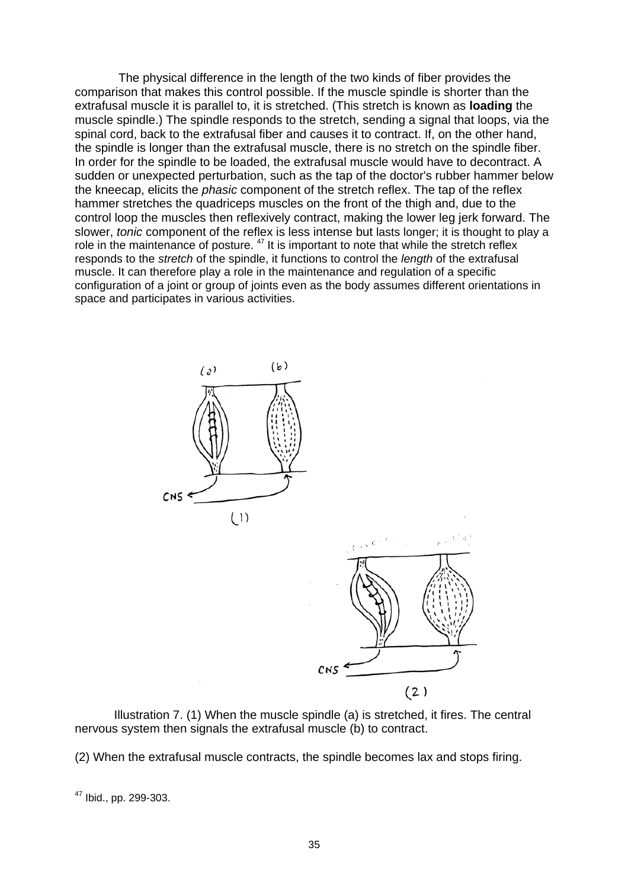The physical difference in the length of the two kinds of fiber provides the comparison that makes this control possible. If the muscle spindle is shorter than the extrafusal muscle it is parallel to, it is stretched. (This stretch is known as **loading** the muscle spindle.) The spindle responds to the stretch, sending a signal that loops, via the spinal cord, back to the extrafusal fiber and causes it to contract. If, on the other hand, the spindle is longer than the extrafusal muscle, there is no stretch on the spindle fiber. In order for the spindle to be loaded, the extrafusal muscle would have to decontract. A sudden or unexpected perturbation, such as the tap of the doctor's rubber hammer below the kneecap, elicits the *phasic* component of the stretch reflex. The tap of the reflex hammer stretches the quadriceps muscles on the front of the thigh and, due to the control loop the muscles then reflexively contract, making the lower leg jerk forward. The slower, *tonic* component of the reflex is less intense but lasts longer; it is thought to play a role in the maintenance of posture. [47] It is important to note that while the stretch reflex responds to the *stretch* of the spindle, it functions to control the *length* of the extrafusal muscle. It can therefore play a role in the maintenance and regulation of a specific configuration of a joint or group of joints even as the body assumes different orientations in space and participates in various activities.

(a) (b)

CNS

(1)

CNS

(2)

Illustration 7. (1) When the muscle spindle (a) is stretched, it fires. The central nervous system then signals the extrafusal muscle (b) to contract.

(2) When the extrafusal muscle contracts, the spindle becomes lax and stops firing.

[47] Ibid., pp. 299-303.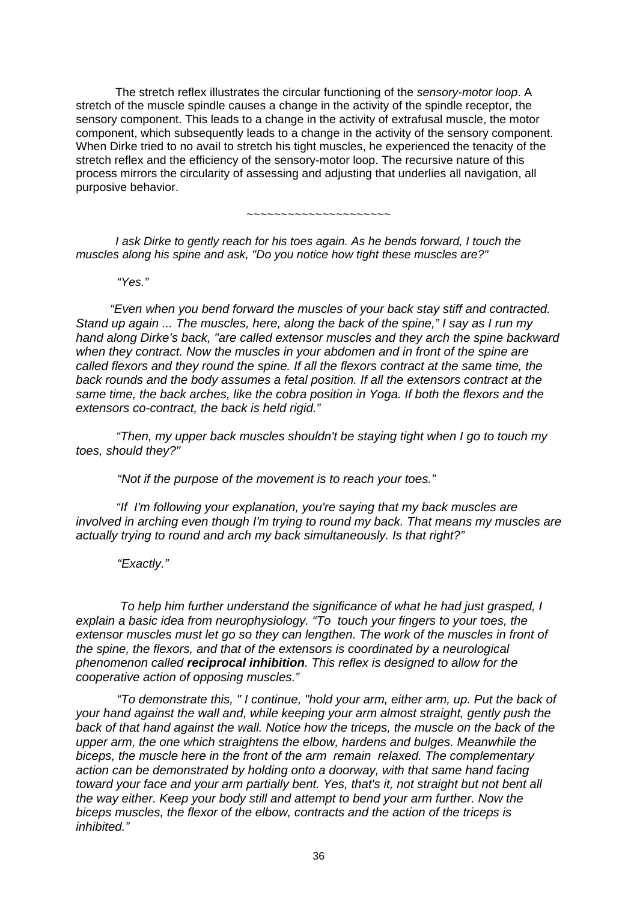The stretch reflex illustrates the circular functioning of the *sensory-motor loop*. A stretch of the muscle spindle causes a change in the activity of the spindle receptor, the sensory component. This leads to a change in the activity of extrafusal muscle, the motor component, which subsequently leads to a change in the activity of the sensory component. When Dirke tried to no avail to stretch his tight muscles, he experienced the tenacity of the stretch reflex and the efficiency of the sensory-motor loop. The recursive nature of this process mirrors the circularity of assessing and adjusting that underlies all navigation, all purposive behavior.

~~~~~~~~~~~~~~~~~~~~~

*I ask Dirke to gently reach for his toes again. As he bends forward, I touch the muscles along his spine and ask, "Do you notice how tight these muscles are?"*

*"Yes."*

*"Even when you bend forward the muscles of your back stay stiff and contracted. Stand up again ... The muscles, here, along the back of the spine," I say as I run my hand along Dirke's back, "are called extensor muscles and they arch the spine backward when they contract. Now the muscles in your abdomen and in front of the spine are called flexors and they round the spine. If all the flexors contract at the same time, the back rounds and the body assumes a fetal position. If all the extensors contract at the same time, the back arches, like the cobra position in Yoga. If both the flexors and the extensors co-contract, the back is held rigid."*

*"Then, my upper back muscles shouldn't be staying tight when I go to touch my toes, should they?"*

*"Not if the purpose of the movement is to reach your toes."*

*"If I'm following your explanation, you're saying that my back muscles are involved in arching even though I'm trying to round my back. That means my muscles are actually trying to round and arch my back simultaneously. Is that right?"*

*"Exactly."*

*To help him further understand the significance of what he had just grasped, I explain a basic idea from neurophysiology. "To touch your fingers to your toes, the extensor muscles must let go so they can lengthen. The work of the muscles in front of the spine, the flexors, and that of the extensors is coordinated by a neurological phenomenon called **reciprocal inhibition**. This reflex is designed to allow for the cooperative action of opposing muscles."*

*"To demonstrate this, " I continue, "hold your arm, either arm, up. Put the back of your hand against the wall and, while keeping your arm almost straight, gently push the back of that hand against the wall. Notice how the triceps, the muscle on the back of the upper arm, the one which straightens the elbow, hardens and bulges. Meanwhile the biceps, the muscle here in the front of the arm remain relaxed. The complementary action can be demonstrated by holding onto a doorway, with that same hand facing toward your face and your arm partially bent. Yes, that's it, not straight but not bent all the way either. Keep your body still and attempt to bend your arm further. Now the biceps muscles, the flexor of the elbow, contracts and the action of the triceps is inhibited."*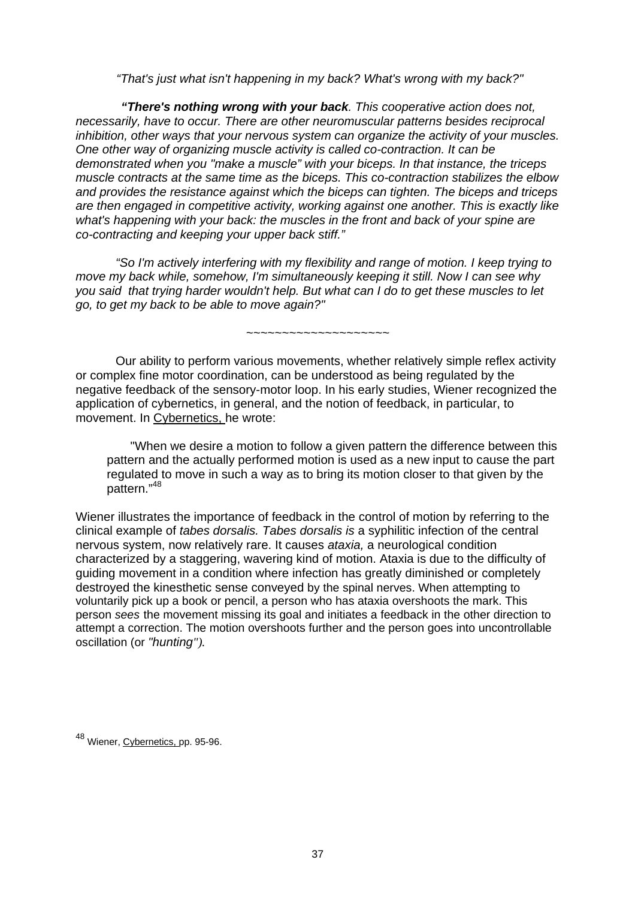*"That's just what isn't happening in my back? What's wrong with my back?"*

***"There's nothing wrong with your back****. This cooperative action does not, necessarily, have to occur. There are other neuromuscular patterns besides reciprocal inhibition, other ways that your nervous system can organize the activity of your muscles. One other way of organizing muscle activity is called co-contraction. It can be demonstrated when you "make a muscle" with your biceps. In that instance, the triceps muscle contracts at the same time as the biceps. This co-contraction stabilizes the elbow and provides the resistance against which the biceps can tighten. The biceps and triceps are then engaged in competitive activity, working against one another. This is exactly like what's happening with your back: the muscles in the front and back of your spine are co-contracting and keeping your upper back stiff."*

*"So I'm actively interfering with my flexibility and range of motion. I keep trying to move my back while, somehow, I'm simultaneously keeping it still. Now I can see why you said that trying harder wouldn't help. But what can I do to get these muscles to let go, to get my back to be able to move again?"*

~~~~~~~~~~~~~~~~~~~~

Our ability to perform various movements, whether relatively simple reflex activity or complex fine motor coordination, can be understood as being regulated by the negative feedback of the sensory-motor loop. In his early studies, Wiener recognized the application of cybernetics, in general, and the notion of feedback, in particular, to movement. In Cybernetics, he wrote:

> "When we desire a motion to follow a given pattern the difference between this pattern and the actually performed motion is used as a new input to cause the part regulated to move in such a way as to bring its motion closer to that given by the pattern."[48]

Wiener illustrates the importance of feedback in the control of motion by referring to the clinical example of *tabes dorsalis. Tabes dorsalis is* a syphilitic infection of the central nervous system, now relatively rare. It causes *ataxia,* a neurological condition characterized by a staggering, wavering kind of motion. Ataxia is due to the difficulty of guiding movement in a condition where infection has greatly diminished or completely destroyed the kinesthetic sense conveyed by the spinal nerves. When attempting to voluntarily pick up a book or pencil, a person who has ataxia overshoots the mark. This person *sees* the movement missing its goal and initiates a feedback in the other direction to attempt a correction. The motion overshoots further and the person goes into uncontrollable oscillation (or *"hunting")*.

[48] Wiener, Cybernetics, pp. 95-96.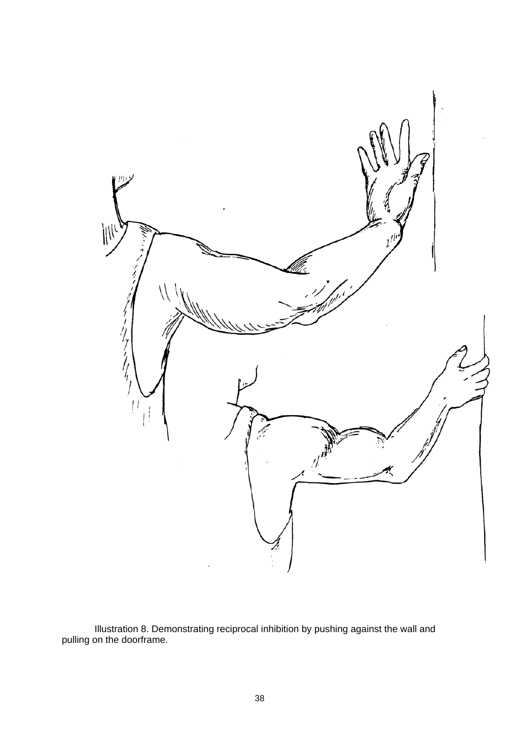Illustration 8. Demonstrating reciprocal inhibition by pushing against the wall and pulling on the doorframe.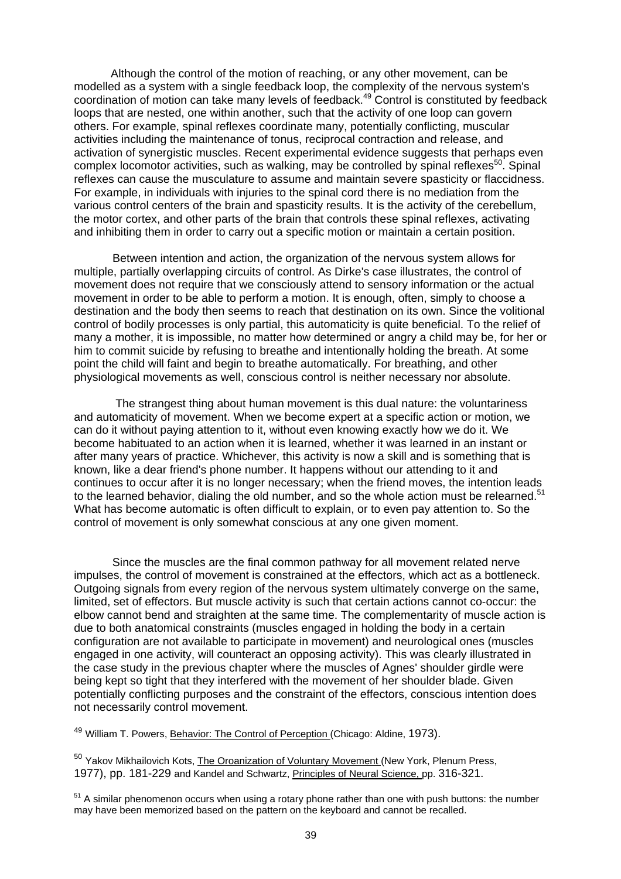Although the control of the motion of reaching, or any other movement, can be modelled as a system with a single feedback loop, the complexity of the nervous system's coordination of motion can take many levels of feedback.[49] Control is constituted by feedback loops that are nested, one within another, such that the activity of one loop can govern others. For example, spinal reflexes coordinate many, potentially conflicting, muscular activities including the maintenance of tonus, reciprocal contraction and release, and activation of synergistic muscles. Recent experimental evidence suggests that perhaps even complex locomotor activities, such as walking, may be controlled by spinal reflexes[50]. Spinal reflexes can cause the musculature to assume and maintain severe spasticity or flaccidness. For example, in individuals with injuries to the spinal cord there is no mediation from the various control centers of the brain and spasticity results. It is the activity of the cerebellum, the motor cortex, and other parts of the brain that controls these spinal reflexes, activating and inhibiting them in order to carry out a specific motion or maintain a certain position.

Between intention and action, the organization of the nervous system allows for multiple, partially overlapping circuits of control. As Dirke's case illustrates, the control of movement does not require that we consciously attend to sensory information or the actual movement in order to be able to perform a motion. It is enough, often, simply to choose a destination and the body then seems to reach that destination on its own. Since the volitional control of bodily processes is only partial, this automaticity is quite beneficial. To the relief of many a mother, it is impossible, no matter how determined or angry a child may be, for her or him to commit suicide by refusing to breathe and intentionally holding the breath. At some point the child will faint and begin to breathe automatically. For breathing, and other physiological movements as well, conscious control is neither necessary nor absolute.

The strangest thing about human movement is this dual nature: the voluntariness and automaticity of movement. When we become expert at a specific action or motion, we can do it without paying attention to it, without even knowing exactly how we do it. We become habituated to an action when it is learned, whether it was learned in an instant or after many years of practice. Whichever, this activity is now a skill and is something that is known, like a dear friend's phone number. It happens without our attending to it and continues to occur after it is no longer necessary; when the friend moves, the intention leads to the learned behavior, dialing the old number, and so the whole action must be relearned.[51] What has become automatic is often difficult to explain, or to even pay attention to. So the control of movement is only somewhat conscious at any one given moment.

Since the muscles are the final common pathway for all movement related nerve impulses, the control of movement is constrained at the effectors, which act as a bottleneck. Outgoing signals from every region of the nervous system ultimately converge on the same, limited, set of effectors. But muscle activity is such that certain actions cannot co-occur: the elbow cannot bend and straighten at the same time. The complementarity of muscle action is due to both anatomical constraints (muscles engaged in holding the body in a certain configuration are not available to participate in movement) and neurological ones (muscles engaged in one activity, will counteract an opposing activity). This was clearly illustrated in the case study in the previous chapter where the muscles of Agnes' shoulder girdle were being kept so tight that they interfered with the movement of her shoulder blade. Given potentially conflicting purposes and the constraint of the effectors, conscious intention does not necessarily control movement.

[49] William T. Powers, Behavior: The Control of Perception (Chicago: Aldine, 1973).

[50] Yakov Mikhailovich Kots, The Oroanization of Voluntary Movement (New York, Plenum Press, 1977), pp. 181-229 and Kandel and Schwartz, Principles of Neural Science, pp. 316-321.

[51] A similar phenomenon occurs when using a rotary phone rather than one with push buttons: the number may have been memorized based on the pattern on the keyboard and cannot be recalled.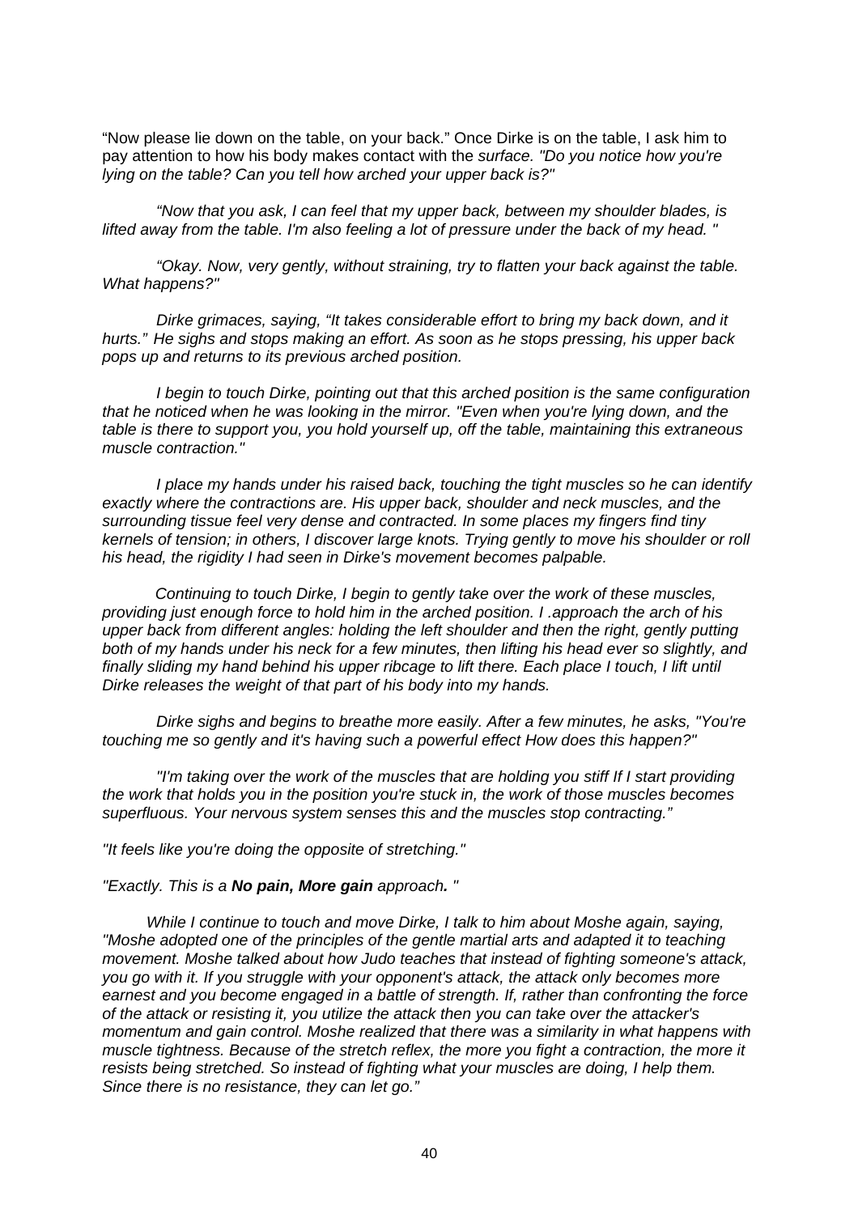"Now please lie down on the table, on your back." Once Dirke is on the table, I ask him to pay attention to how his body makes contact with the *surface. "Do you notice how you're lying on the table? Can you tell how arched your upper back is?"*

*"Now that you ask, I can feel that my upper back, between my shoulder blades, is lifted away from the table. I'm also feeling a lot of pressure under the back of my head. "*

*"Okay. Now, very gently, without straining, try to flatten your back against the table. What happens?"*

*Dirke grimaces, saying, "It takes considerable effort to bring my back down, and it hurts." He sighs and stops making an effort. As soon as he stops pressing, his upper back pops up and returns to its previous arched position.*

*I begin to touch Dirke, pointing out that this arched position is the same configuration that he noticed when he was looking in the mirror. "Even when you're lying down, and the table is there to support you, you hold yourself up, off the table, maintaining this extraneous muscle contraction."*

*I place my hands under his raised back, touching the tight muscles so he can identify exactly where the contractions are. His upper back, shoulder and neck muscles, and the surrounding tissue feel very dense and contracted. In some places my fingers find tiny kernels of tension; in others, I discover large knots. Trying gently to move his shoulder or roll his head, the rigidity I had seen in Dirke's movement becomes palpable.*

*Continuing to touch Dirke, I begin to gently take over the work of these muscles, providing just enough force to hold him in the arched position. I .approach the arch of his upper back from different angles: holding the left shoulder and then the right, gently putting both of my hands under his neck for a few minutes, then lifting his head ever so slightly, and finally sliding my hand behind his upper ribcage to lift there. Each place I touch, I lift until Dirke releases the weight of that part of his body into my hands.*

*Dirke sighs and begins to breathe more easily. After a few minutes, he asks, "You're touching me so gently and it's having such a powerful effect How does this happen?"*

*"I'm taking over the work of the muscles that are holding you stiff If I start providing the work that holds you in the position you're stuck in, the work of those muscles becomes superfluous. Your nervous system senses this and the muscles stop contracting."*

*"It feels like you're doing the opposite of stretching."*

*"Exactly. This is a **No pain, More gain** approach. "*

*While I continue to touch and move Dirke, I talk to him about Moshe again, saying, "Moshe adopted one of the principles of the gentle martial arts and adapted it to teaching movement. Moshe talked about how Judo teaches that instead of fighting someone's attack, you go with it. If you struggle with your opponent's attack, the attack only becomes more earnest and you become engaged in a battle of strength. If, rather than confronting the force of the attack or resisting it, you utilize the attack then you can take over the attacker's momentum and gain control. Moshe realized that there was a similarity in what happens with muscle tightness. Because of the stretch reflex, the more you fight a contraction, the more it resists being stretched. So instead of fighting what your muscles are doing, I help them. Since there is no resistance, they can let go."*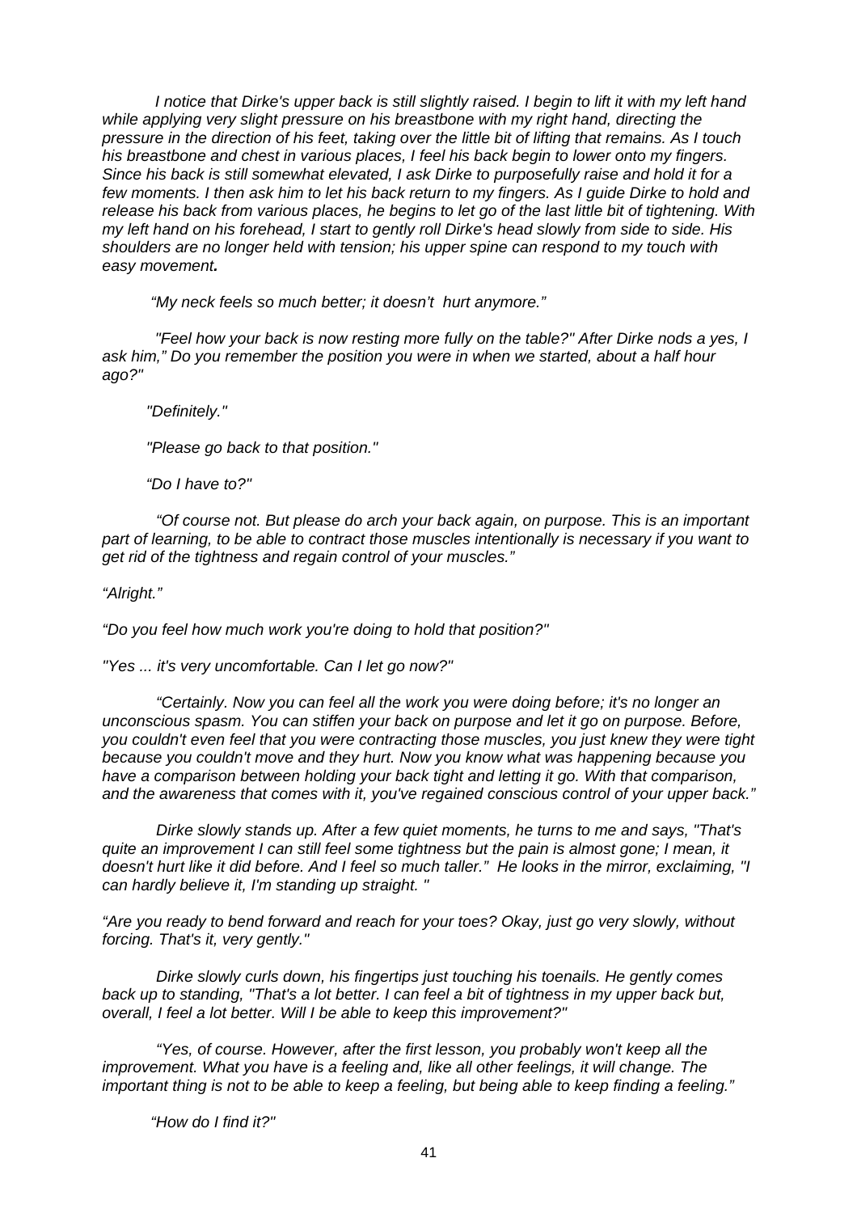*I notice that Dirke's upper back is still slightly raised. I begin to lift it with my left hand while applying very slight pressure on his breastbone with my right hand, directing the pressure in the direction of his feet, taking over the little bit of lifting that remains. As I touch his breastbone and chest in various places, I feel his back begin to lower onto my fingers. Since his back is still somewhat elevated, I ask Dirke to purposefully raise and hold it for a few moments. I then ask him to let his back return to my fingers. As I guide Dirke to hold and release his back from various places, he begins to let go of the last little bit of tightening. With my left hand on his forehead, I start to gently roll Dirke's head slowly from side to side. His shoulders are no longer held with tension; his upper spine can respond to my touch with easy movement.*

*"My neck feels so much better; it doesn't hurt anymore."*

*"Feel how your back is now resting more fully on the table?" After Dirke nods a yes, I ask him," Do you remember the position you were in when we started, about a half hour ago?"*

*"Definitely."*

*"Please go back to that position."*

*"Do I have to?"*

*"Of course not. But please do arch your back again, on purpose. This is an important part of learning, to be able to contract those muscles intentionally is necessary if you want to get rid of the tightness and regain control of your muscles."*

*"Alright."*

*"Do you feel how much work you're doing to hold that position?"*

*"Yes ... it's very uncomfortable. Can I let go now?"*

*"Certainly. Now you can feel all the work you were doing before; it's no longer an unconscious spasm. You can stiffen your back on purpose and let it go on purpose. Before, you couldn't even feel that you were contracting those muscles, you just knew they were tight because you couldn't move and they hurt. Now you know what was happening because you have a comparison between holding your back tight and letting it go. With that comparison, and the awareness that comes with it, you've regained conscious control of your upper back."*

*Dirke slowly stands up. After a few quiet moments, he turns to me and says, "That's quite an improvement I can still feel some tightness but the pain is almost gone; I mean, it doesn't hurt like it did before. And I feel so much taller." He looks in the mirror, exclaiming, "I can hardly believe it, I'm standing up straight. "*

*"Are you ready to bend forward and reach for your toes? Okay, just go very slowly, without forcing. That's it, very gently."*

*Dirke slowly curls down, his fingertips just touching his toenails. He gently comes back up to standing, "That's a lot better. I can feel a bit of tightness in my upper back but, overall, I feel a lot better. Will I be able to keep this improvement?"*

*"Yes, of course. However, after the first lesson, you probably won't keep all the improvement. What you have is a feeling and, like all other feelings, it will change. The important thing is not to be able to keep a feeling, but being able to keep finding a feeling."*

*"How do I find it?"*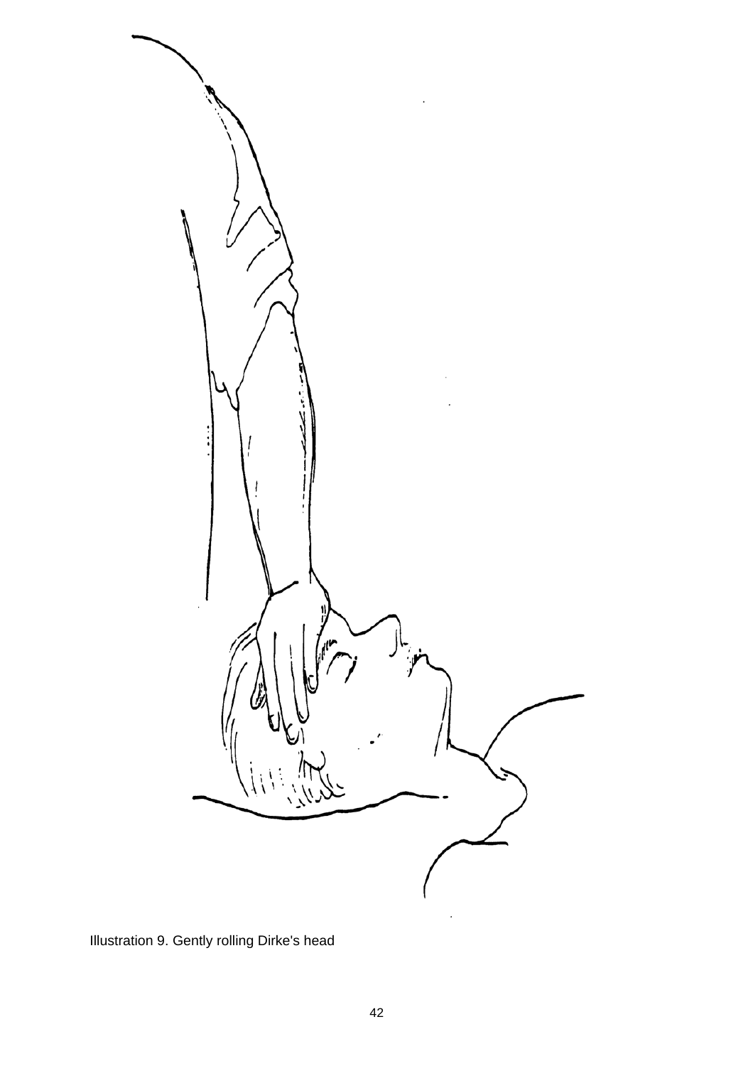Illustration 9. Gently rolling Dirke's head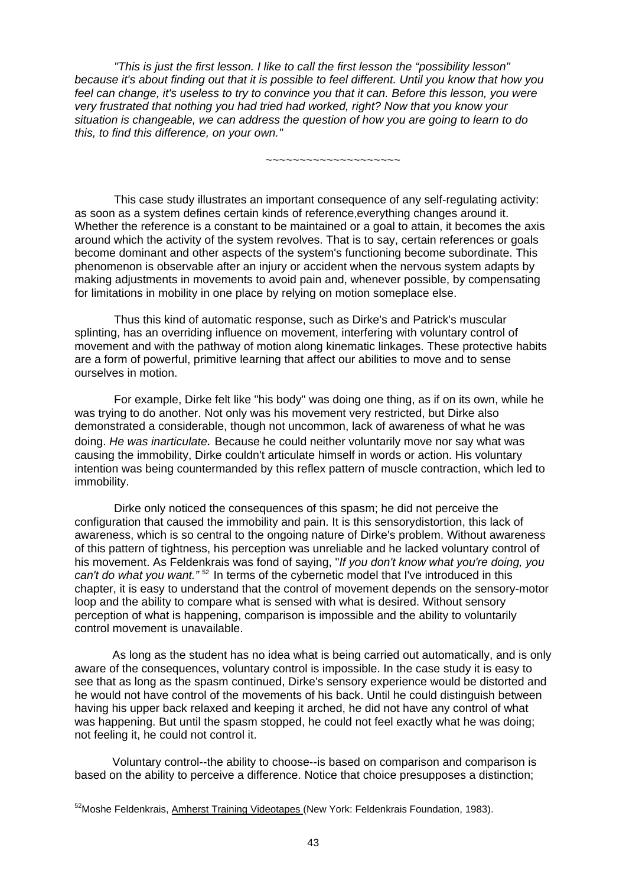*"This is just the first lesson. I like to call the first lesson the "possibility lesson" because it's about finding out that it is possible to feel different. Until you know that how you feel can change, it's useless to try to convince you that it can. Before this lesson, you were very frustrated that nothing you had tried had worked, right? Now that you know your situation is changeable, we can address the question of how you are going to learn to do this, to find this difference, on your own."*

~~~~~~~~~~~~~~~~~~~~

This case study illustrates an important consequence of any self-regulating activity: as soon as a system defines certain kinds of reference,everything changes around it. Whether the reference is a constant to be maintained or a goal to attain, it becomes the axis around which the activity of the system revolves. That is to say, certain references or goals become dominant and other aspects of the system's functioning become subordinate. This phenomenon is observable after an injury or accident when the nervous system adapts by making adjustments in movements to avoid pain and, whenever possible, by compensating for limitations in mobility in one place by relying on motion someplace else.

Thus this kind of automatic response, such as Dirke's and Patrick's muscular splinting, has an overriding influence on movement, interfering with voluntary control of movement and with the pathway of motion along kinematic linkages. These protective habits are a form of powerful, primitive learning that affect our abilities to move and to sense ourselves in motion.

For example, Dirke felt like "his body" was doing one thing, as if on its own, while he was trying to do another. Not only was his movement very restricted, but Dirke also demonstrated a considerable, though not uncommon, lack of awareness of what he was doing. *He was inarticulate.* Because he could neither voluntarily move nor say what was causing the immobility, Dirke couldn't articulate himself in words or action. His voluntary intention was being countermanded by this reflex pattern of muscle contraction, which led to immobility.

Dirke only noticed the consequences of this spasm; he did not perceive the configuration that caused the immobility and pain. It is this sensorydistortion, this lack of awareness, which is so central to the ongoing nature of Dirke's problem. Without awareness of this pattern of tightness, his perception was unreliable and he lacked voluntary control of his movement. As Feldenkrais was fond of saying, "*If you don't know what you're doing, you can't do what you want."* [52] In terms of the cybernetic model that I've introduced in this chapter, it is easy to understand that the control of movement depends on the sensory-motor loop and the ability to compare what is sensed with what is desired. Without sensory perception of what is happening, comparison is impossible and the ability to voluntarily control movement is unavailable.

As long as the student has no idea what is being carried out automatically, and is only aware of the consequences, voluntary control is impossible. In the case study it is easy to see that as long as the spasm continued, Dirke's sensory experience would be distorted and he would not have control of the movements of his back. Until he could distinguish between having his upper back relaxed and keeping it arched, he did not have any control of what was happening. But until the spasm stopped, he could not feel exactly what he was doing; not feeling it, he could not control it.

Voluntary control--the ability to choose--is based on comparison and comparison is based on the ability to perceive a difference. Notice that choice presupposes a distinction;

[52] Moshe Feldenkrais, Amherst Training Videotapes (New York: Feldenkrais Foundation, 1983).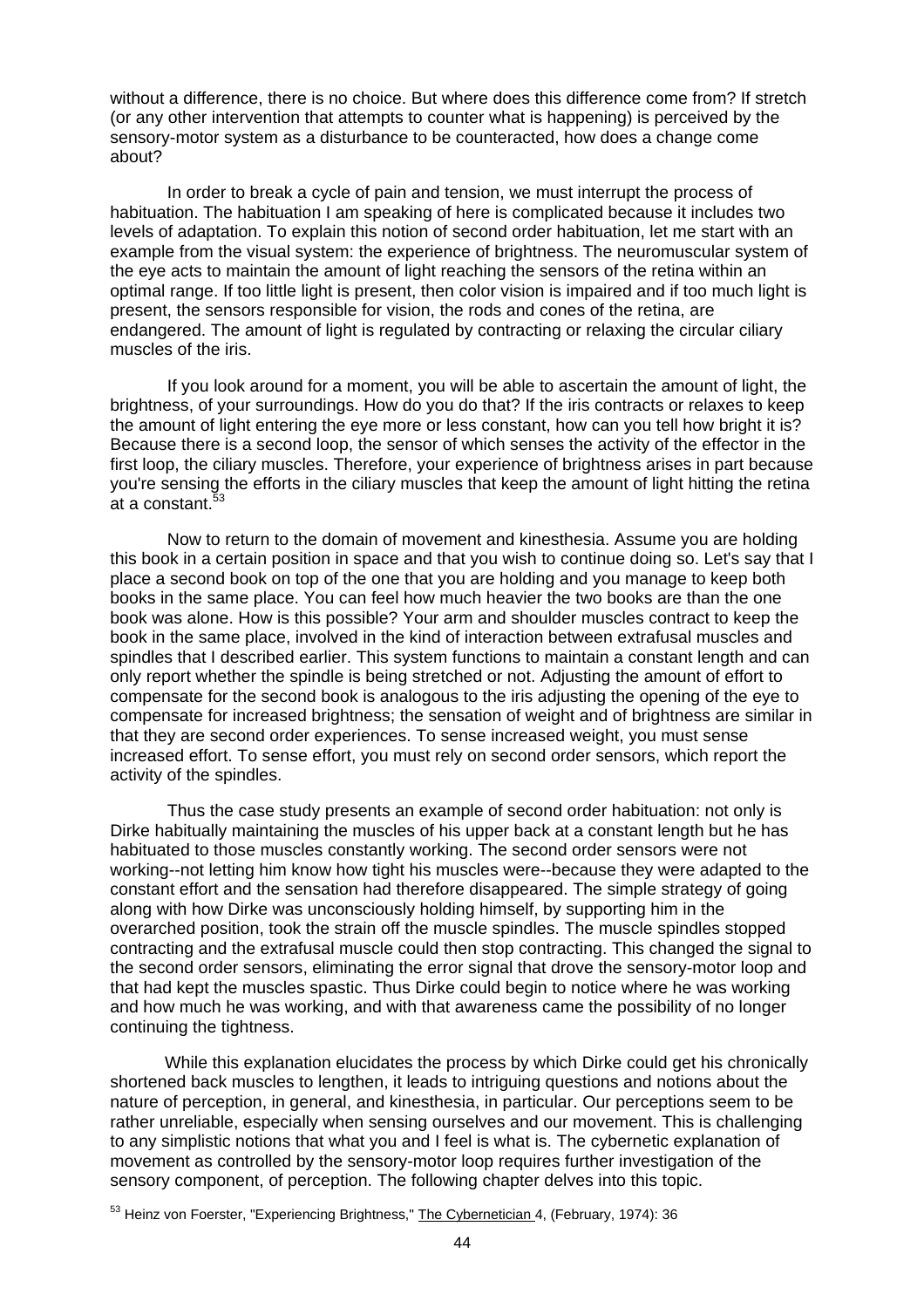without a difference, there is no choice. But where does this difference come from? If stretch (or any other intervention that attempts to counter what is happening) is perceived by the sensory-motor system as a disturbance to be counteracted, how does a change come about?

In order to break a cycle of pain and tension, we must interrupt the process of habituation. The habituation I am speaking of here is complicated because it includes two levels of adaptation. To explain this notion of second order habituation, let me start with an example from the visual system: the experience of brightness. The neuromuscular system of the eye acts to maintain the amount of light reaching the sensors of the retina within an optimal range. If too little light is present, then color vision is impaired and if too much light is present, the sensors responsible for vision, the rods and cones of the retina, are endangered. The amount of light is regulated by contracting or relaxing the circular ciliary muscles of the iris.

If you look around for a moment, you will be able to ascertain the amount of light, the brightness, of your surroundings. How do you do that? If the iris contracts or relaxes to keep the amount of light entering the eye more or less constant, how can you tell how bright it is? Because there is a second loop, the sensor of which senses the activity of the effector in the first loop, the ciliary muscles. Therefore, your experience of brightness arises in part because you're sensing the efforts in the ciliary muscles that keep the amount of light hitting the retina at a constant.[53]

Now to return to the domain of movement and kinesthesia. Assume you are holding this book in a certain position in space and that you wish to continue doing so. Let's say that I place a second book on top of the one that you are holding and you manage to keep both books in the same place. You can feel how much heavier the two books are than the one book was alone. How is this possible? Your arm and shoulder muscles contract to keep the book in the same place, involved in the kind of interaction between extrafusal muscles and spindles that I described earlier. This system functions to maintain a constant length and can only report whether the spindle is being stretched or not. Adjusting the amount of effort to compensate for the second book is analogous to the iris adjusting the opening of the eye to compensate for increased brightness; the sensation of weight and of brightness are similar in that they are second order experiences. To sense increased weight, you must sense increased effort. To sense effort, you must rely on second order sensors, which report the activity of the spindles.

Thus the case study presents an example of second order habituation: not only is Dirke habitually maintaining the muscles of his upper back at a constant length but he has habituated to those muscles constantly working. The second order sensors were not working--not letting him know how tight his muscles were--because they were adapted to the constant effort and the sensation had therefore disappeared. The simple strategy of going along with how Dirke was unconsciously holding himself, by supporting him in the overarched position, took the strain off the muscle spindles. The muscle spindles stopped contracting and the extrafusal muscle could then stop contracting. This changed the signal to the second order sensors, eliminating the error signal that drove the sensory-motor loop and that had kept the muscles spastic. Thus Dirke could begin to notice where he was working and how much he was working, and with that awareness came the possibility of no longer continuing the tightness.

While this explanation elucidates the process by which Dirke could get his chronically shortened back muscles to lengthen, it leads to intriguing questions and notions about the nature of perception, in general, and kinesthesia, in particular. Our perceptions seem to be rather unreliable, especially when sensing ourselves and our movement. This is challenging to any simplistic notions that what you and I feel is what is. The cybernetic explanation of movement as controlled by the sensory-motor loop requires further investigation of the sensory component, of perception. The following chapter delves into this topic.

[53] Heinz von Foerster, "Experiencing Brightness," The Cybernetician 4, (February, 1974): 36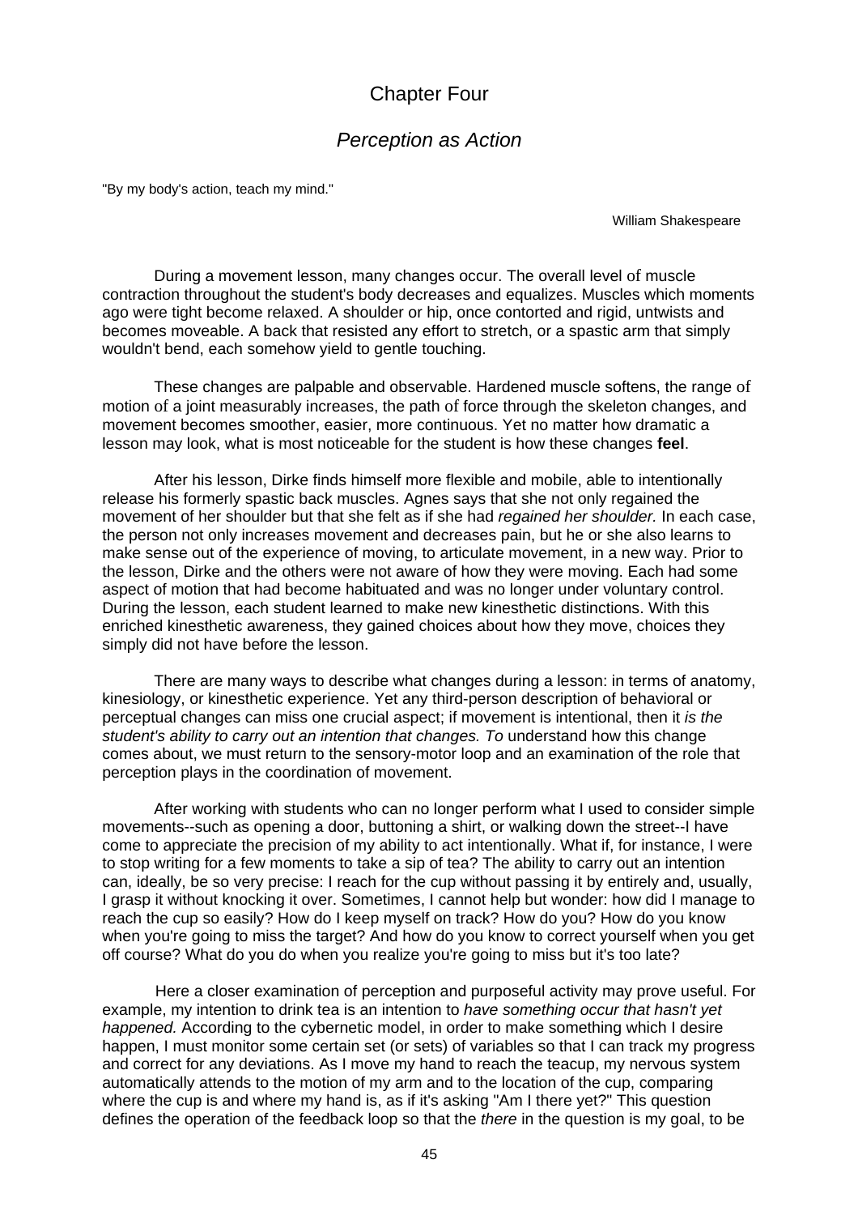# Chapter Four

## *Perception as Action*

"By my body's action, teach my mind."

William Shakespeare

During a movement lesson, many changes occur. The overall level of muscle contraction throughout the student's body decreases and equalizes. Muscles which moments ago were tight become relaxed. A shoulder or hip, once contorted and rigid, untwists and becomes moveable. A back that resisted any effort to stretch, or a spastic arm that simply wouldn't bend, each somehow yield to gentle touching.

These changes are palpable and observable. Hardened muscle softens, the range of motion of a joint measurably increases, the path of force through the skeleton changes, and movement becomes smoother, easier, more continuous. Yet no matter how dramatic a lesson may look, what is most noticeable for the student is how these changes **feel**.

After his lesson, Dirke finds himself more flexible and mobile, able to intentionally release his formerly spastic back muscles. Agnes says that she not only regained the movement of her shoulder but that she felt as if she had *regained her shoulder.* In each case, the person not only increases movement and decreases pain, but he or she also learns to make sense out of the experience of moving, to articulate movement, in a new way. Prior to the lesson, Dirke and the others were not aware of how they were moving. Each had some aspect of motion that had become habituated and was no longer under voluntary control. During the lesson, each student learned to make new kinesthetic distinctions. With this enriched kinesthetic awareness, they gained choices about how they move, choices they simply did not have before the lesson.

There are many ways to describe what changes during a lesson: in terms of anatomy, kinesiology, or kinesthetic experience. Yet any third-person description of behavioral or perceptual changes can miss one crucial aspect; if movement is intentional, then it *is the student's ability to carry out an intention that changes. To* understand how this change comes about, we must return to the sensory-motor loop and an examination of the role that perception plays in the coordination of movement.

After working with students who can no longer perform what I used to consider simple movements--such as opening a door, buttoning a shirt, or walking down the street--I have come to appreciate the precision of my ability to act intentionally. What if, for instance, I were to stop writing for a few moments to take a sip of tea? The ability to carry out an intention can, ideally, be so very precise: I reach for the cup without passing it by entirely and, usually, I grasp it without knocking it over. Sometimes, I cannot help but wonder: how did I manage to reach the cup so easily? How do I keep myself on track? How do you? How do you know when you're going to miss the target? And how do you know to correct yourself when you get off course? What do you do when you realize you're going to miss but it's too late?

Here a closer examination of perception and purposeful activity may prove useful. For example, my intention to drink tea is an intention to *have something occur that hasn't yet happened.* According to the cybernetic model, in order to make something which I desire happen, I must monitor some certain set (or sets) of variables so that I can track my progress and correct for any deviations. As I move my hand to reach the teacup, my nervous system automatically attends to the motion of my arm and to the location of the cup, comparing where the cup is and where my hand is, as if it's asking "Am I there yet?" This question defines the operation of the feedback loop so that the *there* in the question is my goal, to be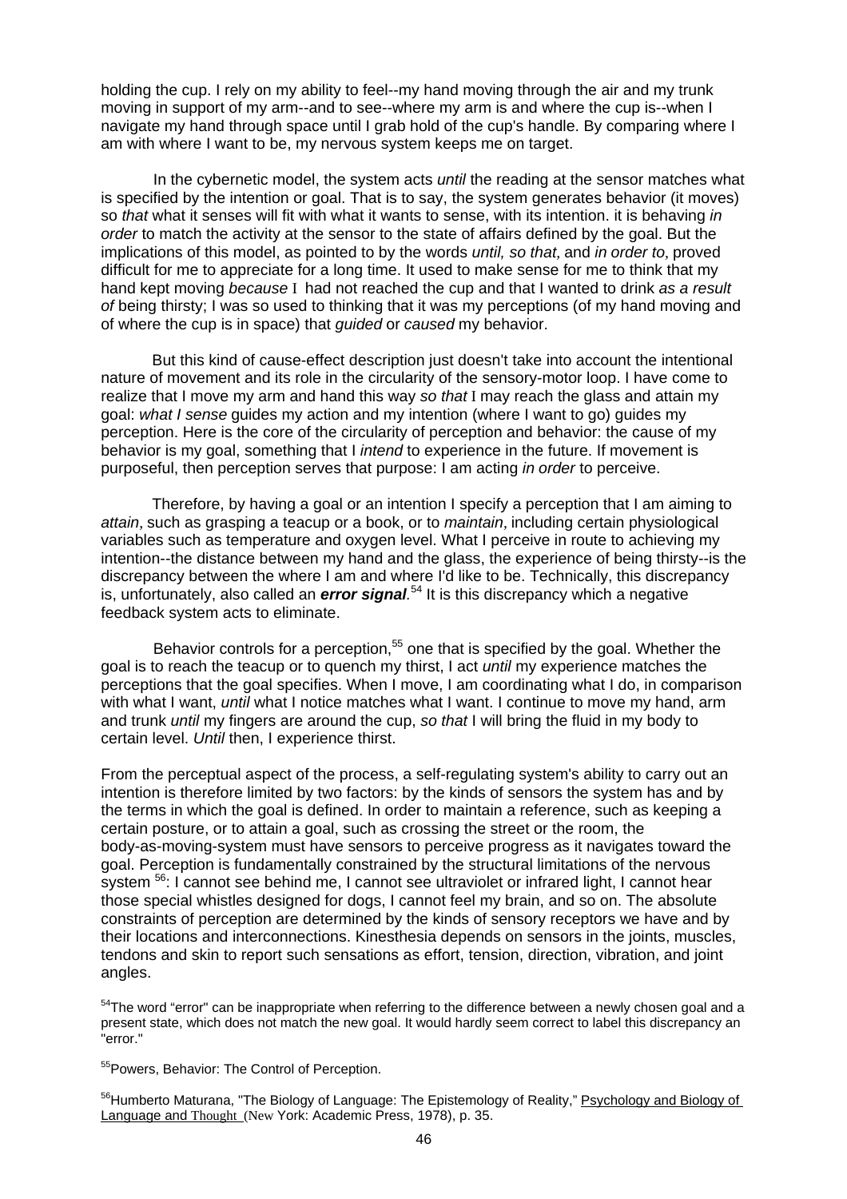holding the cup. I rely on my ability to feel--my hand moving through the air and my trunk moving in support of my arm--and to see--where my arm is and where the cup is--when I navigate my hand through space until I grab hold of the cup's handle. By comparing where I am with where I want to be, my nervous system keeps me on target.

In the cybernetic model, the system acts *until* the reading at the sensor matches what is specified by the intention or goal. That is to say, the system generates behavior (it moves) so *that* what it senses will fit with what it wants to sense, with its intention. it is behaving *in order* to match the activity at the sensor to the state of affairs defined by the goal. But the implications of this model, as pointed to by the words *until, so that,* and *in order to,* proved difficult for me to appreciate for a long time. It used to make sense for me to think that my hand kept moving *because* I had not reached the cup and that I wanted to drink *as a result of* being thirsty; I was so used to thinking that it was my perceptions (of my hand moving and of where the cup is in space) that *guided* or *caused* my behavior.

But this kind of cause-effect description just doesn't take into account the intentional nature of movement and its role in the circularity of the sensory-motor loop. I have come to realize that I move my arm and hand this way *so that* I may reach the glass and attain my goal: *what I sense* guides my action and my intention (where I want to go) guides my perception. Here is the core of the circularity of perception and behavior: the cause of my behavior is my goal, something that I *intend* to experience in the future. If movement is purposeful, then perception serves that purpose: I am acting *in order* to perceive.

Therefore, by having a goal or an intention I specify a perception that I am aiming to *attain*, such as grasping a teacup or a book, or to *maintain*, including certain physiological variables such as temperature and oxygen level. What I perceive in route to achieving my intention--the distance between my hand and the glass, the experience of being thirsty--is the discrepancy between the where I am and where I'd like to be. Technically, this discrepancy is, unfortunately, also called an ***error signal***.[54] It is this discrepancy which a negative feedback system acts to eliminate.

Behavior controls for a perception,[55] one that is specified by the goal. Whether the goal is to reach the teacup or to quench my thirst, I act *until* my experience matches the perceptions that the goal specifies. When I move, I am coordinating what I do, in comparison with what I want, *until* what I notice matches what I want. I continue to move my hand, arm and trunk *until* my fingers are around the cup, *so that* I will bring the fluid in my body to certain level. *Until* then, I experience thirst.

From the perceptual aspect of the process, a self-regulating system's ability to carry out an intention is therefore limited by two factors: by the kinds of sensors the system has and by the terms in which the goal is defined. In order to maintain a reference, such as keeping a certain posture, or to attain a goal, such as crossing the street or the room, the body-as-moving-system must have sensors to perceive progress as it navigates toward the goal. Perception is fundamentally constrained by the structural limitations of the nervous system [56]: I cannot see behind me, I cannot see ultraviolet or infrared light, I cannot hear those special whistles designed for dogs, I cannot feel my brain, and so on. The absolute constraints of perception are determined by the kinds of sensory receptors we have and by their locations and interconnections. Kinesthesia depends on sensors in the joints, muscles, tendons and skin to report such sensations as effort, tension, direction, vibration, and joint angles.

[54]The word "error" can be inappropriate when referring to the difference between a newly chosen goal and a present state, which does not match the new goal. It would hardly seem correct to label this discrepancy an "error."

[55]Powers, Behavior: The Control of Perception.

[56]Humberto Maturana, "The Biology of Language: The Epistemology of Reality," Psychology and Biology of Language and Thought (New York: Academic Press, 1978), p. 35.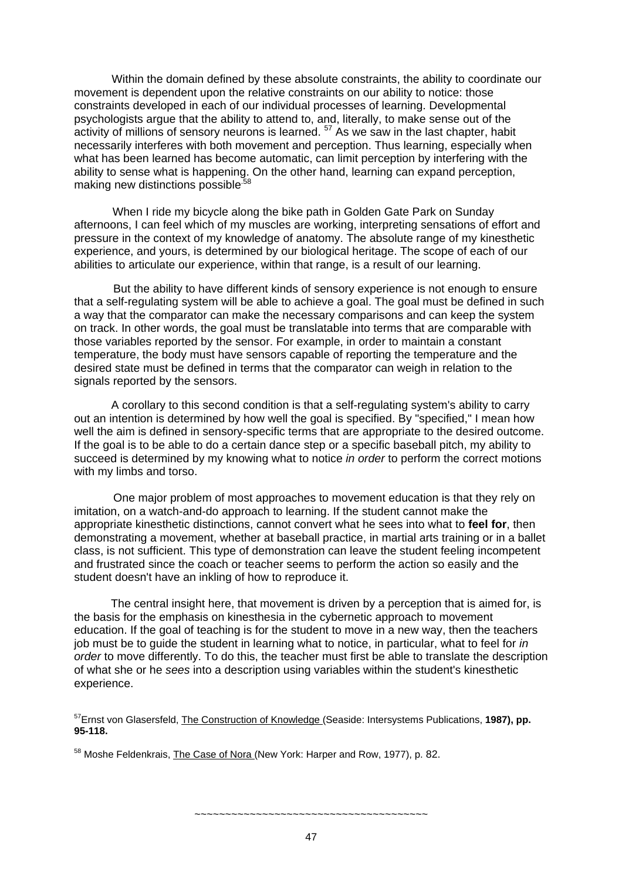Within the domain defined by these absolute constraints, the ability to coordinate our movement is dependent upon the relative constraints on our ability to notice: those constraints developed in each of our individual processes of learning. Developmental psychologists argue that the ability to attend to, and, literally, to make sense out of the activity of millions of sensory neurons is learned. [57] As we saw in the last chapter, habit necessarily interferes with both movement and perception. Thus learning, especially when what has been learned has become automatic, can limit perception by interfering with the ability to sense what is happening. On the other hand, learning can expand perception, making new distinctions possible.[58]

When I ride my bicycle along the bike path in Golden Gate Park on Sunday afternoons, I can feel which of my muscles are working, interpreting sensations of effort and pressure in the context of my knowledge of anatomy. The absolute range of my kinesthetic experience, and yours, is determined by our biological heritage. The scope of each of our abilities to articulate our experience, within that range, is a result of our learning.

But the ability to have different kinds of sensory experience is not enough to ensure that a self-regulating system will be able to achieve a goal. The goal must be defined in such a way that the comparator can make the necessary comparisons and can keep the system on track. In other words, the goal must be translatable into terms that are comparable with those variables reported by the sensor. For example, in order to maintain a constant temperature, the body must have sensors capable of reporting the temperature and the desired state must be defined in terms that the comparator can weigh in relation to the signals reported by the sensors.

A corollary to this second condition is that a self-regulating system's ability to carry out an intention is determined by how well the goal is specified. By "specified," I mean how well the aim is defined in sensory-specific terms that are appropriate to the desired outcome. If the goal is to be able to do a certain dance step or a specific baseball pitch, my ability to succeed is determined by my knowing what to notice *in order* to perform the correct motions with my limbs and torso.

One major problem of most approaches to movement education is that they rely on imitation, on a watch-and-do approach to learning. If the student cannot make the appropriate kinesthetic distinctions, cannot convert what he sees into what to **feel for**, then demonstrating a movement, whether at baseball practice, in martial arts training or in a ballet class, is not sufficient. This type of demonstration can leave the student feeling incompetent and frustrated since the coach or teacher seems to perform the action so easily and the student doesn't have an inkling of how to reproduce it.

The central insight here, that movement is driven by a perception that is aimed for, is the basis for the emphasis on kinesthesia in the cybernetic approach to movement education. If the goal of teaching is for the student to move in a new way, then the teachers job must be to guide the student in learning what to notice, in particular, what to feel for *in order* to move differently. To do this, the teacher must first be able to translate the description of what she or he *sees* into a description using variables within the student's kinesthetic experience.

[57] Ernst von Glasersfeld, The Construction of Knowledge (Seaside: Intersystems Publications, **1987), pp. 95-118.**

[58] Moshe Feldenkrais, The Case of Nora (New York: Harper and Row, 1977), p. 82.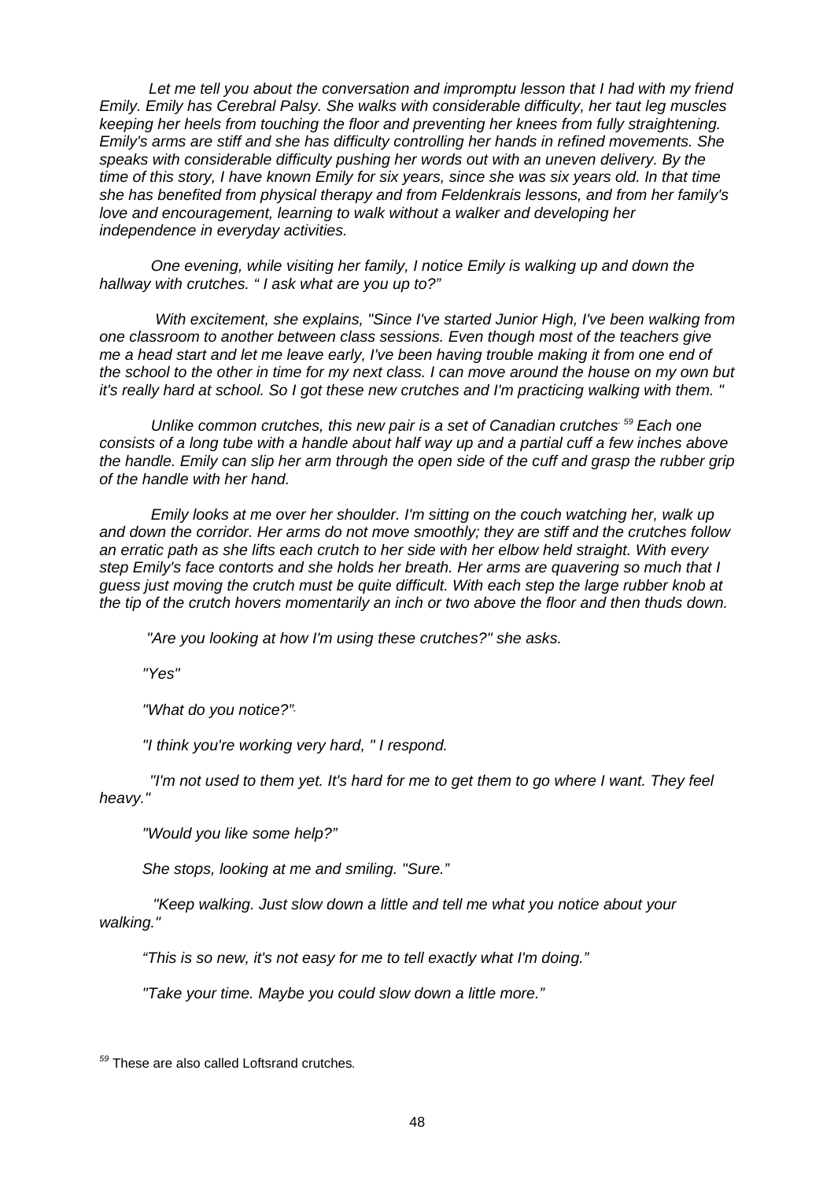*Let me tell you about the conversation and impromptu lesson that I had with my friend Emily. Emily has Cerebral Palsy. She walks with considerable difficulty, her taut leg muscles keeping her heels from touching the floor and preventing her knees from fully straightening. Emily's arms are stiff and she has difficulty controlling her hands in refined movements. She speaks with considerable difficulty pushing her words out with an uneven delivery. By the time of this story, I have known Emily for six years, since she was six years old. In that time she has benefited from physical therapy and from Feldenkrais lessons, and from her family's love and encouragement, learning to walk without a walker and developing her independence in everyday activities.*

*One evening, while visiting her family, I notice Emily is walking up and down the hallway with crutches. " I ask what are you up to?"*

*With excitement, she explains, "Since I've started Junior High, I've been walking from one classroom to another between class sessions. Even though most of the teachers give me a head start and let me leave early, I've been having trouble making it from one end of the school to the other in time for my next class. I can move around the house on my own but it's really hard at school. So I got these new crutches and I'm practicing walking with them. "*

*Unlike common crutches, this new pair is a set of Canadian crutches.*[59] *Each one consists of a long tube with a handle about half way up and a partial cuff a few inches above the handle. Emily can slip her arm through the open side of the cuff and grasp the rubber grip of the handle with her hand.*

*Emily looks at me over her shoulder. I'm sitting on the couch watching her, walk up and down the corridor. Her arms do not move smoothly; they are stiff and the crutches follow an erratic path as she lifts each crutch to her side with her elbow held straight. With every step Emily's face contorts and she holds her breath. Her arms are quavering so much that I guess just moving the crutch must be quite difficult. With each step the large rubber knob at the tip of the crutch hovers momentarily an inch or two above the floor and then thuds down.*

*"Are you looking at how I'm using these crutches?" she asks.*

*"Yes"*

*"What do you notice?".*

*"I think you're working very hard, " I respond.*

*"I'm not used to them yet. It's hard for me to get them to go where I want. They feel heavy."*

*"Would you like some help?"*

*She stops, looking at me and smiling. "Sure."*

*"Keep walking. Just slow down a little and tell me what you notice about your walking."*

*"This is so new, it's not easy for me to tell exactly what I'm doing."*

*"Take your time. Maybe you could slow down a little more."*

---

[59] These are also called Loftsrand crutches.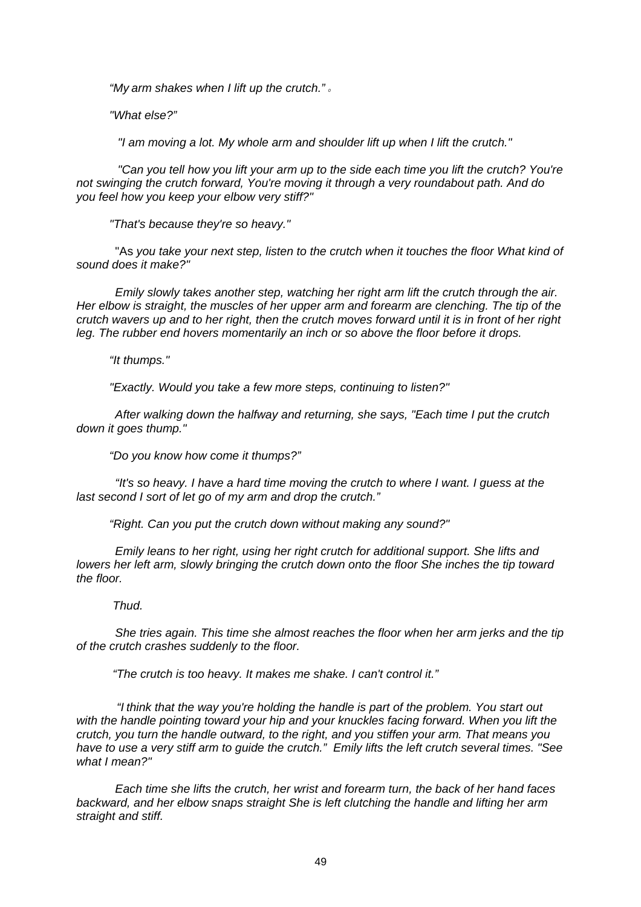*"My arm shakes when I lift up the crutch."* 。

*"What else?"*

*"I am moving a lot. My whole arm and shoulder lift up when I lift the crutch."*

*"Can you tell how you lift your arm up to the side each time you lift the crutch? You're not swinging the crutch forward, You're moving it through a very roundabout path. And do you feel how you keep your elbow very stiff?"*

*"That's because they're so heavy."*

"As *you take your next step, listen to the crutch when it touches the floor What kind of sound does it make?"*

*Emily slowly takes another step, watching her right arm lift the crutch through the air. Her elbow is straight, the muscles of her upper arm and forearm are clenching. The tip of the crutch wavers up and to her right, then the crutch moves forward until it is in front of her right leg. The rubber end hovers momentarily an inch or so above the floor before it drops.*

*"It thumps."*

*"Exactly. Would you take a few more steps, continuing to listen?"*

*After walking down the halfway and returning, she says, "Each time I put the crutch down it goes thump."*

*"Do you know how come it thumps?"*

*"It's so heavy. I have a hard time moving the crutch to where I want. I guess at the last second I sort of let go of my arm and drop the crutch."*

*"Right. Can you put the crutch down without making any sound?"*

*Emily leans to her right, using her right crutch for additional support. She lifts and lowers her left arm, slowly bringing the crutch down onto the floor She inches the tip toward the floor.*

*Thud.*

*She tries again. This time she almost reaches the floor when her arm jerks and the tip of the crutch crashes suddenly to the floor.*

*"The crutch is too heavy. It makes me shake. I can't control it."*

*"I think that the way you're holding the handle is part of the problem. You start out with the handle pointing toward your hip and your knuckles facing forward. When you lift the crutch, you turn the handle outward, to the right, and you stiffen your arm. That means you have to use a very stiff arm to guide the crutch." Emily lifts the left crutch several times. "See what I mean?"*

*Each time she lifts the crutch, her wrist and forearm turn, the back of her hand faces backward, and her elbow snaps straight She is left clutching the handle and lifting her arm straight and stiff.*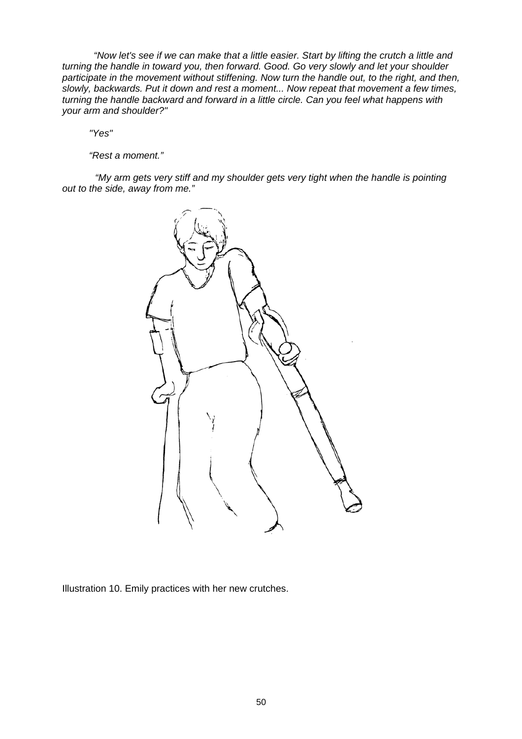*"Now let's see if we can make that a little easier. Start by lifting the crutch a little and turning the handle in toward you, then forward. Good. Go very slowly and let your shoulder participate in the movement without stiffening. Now turn the handle out, to the right, and then, slowly, backwards. Put it down and rest a moment... Now repeat that movement a few times, turning the handle backward and forward in a little circle. Can you feel what happens with your arm and shoulder?"*

*"Yes"*

*"Rest a moment."*

*"My arm gets very stiff and my shoulder gets very tight when the handle is pointing out to the side, away from me."*

Illustration 10. Emily practices with her new crutches.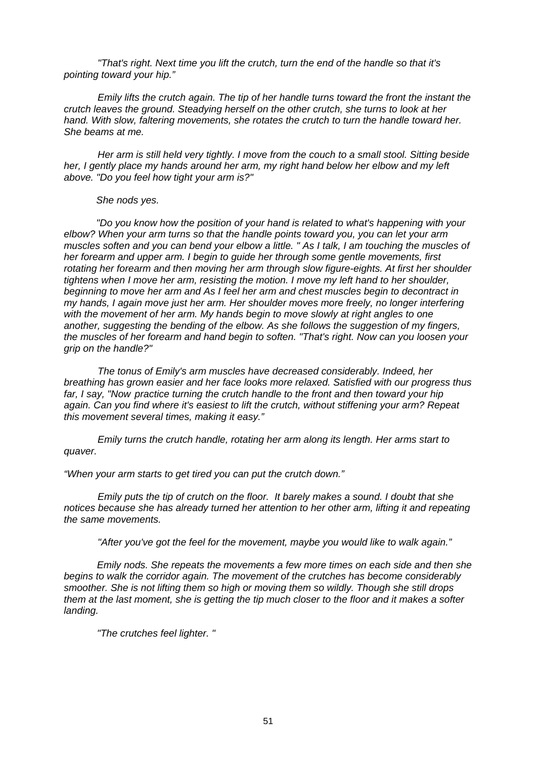*"That's right. Next time you lift the crutch, turn the end of the handle so that it's pointing toward your hip."*

*Emily lifts the crutch again. The tip of her handle turns toward the front the instant the crutch leaves the ground. Steadying herself on the other crutch, she turns to look at her hand. With slow, faltering movements, she rotates the crutch to turn the handle toward her. She beams at me.*

*Her arm is still held very tightly. I move from the couch to a small stool. Sitting beside her, I gently place my hands around her arm, my right hand below her elbow and my left above. "Do you feel how tight your arm is?"*

*She nods yes.*

*"Do you know how the position of your hand is related to what's happening with your elbow? When your arm turns so that the handle points toward you, you can let your arm muscles soften and you can bend your elbow a little. " As I talk, I am touching the muscles of her forearm and upper arm. I begin to guide her through some gentle movements, first rotating her forearm and then moving her arm through slow figure-eights. At first her shoulder tightens when I move her arm, resisting the motion. I move my left hand to her shoulder, beginning to move her arm and As I feel her arm and chest muscles begin to decontract in my hands, I again move just her arm. Her shoulder moves more freely, no longer interfering with the movement of her arm. My hands begin to move slowly at right angles to one another, suggesting the bending of the elbow. As she follows the suggestion of my fingers, the muscles of her forearm and hand begin to soften. "That's right. Now can you loosen your grip on the handle?"*

*The tonus of Emily's arm muscles have decreased considerably. Indeed, her breathing has grown easier and her face looks more relaxed. Satisfied with our progress thus far, I say, "Now practice turning the crutch handle to the front and then toward your hip again. Can you find where it's easiest to lift the crutch, without stiffening your arm? Repeat this movement several times, making it easy."*

*Emily turns the crutch handle, rotating her arm along its length. Her arms start to quaver.*

*"When your arm starts to get tired you can put the crutch down."*

*Emily puts the tip of crutch on the floor. It barely makes a sound. I doubt that she notices because she has already turned her attention to her other arm, lifting it and repeating the same movements.*

*"After you've got the feel for the movement, maybe you would like to walk again."*

*Emily nods. She repeats the movements a few more times on each side and then she begins to walk the corridor again. The movement of the crutches has become considerably smoother. She is not lifting them so high or moving them so wildly. Though she still drops them at the last moment, she is getting the tip much closer to the floor and it makes a softer landing.*

*"The crutches feel lighter. "*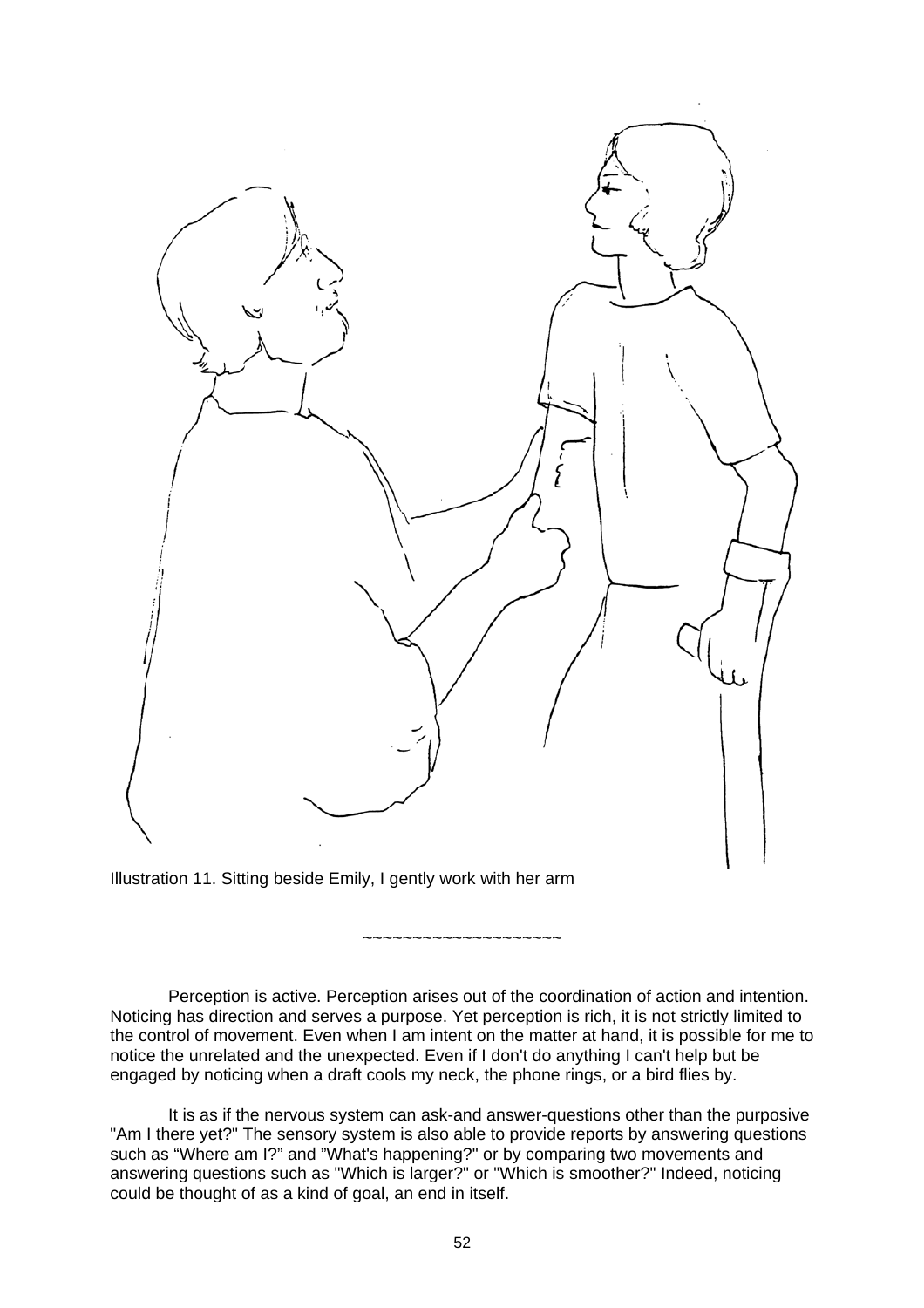Illustration 11. Sitting beside Emily, I gently work with her arm

~~~~~~~~~~~~~~~~~~~~

Perception is active. Perception arises out of the coordination of action and intention. Noticing has direction and serves a purpose. Yet perception is rich, it is not strictly limited to the control of movement. Even when I am intent on the matter at hand, it is possible for me to notice the unrelated and the unexpected. Even if I don't do anything I can't help but be engaged by noticing when a draft cools my neck, the phone rings, or a bird flies by.

It is as if the nervous system can ask-and answer-questions other than the purposive "Am I there yet?" The sensory system is also able to provide reports by answering questions such as "Where am I?" and "What's happening?" or by comparing two movements and answering questions such as "Which is larger?" or "Which is smoother?" Indeed, noticing could be thought of as a kind of goal, an end in itself.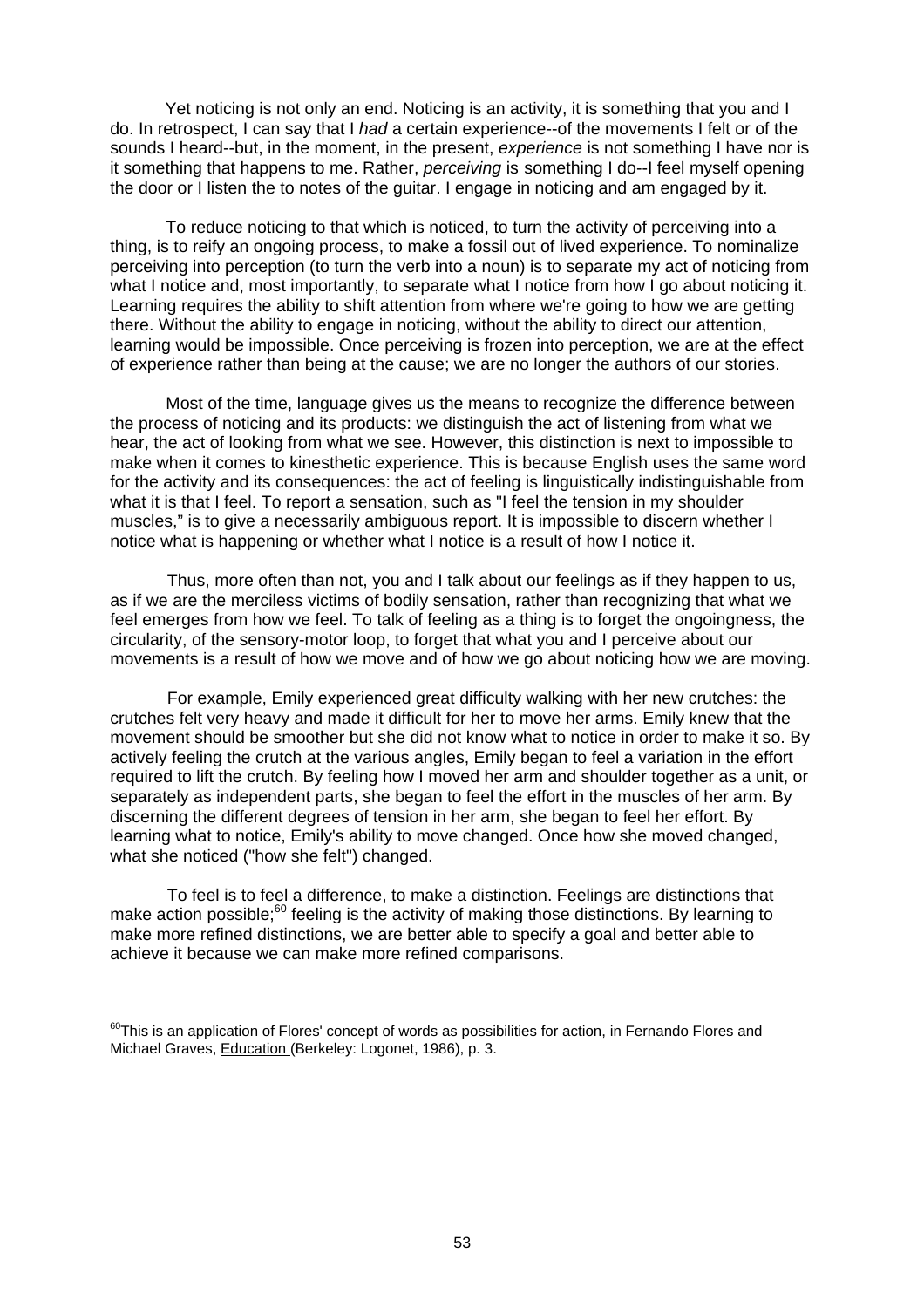Yet noticing is not only an end. Noticing is an activity, it is something that you and I do. In retrospect, I can say that I *had* a certain experience--of the movements I felt or of the sounds I heard--but, in the moment, in the present, *experience* is not something I have nor is it something that happens to me. Rather, *perceiving* is something I do--I feel myself opening the door or I listen the to notes of the guitar. I engage in noticing and am engaged by it.

To reduce noticing to that which is noticed, to turn the activity of perceiving into a thing, is to reify an ongoing process, to make a fossil out of lived experience. To nominalize perceiving into perception (to turn the verb into a noun) is to separate my act of noticing from what I notice and, most importantly, to separate what I notice from how I go about noticing it. Learning requires the ability to shift attention from where we're going to how we are getting there. Without the ability to engage in noticing, without the ability to direct our attention, learning would be impossible. Once perceiving is frozen into perception, we are at the effect of experience rather than being at the cause; we are no longer the authors of our stories.

Most of the time, language gives us the means to recognize the difference between the process of noticing and its products: we distinguish the act of listening from what we hear, the act of looking from what we see. However, this distinction is next to impossible to make when it comes to kinesthetic experience. This is because English uses the same word for the activity and its consequences: the act of feeling is linguistically indistinguishable from what it is that I feel. To report a sensation, such as "I feel the tension in my shoulder muscles," is to give a necessarily ambiguous report. It is impossible to discern whether I notice what is happening or whether what I notice is a result of how I notice it.

Thus, more often than not, you and I talk about our feelings as if they happen to us, as if we are the merciless victims of bodily sensation, rather than recognizing that what we feel emerges from how we feel. To talk of feeling as a thing is to forget the ongoingness, the circularity, of the sensory-motor loop, to forget that what you and I perceive about our movements is a result of how we move and of how we go about noticing how we are moving.

For example, Emily experienced great difficulty walking with her new crutches: the crutches felt very heavy and made it difficult for her to move her arms. Emily knew that the movement should be smoother but she did not know what to notice in order to make it so. By actively feeling the crutch at the various angles, Emily began to feel a variation in the effort required to lift the crutch. By feeling how I moved her arm and shoulder together as a unit, or separately as independent parts, she began to feel the effort in the muscles of her arm. By discerning the different degrees of tension in her arm, she began to feel her effort. By learning what to notice, Emily's ability to move changed. Once how she moved changed, what she noticed ("how she felt") changed.

To feel is to feel a difference, to make a distinction. Feelings are distinctions that make action possible;[60] feeling is the activity of making those distinctions. By learning to make more refined distinctions, we are better able to specify a goal and better able to achieve it because we can make more refined comparisons.

[60]This is an application of Flores' concept of words as possibilities for action, in Fernando Flores and Michael Graves, Education (Berkeley: Logonet, 1986), p. 3.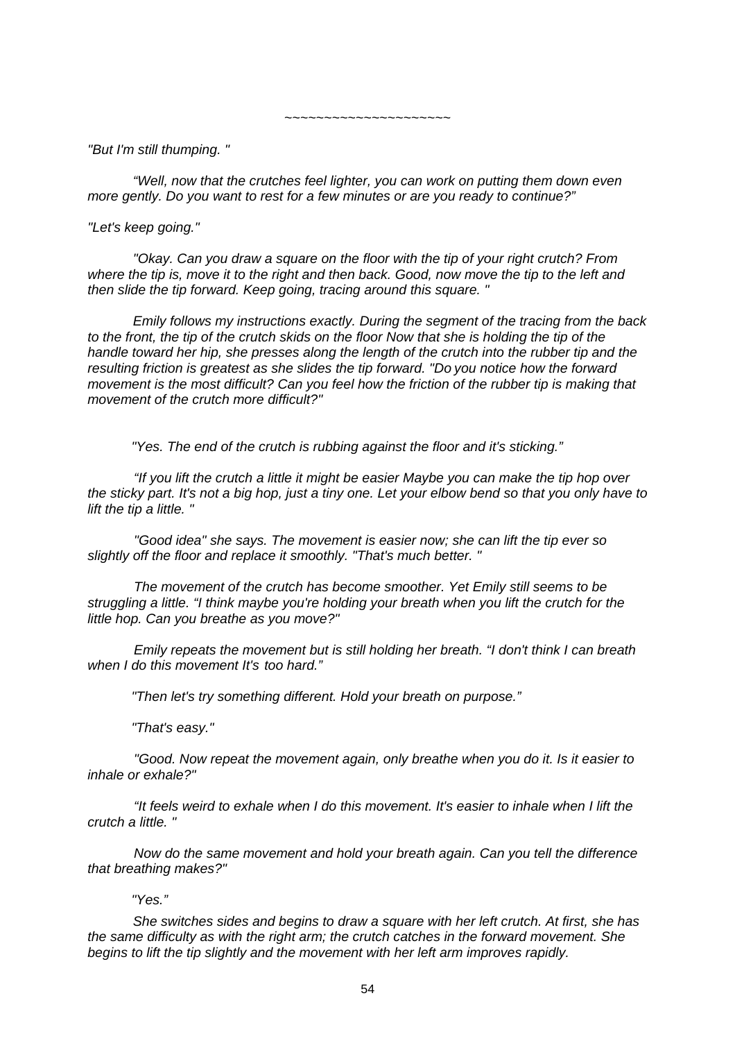~~~~~~~~~~~~~~~~~~~~~

*"But I'm still thumping. "*

*"Well, now that the crutches feel lighter, you can work on putting them down even more gently. Do you want to rest for a few minutes or are you ready to continue?"*

*"Let's keep going."*

*"Okay. Can you draw a square on the floor with the tip of your right crutch? From where the tip is, move it to the right and then back. Good, now move the tip to the left and then slide the tip forward. Keep going, tracing around this square. "*

*Emily follows my instructions exactly. During the segment of the tracing from the back to the front, the tip of the crutch skids on the floor Now that she is holding the tip of the handle toward her hip, she presses along the length of the crutch into the rubber tip and the resulting friction is greatest as she slides the tip forward. "Do you notice how the forward movement is the most difficult? Can you feel how the friction of the rubber tip is making that movement of the crutch more difficult?"*

*"Yes. The end of the crutch is rubbing against the floor and it's sticking."*

*"If you lift the crutch a little it might be easier Maybe you can make the tip hop over the sticky part. It's not a big hop, just a tiny one. Let your elbow bend so that you only have to lift the tip a little. "*

*"Good idea" she says. The movement is easier now; she can lift the tip ever so slightly off the floor and replace it smoothly. "That's much better. "*

*The movement of the crutch has become smoother. Yet Emily still seems to be struggling a little. "I think maybe you're holding your breath when you lift the crutch for the little hop. Can you breathe as you move?"*

*Emily repeats the movement but is still holding her breath. "I don't think I can breath when I do this movement It's too hard."*

*"Then let's try something different. Hold your breath on purpose."*

*"That's easy."*

*"Good. Now repeat the movement again, only breathe when you do it. Is it easier to inhale or exhale?"*

*"It feels weird to exhale when I do this movement. It's easier to inhale when I lift the crutch a little. "*

*Now do the same movement and hold your breath again. Can you tell the difference that breathing makes?"*

*"Yes."*

*She switches sides and begins to draw a square with her left crutch. At first, she has the same difficulty as with the right arm; the crutch catches in the forward movement. She begins to lift the tip slightly and the movement with her left arm improves rapidly.*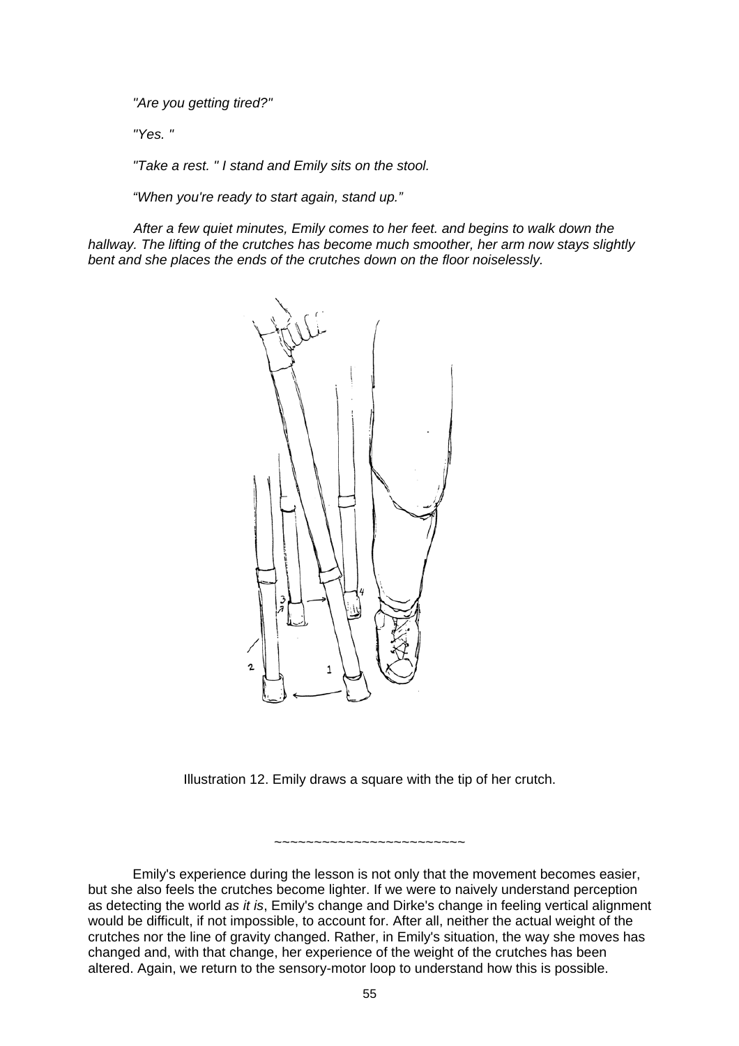*"Are you getting tired?"*

*"Yes. "*

*"Take a rest. " I stand and Emily sits on the stool.*

*"When you're ready to start again, stand up."*

*After a few quiet minutes, Emily comes to her feet. and begins to walk down the hallway. The lifting of the crutches has become much smoother, her arm now stays slightly bent and she places the ends of the crutches down on the floor noiselessly.*

Illustration 12. Emily draws a square with the tip of her crutch.

~~~~~~~~~~~~~~~~~~~~~~~~

Emily's experience during the lesson is not only that the movement becomes easier, but she also feels the crutches become lighter. If we were to naively understand perception as detecting the world *as it is*, Emily's change and Dirke's change in feeling vertical alignment would be difficult, if not impossible, to account for. After all, neither the actual weight of the crutches nor the line of gravity changed. Rather, in Emily's situation, the way she moves has changed and, with that change, her experience of the weight of the crutches has been altered. Again, we return to the sensory-motor loop to understand how this is possible.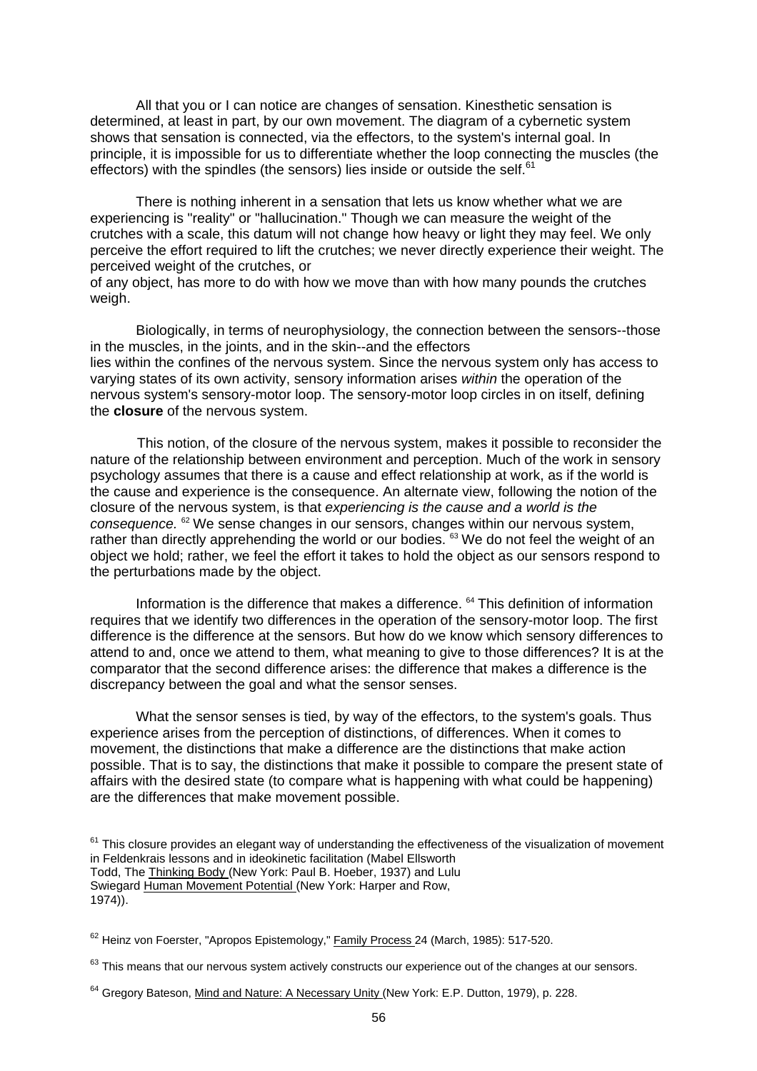All that you or I can notice are changes of sensation. Kinesthetic sensation is determined, at least in part, by our own movement. The diagram of a cybernetic system shows that sensation is connected, via the effectors, to the system's internal goal. In principle, it is impossible for us to differentiate whether the loop connecting the muscles (the effectors) with the spindles (the sensors) lies inside or outside the self.[61]

There is nothing inherent in a sensation that lets us know whether what we are experiencing is "reality" or "hallucination." Though we can measure the weight of the crutches with a scale, this datum will not change how heavy or light they may feel. We only perceive the effort required to lift the crutches; we never directly experience their weight. The perceived weight of the crutches, or of any object, has more to do with how we move than with how many pounds the crutches weigh.

Biologically, in terms of neurophysiology, the connection between the sensors--those in the muscles, in the joints, and in the skin--and the effectors lies within the confines of the nervous system. Since the nervous system only has access to varying states of its own activity, sensory information arises *within* the operation of the nervous system's sensory-motor loop. The sensory-motor loop circles in on itself, defining the **closure** of the nervous system.

This notion, of the closure of the nervous system, makes it possible to reconsider the nature of the relationship between environment and perception. Much of the work in sensory psychology assumes that there is a cause and effect relationship at work, as if the world is the cause and experience is the consequence. An alternate view, following the notion of the closure of the nervous system, is that *experiencing is the cause and a world is the consequence.* [62] We sense changes in our sensors, changes within our nervous system, rather than directly apprehending the world or our bodies. [63] We do not feel the weight of an object we hold; rather, we feel the effort it takes to hold the object as our sensors respond to the perturbations made by the object.

Information is the difference that makes a difference. [64] This definition of information requires that we identify two differences in the operation of the sensory-motor loop. The first difference is the difference at the sensors. But how do we know which sensory differences to attend to and, once we attend to them, what meaning to give to those differences? It is at the comparator that the second difference arises: the difference that makes a difference is the discrepancy between the goal and what the sensor senses.

What the sensor senses is tied, by way of the effectors, to the system's goals. Thus experience arises from the perception of distinctions, of differences. When it comes to movement, the distinctions that make a difference are the distinctions that make action possible. That is to say, the distinctions that make it possible to compare the present state of affairs with the desired state (to compare what is happening with what could be happening) are the differences that make movement possible.

[61] This closure provides an elegant way of understanding the effectiveness of the visualization of movement in Feldenkrais lessons and in ideokinetic facilitation (Mabel Ellsworth Todd, The Thinking Body (New York: Paul B. Hoeber, 1937) and Lulu Swiegard Human Movement Potential (New York: Harper and Row, 1974)).

[62] Heinz von Foerster, "Apropos Epistemology," Family Process 24 (March, 1985): 517-520.

[63] This means that our nervous system actively constructs our experience out of the changes at our sensors.

[64] Gregory Bateson, Mind and Nature: A Necessary Unity (New York: E.P. Dutton, 1979), p. 228.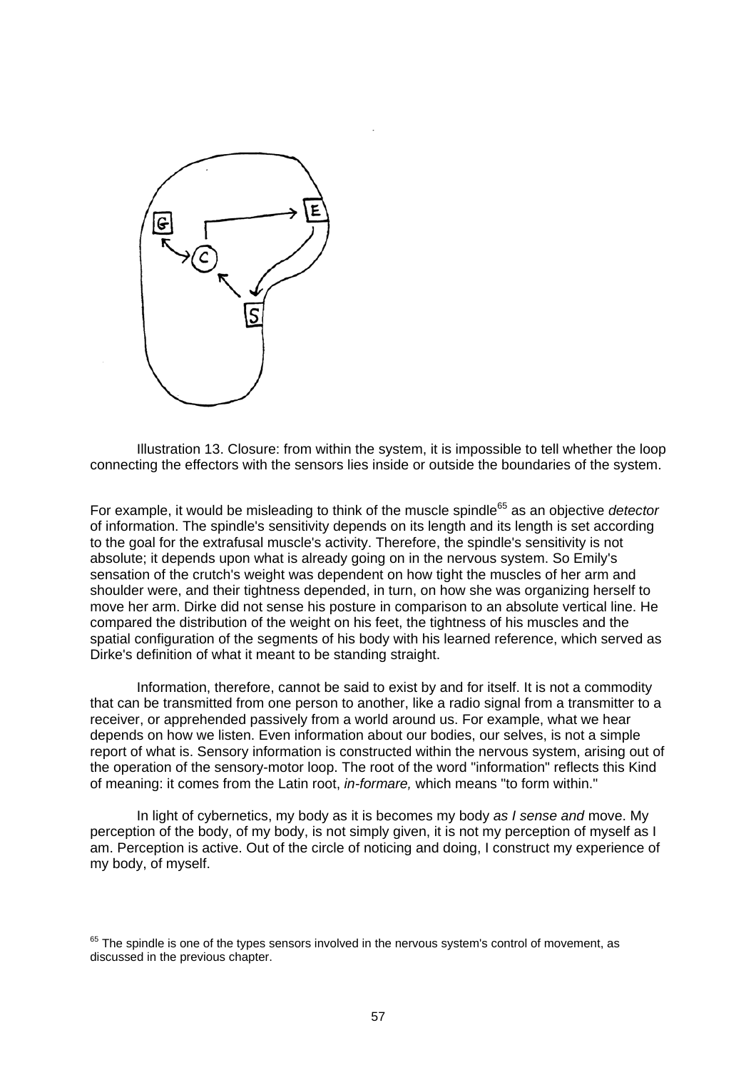G

C

E

S

Illustration 13. Closure: from within the system, it is impossible to tell whether the loop connecting the effectors with the sensors lies inside or outside the boundaries of the system.

For example, it would be misleading to think of the muscle spindle[65] as an objective *detector* of information. The spindle's sensitivity depends on its length and its length is set according to the goal for the extrafusal muscle's activity. Therefore, the spindle's sensitivity is not absolute; it depends upon what is already going on in the nervous system. So Emily's sensation of the crutch's weight was dependent on how tight the muscles of her arm and shoulder were, and their tightness depended, in turn, on how she was organizing herself to move her arm. Dirke did not sense his posture in comparison to an absolute vertical line. He compared the distribution of the weight on his feet, the tightness of his muscles and the spatial configuration of the segments of his body with his learned reference, which served as Dirke's definition of what it meant to be standing straight.

Information, therefore, cannot be said to exist by and for itself. It is not a commodity that can be transmitted from one person to another, like a radio signal from a transmitter to a receiver, or apprehended passively from a world around us. For example, what we hear depends on how we listen. Even information about our bodies, our selves, is not a simple report of what is. Sensory information is constructed within the nervous system, arising out of the operation of the sensory-motor loop. The root of the word "information" reflects this Kind of meaning: it comes from the Latin root, *in-formare,* which means "to form within."

In light of cybernetics, my body as it is becomes my body *as I sense and* move. My perception of the body, of my body, is not simply given, it is not my perception of myself as I am. Perception is active. Out of the circle of noticing and doing, I construct my experience of my body, of myself.

[65] The spindle is one of the types sensors involved in the nervous system's control of movement, as discussed in the previous chapter.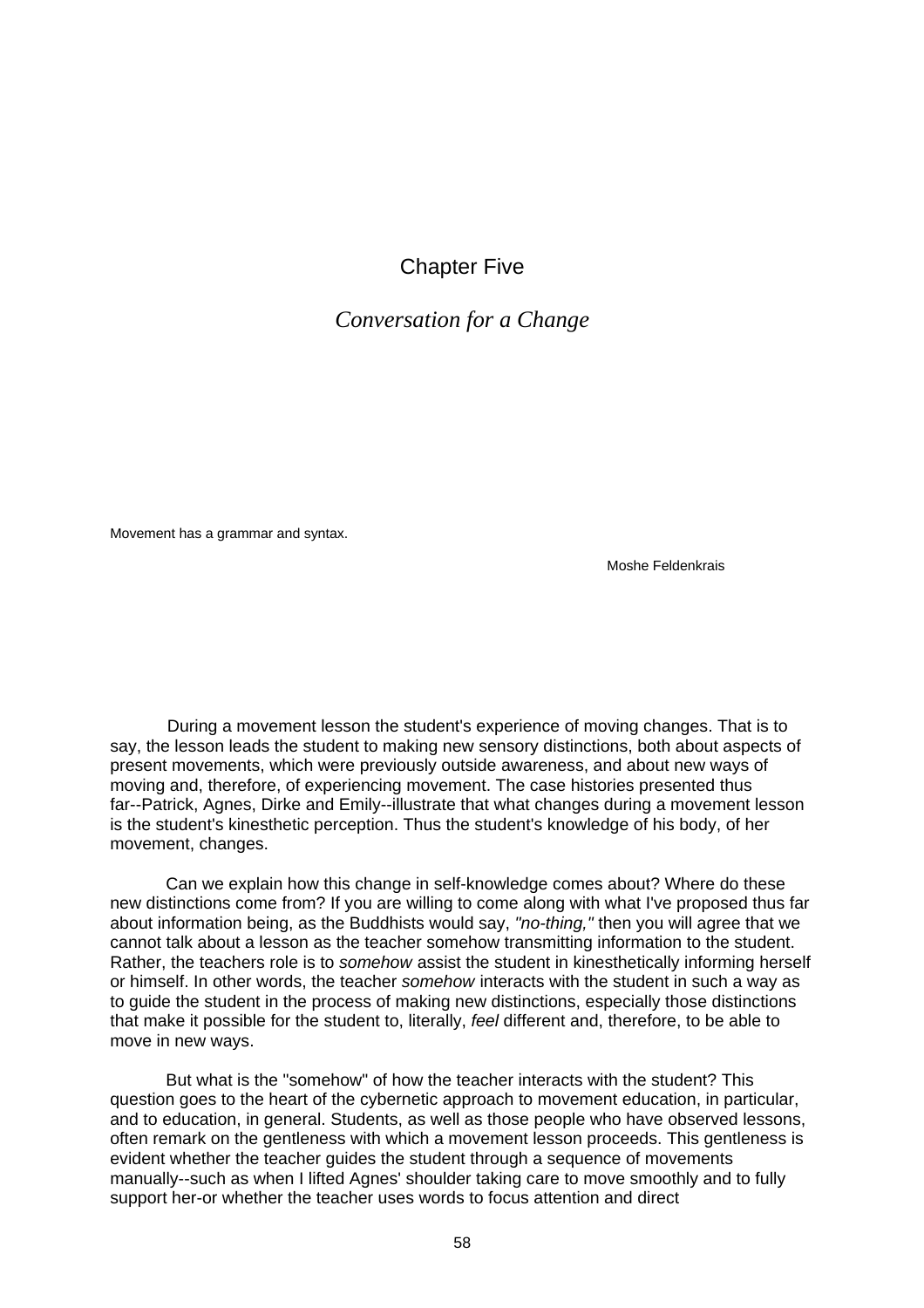# Chapter Five

## *Conversation for a Change*

Movement has a grammar and syntax.

Moshe Feldenkrais

During a movement lesson the student's experience of moving changes. That is to say, the lesson leads the student to making new sensory distinctions, both about aspects of present movements, which were previously outside awareness, and about new ways of moving and, therefore, of experiencing movement. The case histories presented thus far--Patrick, Agnes, Dirke and Emily--illustrate that what changes during a movement lesson is the student's kinesthetic perception. Thus the student's knowledge of his body, of her movement, changes.

Can we explain how this change in self-knowledge comes about? Where do these new distinctions come from? If you are willing to come along with what I've proposed thus far about information being, as the Buddhists would say, *"no-thing,"* then you will agree that we cannot talk about a lesson as the teacher somehow transmitting information to the student. Rather, the teachers role is to *somehow* assist the student in kinesthetically informing herself or himself. In other words, the teacher *somehow* interacts with the student in such a way as to guide the student in the process of making new distinctions, especially those distinctions that make it possible for the student to, literally, *feel* different and, therefore, to be able to move in new ways.

But what is the "somehow" of how the teacher interacts with the student? This question goes to the heart of the cybernetic approach to movement education, in particular, and to education, in general. Students, as well as those people who have observed lessons, often remark on the gentleness with which a movement lesson proceeds. This gentleness is evident whether the teacher guides the student through a sequence of movements manually--such as when I lifted Agnes' shoulder taking care to move smoothly and to fully support her-or whether the teacher uses words to focus attention and direct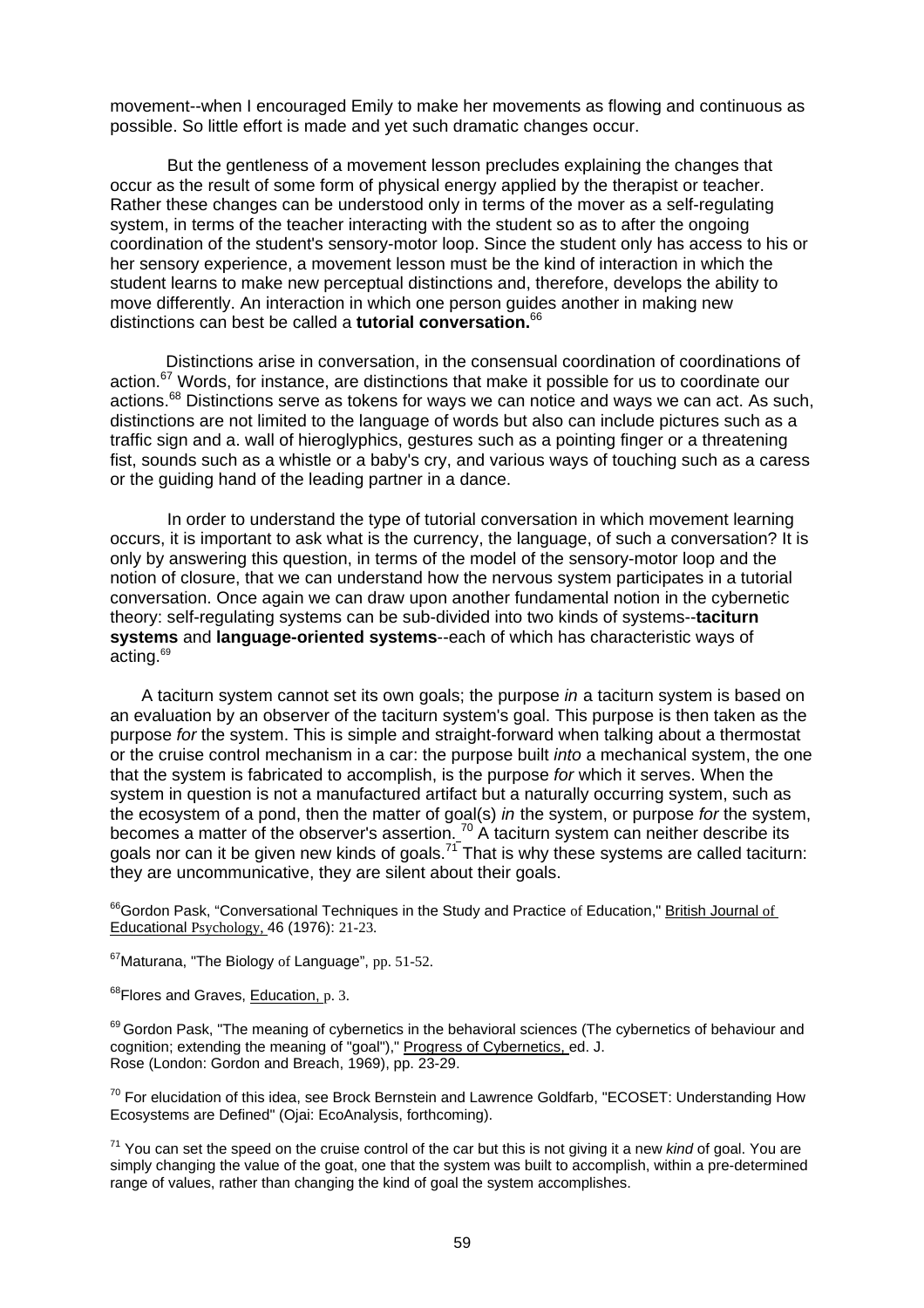movement--when I encouraged Emily to make her movements as flowing and continuous as possible. So little effort is made and yet such dramatic changes occur.

But the gentleness of a movement lesson precludes explaining the changes that occur as the result of some form of physical energy applied by the therapist or teacher. Rather these changes can be understood only in terms of the mover as a self-regulating system, in terms of the teacher interacting with the student so as to after the ongoing coordination of the student's sensory-motor loop. Since the student only has access to his or her sensory experience, a movement lesson must be the kind of interaction in which the student learns to make new perceptual distinctions and, therefore, develops the ability to move differently. An interaction in which one person guides another in making new distinctions can best be called a **tutorial conversation.**[66]

Distinctions arise in conversation, in the consensual coordination of coordinations of action.[67] Words, for instance, are distinctions that make it possible for us to coordinate our actions.[68] Distinctions serve as tokens for ways we can notice and ways we can act. As such, distinctions are not limited to the language of words but also can include pictures such as a traffic sign and a. wall of hieroglyphics, gestures such as a pointing finger or a threatening fist, sounds such as a whistle or a baby's cry, and various ways of touching such as a caress or the guiding hand of the leading partner in a dance.

In order to understand the type of tutorial conversation in which movement learning occurs, it is important to ask what is the currency, the language, of such a conversation? It is only by answering this question, in terms of the model of the sensory-motor loop and the notion of closure, that we can understand how the nervous system participates in a tutorial conversation. Once again we can draw upon another fundamental notion in the cybernetic theory: self-regulating systems can be sub-divided into two kinds of systems--**taciturn systems** and **language-oriented systems**--each of which has characteristic ways of acting.[69]

A taciturn system cannot set its own goals; the purpose *in* a taciturn system is based on an evaluation by an observer of the taciturn system's goal. This purpose is then taken as the purpose *for* the system. This is simple and straight-forward when talking about a thermostat or the cruise control mechanism in a car: the purpose built *into* a mechanical system, the one that the system is fabricated to accomplish, is the purpose *for* which it serves. When the system in question is not a manufactured artifact but a naturally occurring system, such as the ecosystem of a pond, then the matter of goal(s) *in* the system, or purpose *for* the system, becomes a matter of the observer's assertion.[70] A taciturn system can neither describe its goals nor can it be given new kinds of goals.[71] That is why these systems are called taciturn: they are uncommunicative, they are silent about their goals.

[66]Gordon Pask, "Conversational Techniques in the Study and Practice of Education," British Journal of Educational Psychology, 46 (1976): 21-23.

[67]Maturana, "The Biology of Language", pp. 51-52.

[68]Flores and Graves, Education, p. 3.

[69] Gordon Pask, "The meaning of cybernetics in the behavioral sciences (The cybernetics of behaviour and cognition; extending the meaning of "goal")," Progress of Cybernetics, ed. J. Rose (London: Gordon and Breach, 1969), pp. 23-29.

[70] For elucidation of this idea, see Brock Bernstein and Lawrence Goldfarb, "ECOSET: Understanding How Ecosystems are Defined" (Ojai: EcoAnalysis, forthcoming).

[71] You can set the speed on the cruise control of the car but this is not giving it a new *kind* of goal. You are simply changing the value of the goat, one that the system was built to accomplish, within a pre-determined range of values, rather than changing the kind of goal the system accomplishes.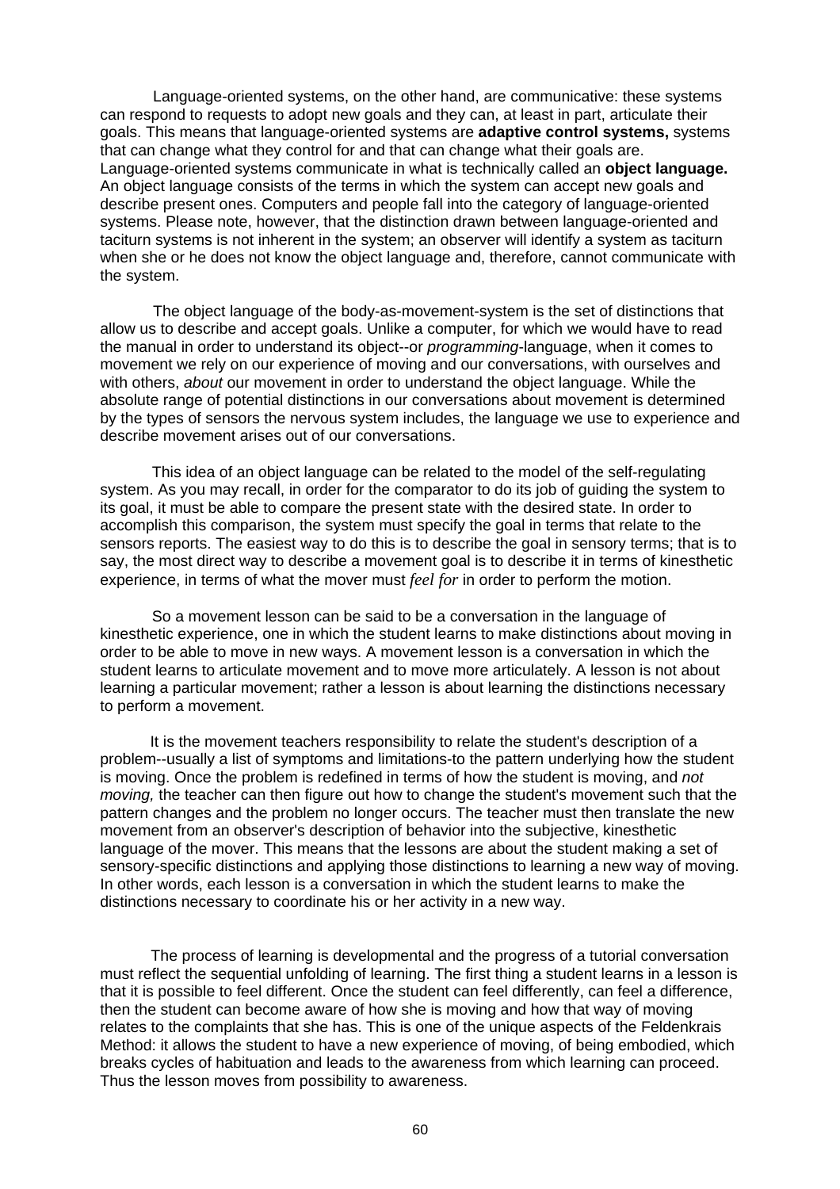Language-oriented systems, on the other hand, are communicative: these systems can respond to requests to adopt new goals and they can, at least in part, articulate their goals. This means that language-oriented systems are **adaptive control systems,** systems that can change what they control for and that can change what their goals are. Language-oriented systems communicate in what is technically called an **object language.** An object language consists of the terms in which the system can accept new goals and describe present ones. Computers and people fall into the category of language-oriented systems. Please note, however, that the distinction drawn between language-oriented and taciturn systems is not inherent in the system; an observer will identify a system as taciturn when she or he does not know the object language and, therefore, cannot communicate with the system.

The object language of the body-as-movement-system is the set of distinctions that allow us to describe and accept goals. Unlike a computer, for which we would have to read the manual in order to understand its object--or *programming*-language, when it comes to movement we rely on our experience of moving and our conversations, with ourselves and with others, *about* our movement in order to understand the object language. While the absolute range of potential distinctions in our conversations about movement is determined by the types of sensors the nervous system includes, the language we use to experience and describe movement arises out of our conversations.

This idea of an object language can be related to the model of the self-regulating system. As you may recall, in order for the comparator to do its job of guiding the system to its goal, it must be able to compare the present state with the desired state. In order to accomplish this comparison, the system must specify the goal in terms that relate to the sensors reports. The easiest way to do this is to describe the goal in sensory terms; that is to say, the most direct way to describe a movement goal is to describe it in terms of kinesthetic experience, in terms of what the mover must *feel for* in order to perform the motion.

So a movement lesson can be said to be a conversation in the language of kinesthetic experience, one in which the student learns to make distinctions about moving in order to be able to move in new ways. A movement lesson is a conversation in which the student learns to articulate movement and to move more articulately. A lesson is not about learning a particular movement; rather a lesson is about learning the distinctions necessary to perform a movement.

It is the movement teachers responsibility to relate the student's description of a problem--usually a list of symptoms and limitations-to the pattern underlying how the student is moving. Once the problem is redefined in terms of how the student is moving, and *not moving,* the teacher can then figure out how to change the student's movement such that the pattern changes and the problem no longer occurs. The teacher must then translate the new movement from an observer's description of behavior into the subjective, kinesthetic language of the mover. This means that the lessons are about the student making a set of sensory-specific distinctions and applying those distinctions to learning a new way of moving. In other words, each lesson is a conversation in which the student learns to make the distinctions necessary to coordinate his or her activity in a new way.

The process of learning is developmental and the progress of a tutorial conversation must reflect the sequential unfolding of learning. The first thing a student learns in a lesson is that it is possible to feel different. Once the student can feel differently, can feel a difference, then the student can become aware of how she is moving and how that way of moving relates to the complaints that she has. This is one of the unique aspects of the Feldenkrais Method: it allows the student to have a new experience of moving, of being embodied, which breaks cycles of habituation and leads to the awareness from which learning can proceed. Thus the lesson moves from possibility to awareness.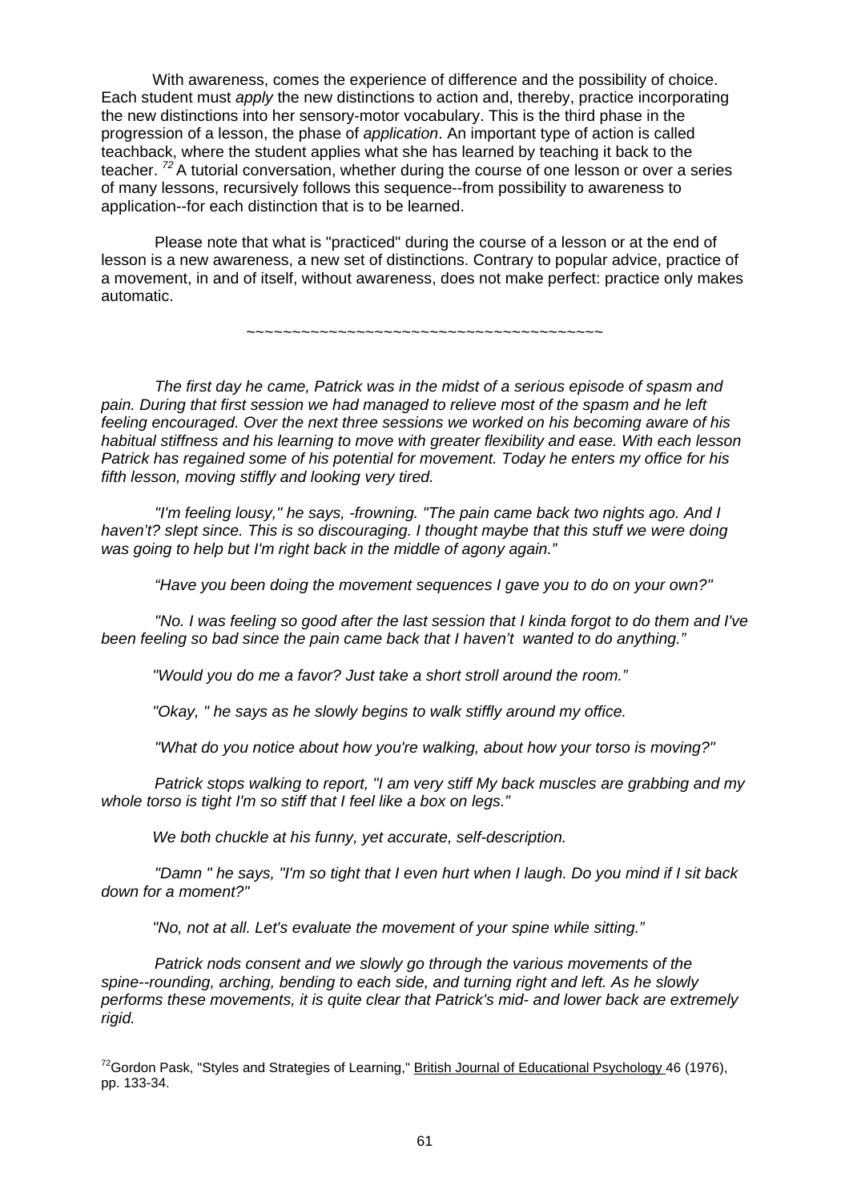With awareness, comes the experience of difference and the possibility of choice. Each student must *apply* the new distinctions to action and, thereby, practice incorporating the new distinctions into her sensory-motor vocabulary. This is the third phase in the progression of a lesson, the phase of *application*. An important type of action is called teachback, where the student applies what she has learned by teaching it back to the teacher. [72] A tutorial conversation, whether during the course of one lesson or over a series of many lessons, recursively follows this sequence--from possibility to awareness to application--for each distinction that is to be learned.

Please note that what is "practiced" during the course of a lesson or at the end of lesson is a new awareness, a new set of distinctions. Contrary to popular advice, practice of a movement, in and of itself, without awareness, does not make perfect: practice only makes automatic.

~~~~~~~~~~~~~~~~~~~~~~~~~~~~~~~~~~~~~~~~

*The first day he came, Patrick was in the midst of a serious episode of spasm and pain. During that first session we had managed to relieve most of the spasm and he left feeling encouraged. Over the next three sessions we worked on his becoming aware of his habitual stiffness and his learning to move with greater flexibility and ease. With each lesson Patrick has regained some of his potential for movement. Today he enters my office for his fifth lesson, moving stiffly and looking very tired.*

*"I'm feeling lousy," he says, -frowning. "The pain came back two nights ago. And I haven't? slept since. This is so discouraging. I thought maybe that this stuff we were doing was going to help but I'm right back in the middle of agony again."*

*"Have you been doing the movement sequences I gave you to do on your own?"*

*"No. I was feeling so good after the last session that I kinda forgot to do them and I've been feeling so bad since the pain came back that I haven't wanted to do anything."*

*"Would you do me a favor? Just take a short stroll around the room."*

*"Okay, " he says as he slowly begins to walk stiffly around my office.*

*"What do you notice about how you're walking, about how your torso is moving?"*

*Patrick stops walking to report, "I am very stiff My back muscles are grabbing and my whole torso is tight I'm so stiff that I feel like a box on legs."*

*We both chuckle at his funny, yet accurate, self-description.*

*"Damn " he says, "I'm so tight that I even hurt when I laugh. Do you mind if I sit back down for a moment?"*

*"No, not at all. Let's evaluate the movement of your spine while sitting."*

*Patrick nods consent and we slowly go through the various movements of the spine--rounding, arching, bending to each side, and turning right and left. As he slowly performs these movements, it is quite clear that Patrick's mid- and lower back are extremely rigid.*

---

[72] Gordon Pask, "Styles and Strategies of Learning," British Journal of Educational Psychology 46 (1976), pp. 133-34.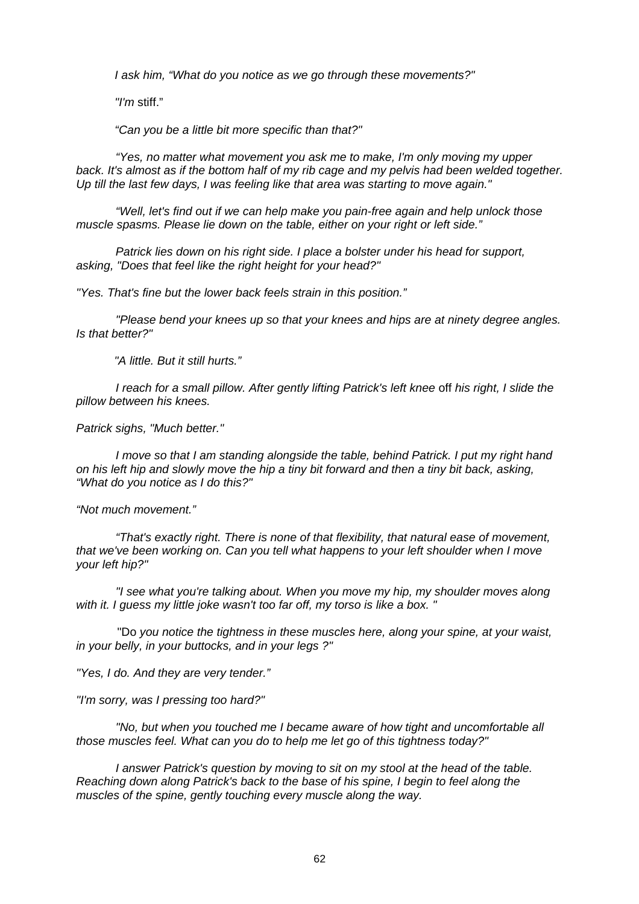*I ask him, "What do you notice as we go through these movements?"*

*"I'm* stiff."

*"Can you be a little bit more specific than that?"*

*"Yes, no matter what movement you ask me to make, I'm only moving my upper back. It's almost as if the bottom half of my rib cage and my pelvis had been welded together. Up till the last few days, I was feeling like that area was starting to move again."*

*"Well, let's find out if we can help make you pain-free again and help unlock those muscle spasms. Please lie down on the table, either on your right or left side."*

*Patrick lies down on his right side. I place a bolster under his head for support, asking, "Does that feel like the right height for your head?"*

*"Yes. That's fine but the lower back feels strain in this position."*

*"Please bend your knees up so that your knees and hips are at ninety degree angles. Is that better?"*

*"A little. But it still hurts."*

*I reach for a small pillow. After gently lifting Patrick's left knee* off *his right, I slide the pillow between his knees.*

*Patrick sighs, "Much better."*

*I move so that I am standing alongside the table, behind Patrick. I put my right hand on his left hip and slowly move the hip a tiny bit forward and then a tiny bit back, asking, "What do you notice as I do this?"*

*"Not much movement."*

*"That's exactly right. There is none of that flexibility, that natural ease of movement, that we've been working on. Can you tell what happens to your left shoulder when I move your left hip?"*

*"I see what you're talking about. When you move my hip, my shoulder moves along with it. I guess my little joke wasn't too far off, my torso is like a box. "*

"Do *you notice the tightness in these muscles here, along your spine, at your waist, in your belly, in your buttocks, and in your legs ?"*

*"Yes, I do. And they are very tender."*

*"I'm sorry, was I pressing too hard?"*

*"No, but when you touched me I became aware of how tight and uncomfortable all those muscles feel. What can you do to help me let go of this tightness today?"*

*I answer Patrick's question by moving to sit on my stool at the head of the table. Reaching down along Patrick's back to the base of his spine, I begin to feel along the muscles of the spine, gently touching every muscle along the way.*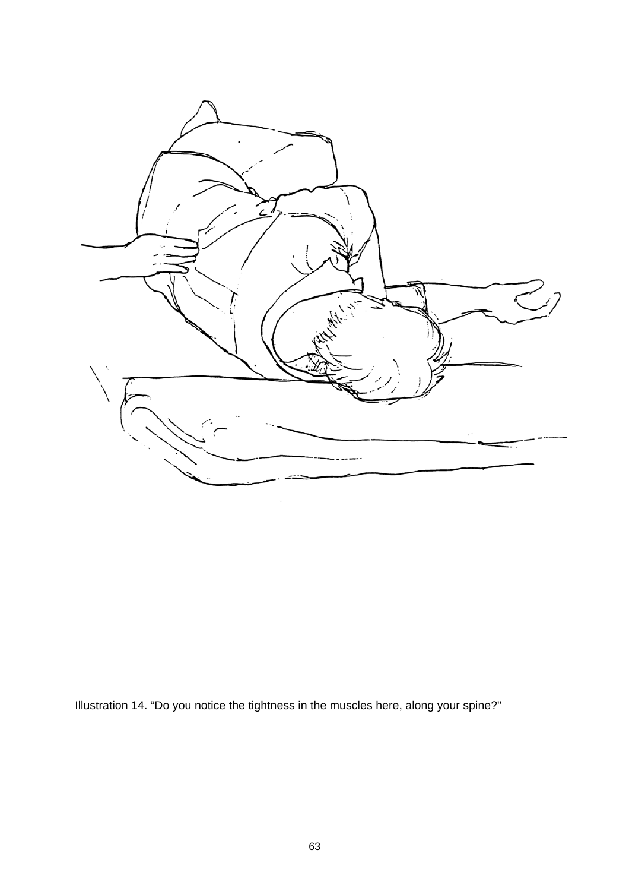Illustration 14. “Do you notice the tightness in the muscles here, along your spine?"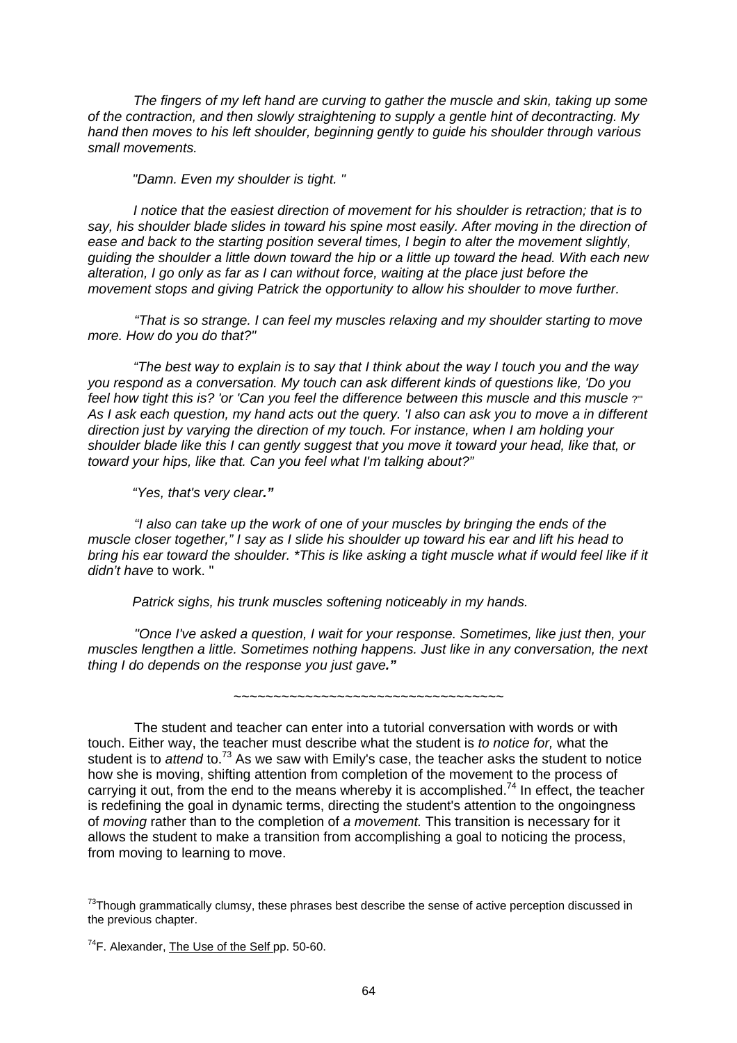*The fingers of my left hand are curving to gather the muscle and skin, taking up some of the contraction, and then slowly straightening to supply a gentle hint of decontracting. My hand then moves to his left shoulder, beginning gently to guide his shoulder through various small movements.*

*"Damn. Even my shoulder is tight. "*

*I notice that the easiest direction of movement for his shoulder is retraction; that is to say, his shoulder blade slides in toward his spine most easily. After moving in the direction of ease and back to the starting position several times, I begin to alter the movement slightly, guiding the shoulder a little down toward the hip or a little up toward the head. With each new alteration, I go only as far as I can without force, waiting at the place just before the movement stops and giving Patrick the opportunity to allow his shoulder to move further.*

*"That is so strange. I can feel my muscles relaxing and my shoulder starting to move more. How do you do that?"*

*"The best way to explain is to say that I think about the way I touch you and the way you respond as a conversation. My touch can ask different kinds of questions like, 'Do you feel how tight this is? 'or 'Can you feel the difference between this muscle and this muscle ?'" As I ask each question, my hand acts out the query. 'I also can ask you to move a in different direction just by varying the direction of my touch. For instance, when I am holding your shoulder blade like this I can gently suggest that you move it toward your head, like that, or toward your hips, like that. Can you feel what I'm talking about?"*

*"Yes, that's very clear."*

*"I also can take up the work of one of your muscles by bringing the ends of the muscle closer together," I say as I slide his shoulder up toward his ear and lift his head to bring his ear toward the shoulder. *This is like asking a tight muscle what if would feel like if it didn't have* to work. "

*Patrick sighs, his trunk muscles softening noticeably in my hands.*

*"Once I've asked a question, I wait for your response. Sometimes, like just then, your muscles lengthen a little. Sometimes nothing happens. Just like in any conversation, the next thing I do depends on the response you just gave."*

~~~~~~~~~~~~~~~~~~~~~~~~~~~~~~~~~~

The student and teacher can enter into a tutorial conversation with words or with touch. Either way, the teacher must describe what the student is *to notice for,* what the student is to *attend* to.[73] As we saw with Emily's case, the teacher asks the student to notice how she is moving, shifting attention from completion of the movement to the process of carrying it out, from the end to the means whereby it is accomplished.[74] In effect, the teacher is redefining the goal in dynamic terms, directing the student's attention to the ongoingness of *moving* rather than to the completion of *a movement.* This transition is necessary for it allows the student to make a transition from accomplishing a goal to noticing the process, from moving to learning to move.

[73]Though grammatically clumsy, these phrases best describe the sense of active perception discussed in the previous chapter.

[74]F. Alexander, The Use of the Self pp. 50-60.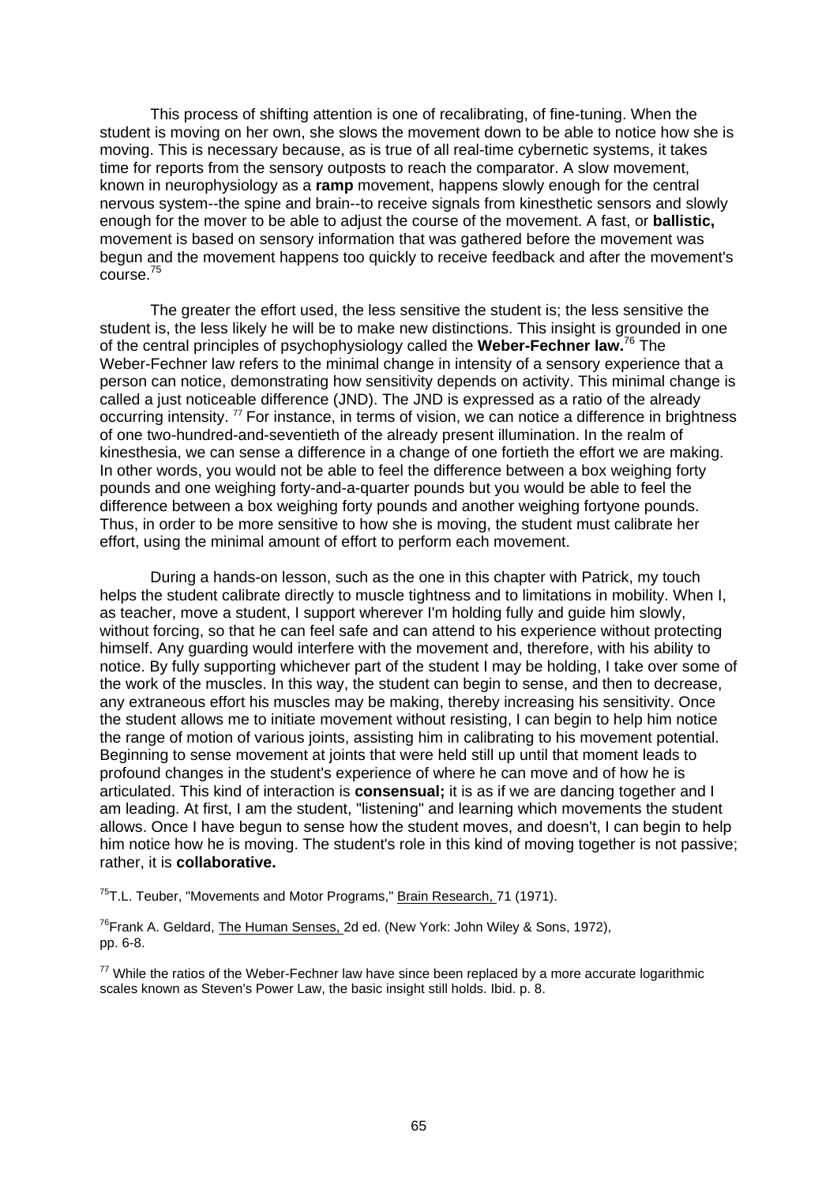This process of shifting attention is one of recalibrating, of fine-tuning. When the student is moving on her own, she slows the movement down to be able to notice how she is moving. This is necessary because, as is true of all real-time cybernetic systems, it takes time for reports from the sensory outposts to reach the comparator. A slow movement, known in neurophysiology as a **ramp** movement, happens slowly enough for the central nervous system--the spine and brain--to receive signals from kinesthetic sensors and slowly enough for the mover to be able to adjust the course of the movement. A fast, or **ballistic,** movement is based on sensory information that was gathered before the movement was begun and the movement happens too quickly to receive feedback and after the movement's course.[75]

The greater the effort used, the less sensitive the student is; the less sensitive the student is, the less likely he will be to make new distinctions. This insight is grounded in one of the central principles of psychophysiology called the **Weber-Fechner law.**[76] The Weber-Fechner law refers to the minimal change in intensity of a sensory experience that a person can notice, demonstrating how sensitivity depends on activity. This minimal change is called a just noticeable difference (JND). The JND is expressed as a ratio of the already occurring intensity. [77] For instance, in terms of vision, we can notice a difference in brightness of one two-hundred-and-seventieth of the already present illumination. In the realm of kinesthesia, we can sense a difference in a change of one fortieth the effort we are making. In other words, you would not be able to feel the difference between a box weighing forty pounds and one weighing forty-and-a-quarter pounds but you would be able to feel the difference between a box weighing forty pounds and another weighing fortyone pounds. Thus, in order to be more sensitive to how she is moving, the student must calibrate her effort, using the minimal amount of effort to perform each movement.

During a hands-on lesson, such as the one in this chapter with Patrick, my touch helps the student calibrate directly to muscle tightness and to limitations in mobility. When I, as teacher, move a student, I support wherever I'm holding fully and guide him slowly, without forcing, so that he can feel safe and can attend to his experience without protecting himself. Any guarding would interfere with the movement and, therefore, with his ability to notice. By fully supporting whichever part of the student I may be holding, I take over some of the work of the muscles. In this way, the student can begin to sense, and then to decrease, any extraneous effort his muscles may be making, thereby increasing his sensitivity. Once the student allows me to initiate movement without resisting, I can begin to help him notice the range of motion of various joints, assisting him in calibrating to his movement potential. Beginning to sense movement at joints that were held still up until that moment leads to profound changes in the student's experience of where he can move and of how he is articulated. This kind of interaction is **consensual;** it is as if we are dancing together and I am leading. At first, I am the student, "listening" and learning which movements the student allows. Once I have begun to sense how the student moves, and doesn't, I can begin to help him notice how he is moving. The student's role in this kind of moving together is not passive; rather, it is **collaborative.**

[75]T.L. Teuber, "Movements and Motor Programs," Brain Research, 71 (1971).

[76]Frank A. Geldard, The Human Senses, 2d ed. (New York: John Wiley & Sons, 1972), pp. 6-8.

[77] While the ratios of the Weber-Fechner law have since been replaced by a more accurate logarithmic scales known as Steven's Power Law, the basic insight still holds. Ibid. p. 8.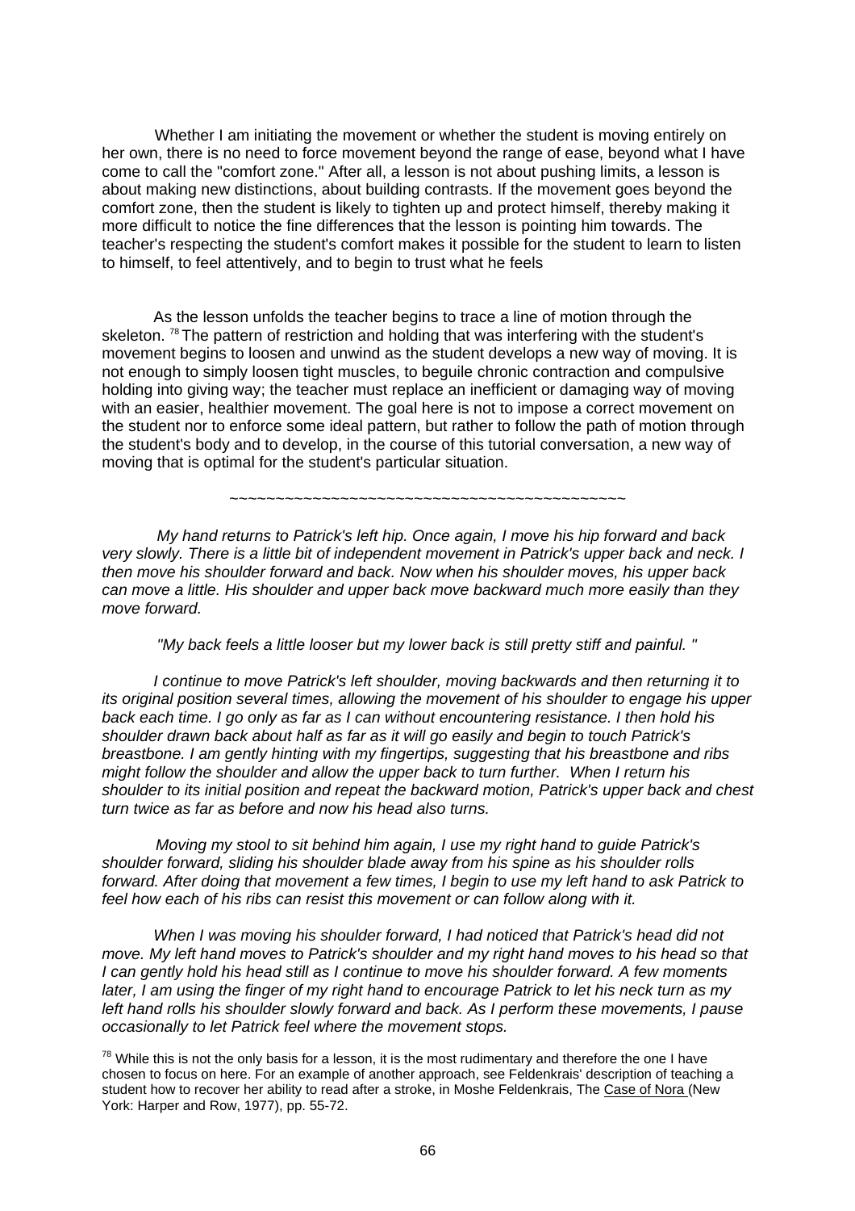Whether I am initiating the movement or whether the student is moving entirely on her own, there is no need to force movement beyond the range of ease, beyond what I have come to call the "comfort zone." After all, a lesson is not about pushing limits, a lesson is about making new distinctions, about building contrasts. If the movement goes beyond the comfort zone, then the student is likely to tighten up and protect himself, thereby making it more difficult to notice the fine differences that the lesson is pointing him towards. The teacher's respecting the student's comfort makes it possible for the student to learn to listen to himself, to feel attentively, and to begin to trust what he feels

As the lesson unfolds the teacher begins to trace a line of motion through the skeleton. [78] The pattern of restriction and holding that was interfering with the student's movement begins to loosen and unwind as the student develops a new way of moving. It is not enough to simply loosen tight muscles, to beguile chronic contraction and compulsive holding into giving way; the teacher must replace an inefficient or damaging way of moving with an easier, healthier movement. The goal here is not to impose a correct movement on the student nor to enforce some ideal pattern, but rather to follow the path of motion through the student's body and to develop, in the course of this tutorial conversation, a new way of moving that is optimal for the student's particular situation.

~~~~~~~~~~~~~~~~~~~~~~~~~~~~~~~~~~~~~~~~~~~~

*My hand returns to Patrick's left hip. Once again, I move his hip forward and back very slowly. There is a little bit of independent movement in Patrick's upper back and neck. I then move his shoulder forward and back. Now when his shoulder moves, his upper back can move a little. His shoulder and upper back move backward much more easily than they move forward.*

*"My back feels a little looser but my lower back is still pretty stiff and painful. "*

*I continue to move Patrick's left shoulder, moving backwards and then returning it to its original position several times, allowing the movement of his shoulder to engage his upper back each time. I go only as far as I can without encountering resistance. I then hold his shoulder drawn back about half as far as it will go easily and begin to touch Patrick's breastbone. I am gently hinting with my fingertips, suggesting that his breastbone and ribs might follow the shoulder and allow the upper back to turn further. When I return his shoulder to its initial position and repeat the backward motion, Patrick's upper back and chest turn twice as far as before and now his head also turns.*

*Moving my stool to sit behind him again, I use my right hand to guide Patrick's shoulder forward, sliding his shoulder blade away from his spine as his shoulder rolls forward. After doing that movement a few times, I begin to use my left hand to ask Patrick to feel how each of his ribs can resist this movement or can follow along with it.*

*When I was moving his shoulder forward, I had noticed that Patrick's head did not move. My left hand moves to Patrick's shoulder and my right hand moves to his head so that I can gently hold his head still as I continue to move his shoulder forward. A few moments later, I am using the finger of my right hand to encourage Patrick to let his neck turn as my left hand rolls his shoulder slowly forward and back. As I perform these movements, I pause occasionally to let Patrick feel where the movement stops.*

[78] While this is not the only basis for a lesson, it is the most rudimentary and therefore the one I have chosen to focus on here. For an example of another approach, see Feldenkrais' description of teaching a student how to recover her ability to read after a stroke, in Moshe Feldenkrais, The Case of Nora (New York: Harper and Row, 1977), pp. 55-72.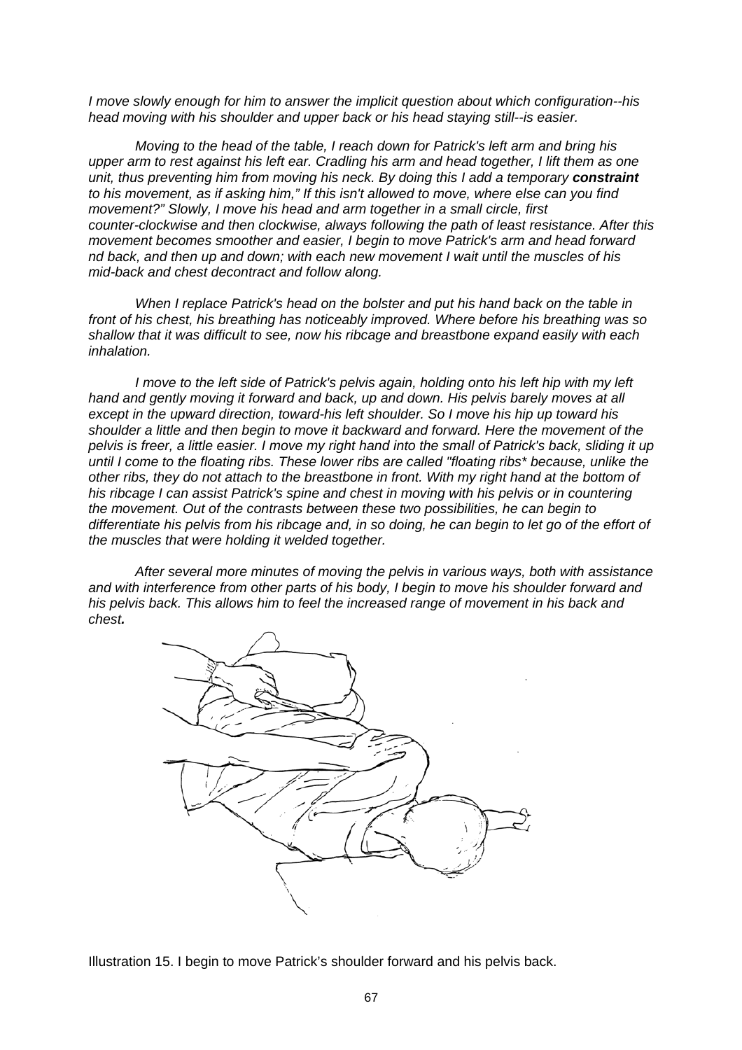*I move slowly enough for him to answer the implicit question about which configuration--his head moving with his shoulder and upper back or his head staying still--is easier.*

*Moving to the head of the table, I reach down for Patrick's left arm and bring his upper arm to rest against his left ear. Cradling his arm and head together, I lift them as one unit, thus preventing him from moving his neck. By doing this I add a temporary **constraint** to his movement, as if asking him," If this isn't allowed to move, where else can you find movement?" Slowly, I move his head and arm together in a small circle, first counter-clockwise and then clockwise, always following the path of least resistance. After this movement becomes smoother and easier, I begin to move Patrick's arm and head forward nd back, and then up and down; with each new movement I wait until the muscles of his mid-back and chest decontract and follow along.*

*When I replace Patrick's head on the bolster and put his hand back on the table in front of his chest, his breathing has noticeably improved. Where before his breathing was so shallow that it was difficult to see, now his ribcage and breastbone expand easily with each inhalation.*

*I move to the left side of Patrick's pelvis again, holding onto his left hip with my left hand and gently moving it forward and back, up and down. His pelvis barely moves at all except in the upward direction, toward-his left shoulder. So I move his hip up toward his shoulder a little and then begin to move it backward and forward. Here the movement of the pelvis is freer, a little easier. I move my right hand into the small of Patrick's back, sliding it up until I come to the floating ribs. These lower ribs are called "floating ribs* because, unlike the other ribs, they do not attach to the breastbone in front. With my right hand at the bottom of his ribcage I can assist Patrick's spine and chest in moving with his pelvis or in countering the movement. Out of the contrasts between these two possibilities, he can begin to differentiate his pelvis from his ribcage and, in so doing, he can begin to let go of the effort of the muscles that were holding it welded together.*

*After several more minutes of moving the pelvis in various ways, both with assistance and with interference from other parts of his body, I begin to move his shoulder forward and his pelvis back. This allows him to feel the increased range of movement in his back and chest.*

Illustration 15. I begin to move Patrick's shoulder forward and his pelvis back.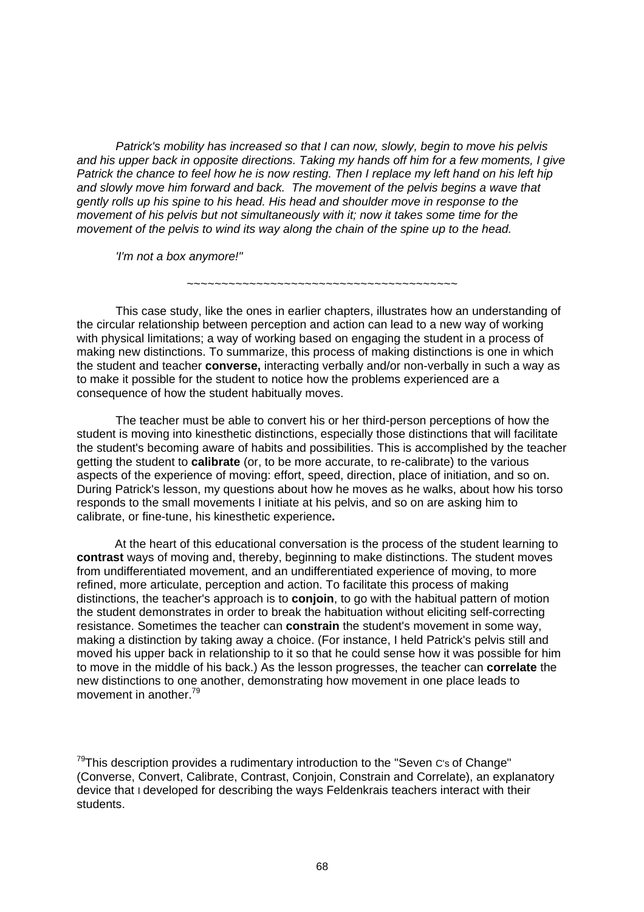*Patrick's mobility has increased so that I can now, slowly, begin to move his pelvis and his upper back in opposite directions. Taking my hands off him for a few moments, I give Patrick the chance to feel how he is now resting. Then I replace my left hand on his left hip and slowly move him forward and back. The movement of the pelvis begins a wave that gently rolls up his spine to his head. His head and shoulder move in response to the movement of his pelvis but not simultaneously with it; now it takes some time for the movement of the pelvis to wind its way along the chain of the spine up to the head.*

*'I'm not a box anymore!"*

~~~~~~~~~~~~~~~~~~~~~~~~~~~~~~~~~~~~~~~

This case study, like the ones in earlier chapters, illustrates how an understanding of the circular relationship between perception and action can lead to a new way of working with physical limitations; a way of working based on engaging the student in a process of making new distinctions. To summarize, this process of making distinctions is one in which the student and teacher **converse,** interacting verbally and/or non-verbally in such a way as to make it possible for the student to notice how the problems experienced are a consequence of how the student habitually moves.

The teacher must be able to convert his or her third-person perceptions of how the student is moving into kinesthetic distinctions, especially those distinctions that will facilitate the student's becoming aware of habits and possibilities. This is accomplished by the teacher getting the student to **calibrate** (or, to be more accurate, to re-calibrate) to the various aspects of the experience of moving: effort, speed, direction, place of initiation, and so on. During Patrick's lesson, my questions about how he moves as he walks, about how his torso responds to the small movements I initiate at his pelvis, and so on are asking him to calibrate, or fine-tune, his kinesthetic experience**.**

At the heart of this educational conversation is the process of the student learning to **contrast** ways of moving and, thereby, beginning to make distinctions. The student moves from undifferentiated movement, and an undifferentiated experience of moving, to more refined, more articulate, perception and action. To facilitate this process of making distinctions, the teacher's approach is to **conjoin**, to go with the habitual pattern of motion the student demonstrates in order to break the habituation without eliciting self-correcting resistance. Sometimes the teacher can **constrain** the student's movement in some way, making a distinction by taking away a choice. (For instance, I held Patrick's pelvis still and moved his upper back in relationship to it so that he could sense how it was possible for him to move in the middle of his back.) As the lesson progresses, the teacher can **correlate** the new distinctions to one another, demonstrating how movement in one place leads to movement in another.[79]

[79]This description provides a rudimentary introduction to the "Seven C's of Change" (Converse, Convert, Calibrate, Contrast, Conjoin, Constrain and Correlate), an explanatory device that I developed for describing the ways Feldenkrais teachers interact with their students.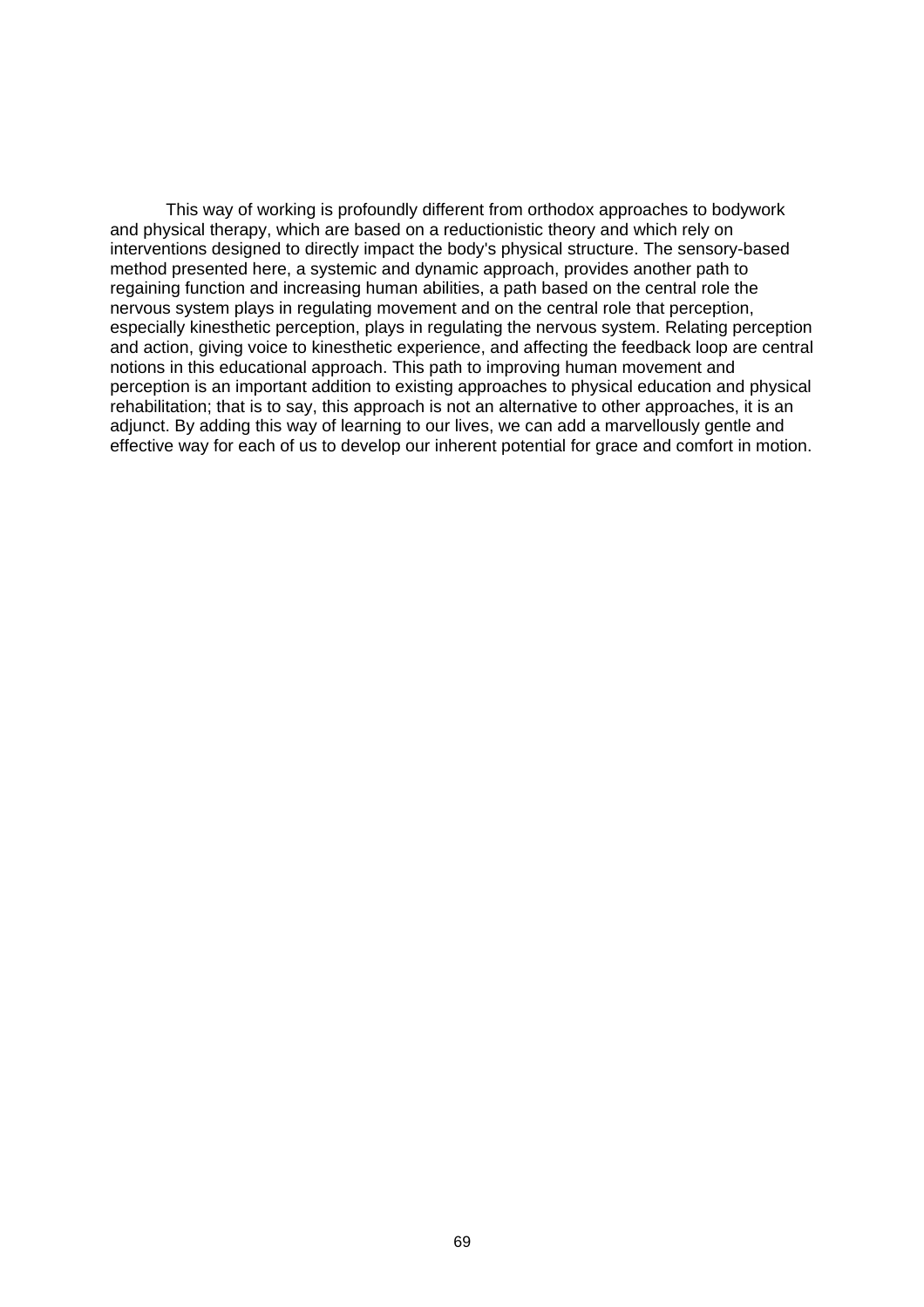This way of working is profoundly different from orthodox approaches to bodywork and physical therapy, which are based on a reductionistic theory and which rely on interventions designed to directly impact the body's physical structure. The sensory-based method presented here, a systemic and dynamic approach, provides another path to regaining function and increasing human abilities, a path based on the central role the nervous system plays in regulating movement and on the central role that perception, especially kinesthetic perception, plays in regulating the nervous system. Relating perception and action, giving voice to kinesthetic experience, and affecting the feedback loop are central notions in this educational approach. This path to improving human movement and perception is an important addition to existing approaches to physical education and physical rehabilitation; that is to say, this approach is not an alternative to other approaches, it is an adjunct. By adding this way of learning to our lives, we can add a marvellously gentle and effective way for each of us to develop our inherent potential for grace and comfort in motion.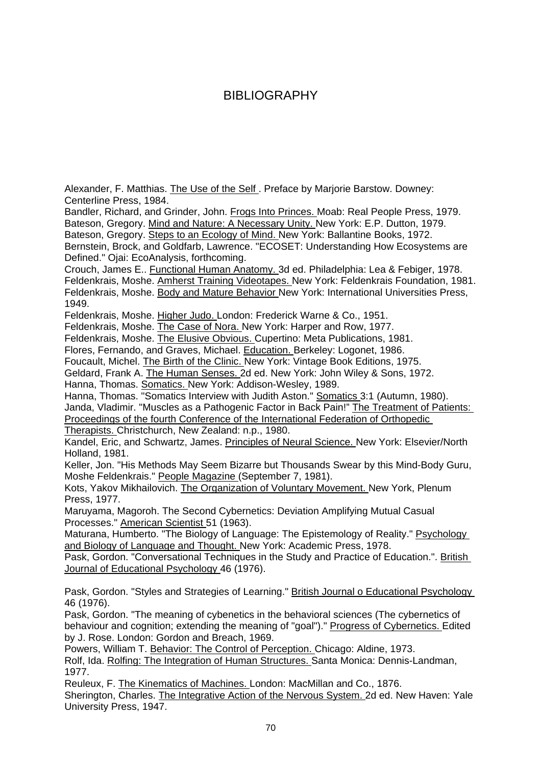# BIBLIOGRAPHY

Alexander, F. Matthias. The Use of the Self . Preface by Marjorie Barstow. Downey: Centerline Press, 1984.

Bandler, Richard, and Grinder, John. Frogs Into Princes. Moab: Real People Press, 1979.

Bateson, Gregory. Mind and Nature: A Necessary Unity. New York: E.P. Dutton, 1979.

Bateson, Gregory. Steps to an Ecology of Mind. New York: Ballantine Books, 1972.

Bernstein, Brock, and Goldfarb, Lawrence. "ECOSET: Understanding How Ecosystems are Defined." Ojai: EcoAnalysis, forthcoming.

Crouch, James E.. Functional Human Anatomy. 3d ed. Philadelphia: Lea & Febiger, 1978.

Feldenkrais, Moshe. Amherst Training Videotapes. New York: Feldenkrais Foundation, 1981.

Feldenkrais, Moshe. Body and Mature Behavior New York: International Universities Press, 1949.

Feldenkrais, Moshe. Higher Judo. London: Frederick Warne & Co., 1951.

Feldenkrais, Moshe. The Case of Nora. New York: Harper and Row, 1977.

Feldenkrais, Moshe. The Elusive Obvious. Cupertino: Meta Publications, 1981.

Flores, Fernando, and Graves, Michael. Education. Berkeley: Logonet, 1986.

Foucault, Michel. The Birth of the Clinic. New York: Vintage Book Editions, 1975.

Geldard, Frank A. The Human Senses. 2d ed. New York: John Wiley & Sons, 1972.

Hanna, Thomas. Somatics. New York: Addison-Wesley, 1989.

Hanna, Thomas. "Somatics Interview with Judith Aston." Somatics 3:1 (Autumn, 1980).

Janda, Vladimir. "Muscles as a Pathogenic Factor in Back Pain!" The Treatment of Patients: Proceedings of the fourth Conference of the International Federation of Orthopedic Therapists. Christchurch, New Zealand: n.p., 1980.

Kandel, Eric, and Schwartz, James. Principles of Neural Science. New York: Elsevier/North Holland, 1981.

Keller, Jon. "His Methods May Seem Bizarre but Thousands Swear by this Mind-Body Guru, Moshe Feldenkrais." People Magazine (September 7, 1981).

Kots, Yakov Mikhailovich. The Organization of Voluntary Movement. New York, Plenum Press, 1977.

Maruyama, Magoroh. The Second Cybernetics: Deviation Amplifying Mutual Casual Processes." American Scientist 51 (1963).

Maturana, Humberto. "The Biology of Language: The Epistemology of Reality." Psychology and Biology of Language and Thought. New York: Academic Press, 1978.

Pask, Gordon. "Conversational Techniques in the Study and Practice of Education.". British Journal of Educational Psychology 46 (1976).

Pask, Gordon. "Styles and Strategies of Learning." British Journal o Educational Psychology 46 (1976).

Pask, Gordon. "The meaning of cybenetics in the behavioral sciences (The cybernetics of behaviour and cognition; extending the meaning of "goal")." Progress of Cybernetics. Edited by J. Rose. London: Gordon and Breach, 1969.

Powers, William T. Behavior: The Control of Perception. Chicago: Aldine, 1973.

Rolf, Ida. Rolfing: The Integration of Human Structures. Santa Monica: Dennis-Landman, 1977.

Reuleux, F. The Kinematics of Machines. London: MacMillan and Co., 1876.

Sherington, Charles. The Integrative Action of the Nervous System. 2d ed. New Haven: Yale University Press, 1947.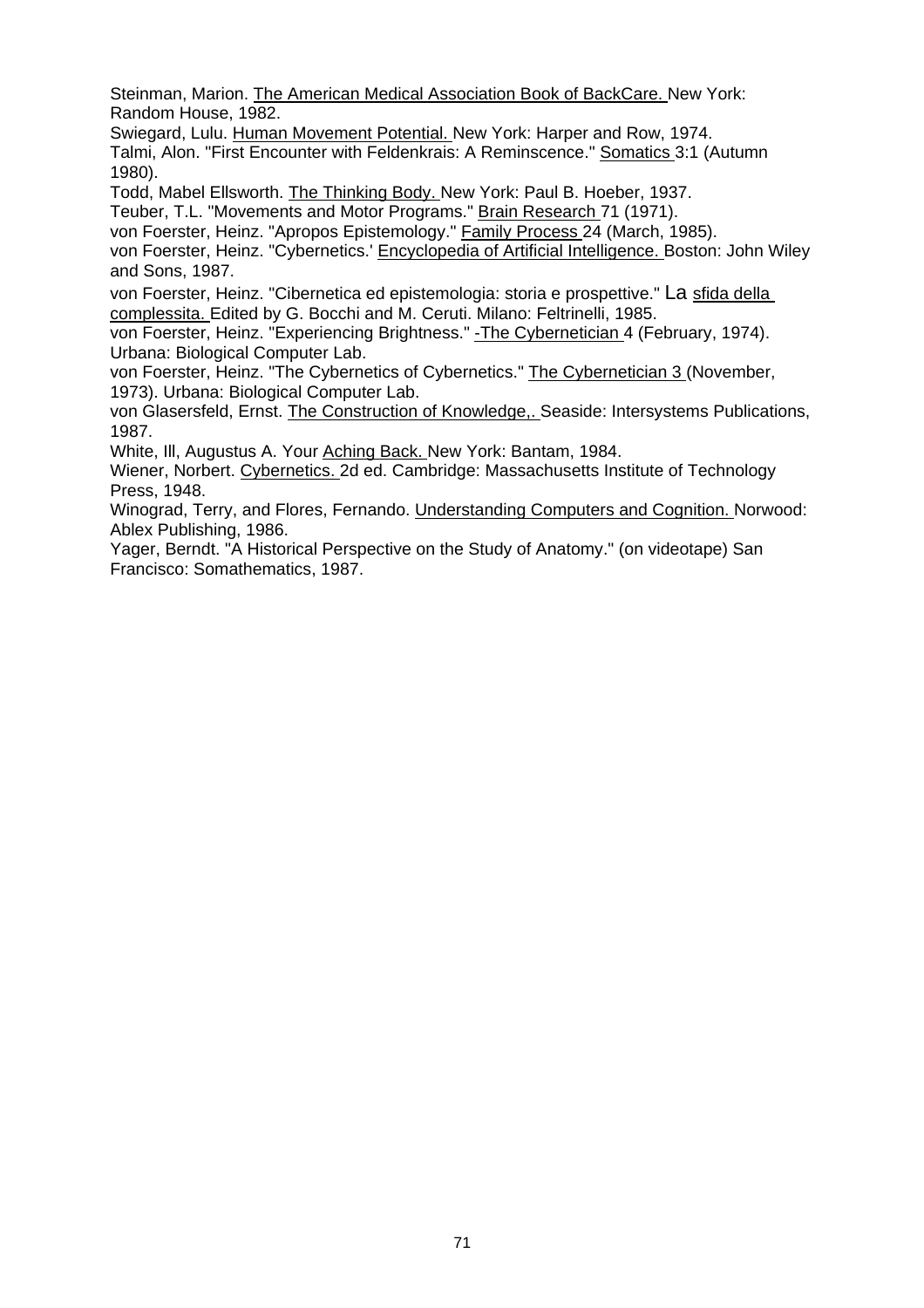Steinman, Marion. <u>The American Medical Association Book of BackCare.</u> New York: Random House, 1982.

Swiegard, Lulu. <u>Human Movement Potential.</u> New York: Harper and Row, 1974.

Talmi, Alon. "First Encounter with Feldenkrais: A Reminscence." <u>Somatics</u> 3:1 (Autumn 1980).

Todd, Mabel Ellsworth. <u>The Thinking Body.</u> New York: Paul B. Hoeber, 1937.

Teuber, T.L. "Movements and Motor Programs." <u>Brain Research</u> 71 (1971).

von Foerster, Heinz. "Apropos Epistemology." <u>Family Process</u> 24 (March, 1985).

von Foerster, Heinz. "Cybernetics.' <u>Encyclopedia of Artificial Intelligence.</u> Boston: John Wiley and Sons, 1987.

von Foerster, Heinz. "Cibernetica ed epistemologia: storia e prospettive." La <u>sfida della complessita.</u> Edited by G. Bocchi and M. Ceruti. Milano: Feltrinelli, 1985.

von Foerster, Heinz. "Experiencing Brightness." <u>-The Cybernetician</u> 4 (February, 1974). Urbana: Biological Computer Lab.

von Foerster, Heinz. "The Cybernetics of Cybernetics." <u>The Cybernetician 3</u> (November, 1973). Urbana: Biological Computer Lab.

von Glasersfeld, Ernst. <u>The Construction of Knowledge,.</u> Seaside: Intersystems Publications, 1987.

White, Ill, Augustus A. Your <u>Aching Back.</u> New York: Bantam, 1984.

Wiener, Norbert. <u>Cybernetics.</u> 2d ed. Cambridge: Massachusetts Institute of Technology Press, 1948.

Winograd, Terry, and Flores, Fernando. <u>Understanding Computers and Cognition.</u> Norwood: Ablex Publishing, 1986.

Yager, Berndt. "A Historical Perspective on the Study of Anatomy." (on videotape) San Francisco: Somathematics, 1987.